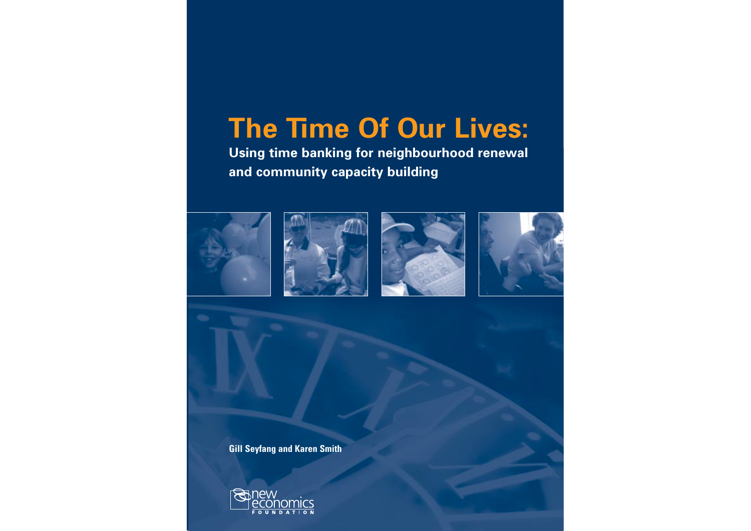# The Time Of Our Lives:

**Using time banking for neighbourhood renewal and community capacity building**

**Gill Seyfang and Karen Smith**

new economics FOUNDATION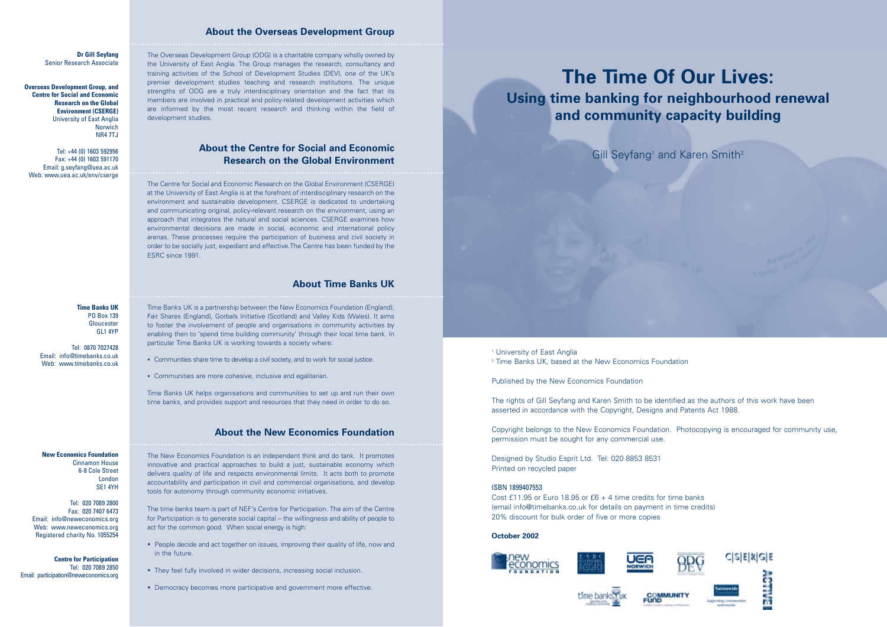**Dr Gill Seyfang**
Senior Research Associate

**Overseas Development Group, and Centre for Social and Economic Research on the Global Environment (CSERGE)**
University of East Anglia
Norwich
NR4 7TJ

Tel: +44 (0) 1603 592956
Fax: +44 (0) 1603 591170
Email: g.seyfang@uea.ac.uk
Web: www.uea.ac.uk/env/cserge

## About the Overseas Development Group

The Overseas Development Group (ODG) is a charitable company wholly owned by the University of East Anglia. The Group manages the research, consultancy and training activities of the School of Development Studies (DEV), one of the UK's premier development studies teaching and research institutions. The unique strengths of ODG are a truly interdisciplinary orientation and the fact that its members are involved in practical and policy-related development activities which are informed by the most recent research and thinking within the field of development studies.

## About the Centre for Social and Economic Research on the Global Environment

The Centre for Social and Economic Research on the Global Environment (CSERGE) at the University of East Anglia is at the forefront of interdisciplinary research on the environment and sustainable development. CSERGE is dedicated to undertaking and communicating original, policy-relevant research on the environment, using an approach that integrates the natural and social sciences. CSERGE examines how environmental decisions are made in social, economic and international policy arenas. These processes require the participation of business and civil society in order to be socially just, expediant and effective.The Centre has been funded by the ESRC since 1991.

**Time Banks UK**
PO Box 139
Gloucester
GL1 4YP

Tel: 0870 7027428
Email: info@timebanks.co.uk
Web: www.timebanks.co.uk

## About Time Banks UK

Time Banks UK is a partnership between the New Economics Foundation (England), Fair Shares (England), Gorbals Initiative (Scotland) and Valley Kids (Wales). It aims to foster the involvement of people and organisations in community activities by enabling then to 'spend time building community' through their local time bank. In particular Time Banks UK is working towards a society where:

- Communities share time to develop a civil society, and to work for social justice.
- Communities are more cohesive, inclusive and egalitarian.

Time Banks UK helps organisations and communities to set up and run their own time banks, and provides support and resources that they need in order to do so.

**New Economics Foundation**
Cinnamon House
6-8 Cole Street
London
SE1 4YH

Tel: 020 7089 2800
Fax: 020 7407 6473
Email: info@neweconomics.org
Web: www.neweconomics.org
Registered charity No. 1055254

**Centre for Participation**
Tel: 020 7089 2850
Email: participation@neweconomics.org

## About the New Economics Foundation

The New Economics Foundation is an independent think and do tank. It promotes innovative and practical approaches to build a just, sustainable economy which delivers quality of life and respects environmental limits. It acts both to promote accountability and participation in civil and commercial organisations, and develop tools for autonomy through community economic initiatives.

The time banks team is part of NEF's Centre for Participation. The aim of the Centre for Participation is to generate social capital – the willingness and ability of people to act for the common good. When social energy is high:

- People decide and act together on issues, improving their quality of life, now and in the future.
- They feel fully involved in wider decisions, increasing social inclusion.
- Democracy becomes more participative and government more effective.

# The Time Of Our Lives:
## Using time banking for neighbourhood renewal and community capacity building

Gill Seyfang[1] and Karen Smith[2]

[1] University of East Anglia
[2] Time Banks UK, based at the New Economics Foundation

Published by the New Economics Foundation

The rights of Gill Seyfang and Karen Smith to be identified as the authors of this work have been asserted in accordance with the Copyright, Designs and Patents Act 1988.

Copyright belongs to the New Economics Foundation. Photocopying is encouraged for community use, permission must be sought for any commercial use.

Designed by Studio Esprit Ltd. Tel: 020 8853 8531
Printed on recycled paper

ISBN 1899407553
Cost £11.95 or Euro 18.95 or £6 + 4 time credits for time banks
(email info@timebanks.co.uk for details on payment in time credits)
20% discount for bulk order of five or more copies

**October 2002**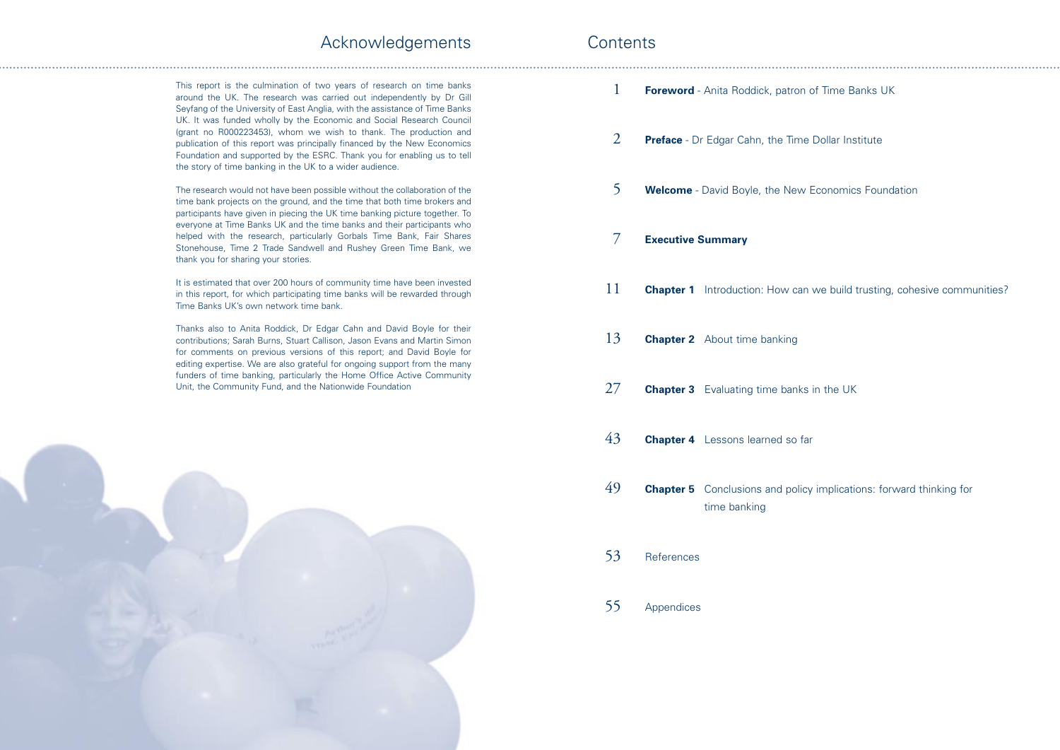# Acknowledgements

This report is the culmination of two years of research on time banks around the UK. The research was carried out independently by Dr Gill Seyfang of the University of East Anglia, with the assistance of Time Banks UK. It was funded wholly by the Economic and Social Research Council (grant no R000223453), whom we wish to thank. The production and publication of this report was principally financed by the New Economics Foundation and supported by the ESRC. Thank you for enabling us to tell the story of time banking in the UK to a wider audience.

The research would not have been possible without the collaboration of the time bank projects on the ground, and the time that both time brokers and participants have given in piecing the UK time banking picture together. To everyone at Time Banks UK and the time banks and their participants who helped with the research, particularly Gorbals Time Bank, Fair Shares Stonehouse, Time 2 Trade Sandwell and Rushey Green Time Bank, we thank you for sharing your stories.

It is estimated that over 200 hours of community time have been invested in this report, for which participating time banks will be rewarded through Time Banks UK's own network time bank.

Thanks also to Anita Roddick, Dr Edgar Cahn and David Boyle for their contributions; Sarah Burns, Stuart Callison, Jason Evans and Martin Simon for comments on previous versions of this report; and David Boyle for editing expertise. We are also grateful for ongoing support from the many funders of time banking, particularly the Home Office Active Community Unit, the Community Fund, and the Nationwide Foundation

# Contents

1 **Foreword** - Anita Roddick, patron of Time Banks UK

2 **Preface** - Dr Edgar Cahn, the Time Dollar Institute

5 **Welcome** - David Boyle, the New Economics Foundation

7 **Executive Summary**

11 **Chapter 1** Introduction: How can we build trusting, cohesive communities?

13 **Chapter 2** About time banking

27 **Chapter 3** Evaluating time banks in the UK

43 **Chapter 4** Lessons learned so far

49 **Chapter 5** Conclusions and policy implications: forward thinking for time banking

53 References

55 Appendices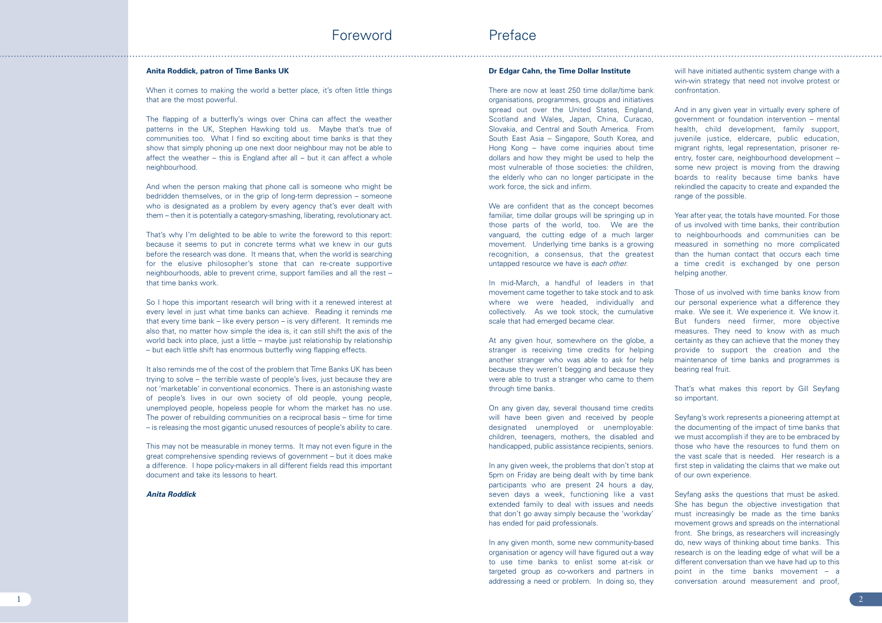# Foreword

**Anita Roddick, patron of Time Banks UK**

When it comes to making the world a better place, it's often little things that are the most powerful.

The flapping of a butterfly's wings over China can affect the weather patterns in the UK, Stephen Hawking told us. Maybe that's true of communities too. What I find so exciting about time banks is that they show that simply phoning up one next door neighbour may not be able to affect the weather – this is England after all – but it can affect a whole neighbourhood.

And when the person making that phone call is someone who might be bedridden themselves, or in the grip of long-term depression – someone who is designated as a problem by every agency that's ever dealt with them – then it is potentially a category-smashing, liberating, revolutionary act.

That's why I'm delighted to be able to write the foreword to this report: because it seems to put in concrete terms what we knew in our guts before the research was done. It means that, when the world is searching for the elusive philosopher's stone that can re-create supportive neighbourhoods, able to prevent crime, support families and all the rest – that time banks work.

So I hope this important research will bring with it a renewed interest at every level in just what time banks can achieve. Reading it reminds me that every time bank – like every person – is very different. It reminds me also that, no matter how simple the idea is, it can still shift the axis of the world back into place, just a little – maybe just relationship by relationship – but each little shift has enormous butterfly wing flapping effects.

It also reminds me of the cost of the problem that Time Banks UK has been trying to solve – the terrible waste of people's lives, just because they are not 'marketable' in conventional economics. There is an astonishing waste of people's lives in our own society of old people, young people, unemployed people, hopeless people for whom the market has no use. The power of rebuilding communities on a reciprocal basis – time for time – is releasing the most gigantic unused resources of people's ability to care.

This may not be measurable in money terms. It may not even figure in the great comprehensive spending reviews of government – but it does make a difference. I hope policy-makers in all different fields read this important document and take its lessons to heart.

***Anita Roddick***

# Preface

**Dr Edgar Cahn, the Time Dollar Institute**

There are now at least 250 time dollar/time bank organisations, programmes, groups and initiatives spread out over the United States, England, Scotland and Wales, Japan, China, Curacao, Slovakia, and Central and South America. From South East Asia – Singapore, South Korea, and Hong Kong – have come inquiries about time dollars and how they might be used to help the most vulnerable of those societies: the children, the elderly who can no longer participate in the work force, the sick and infirm.

We are confident that as the concept becomes familiar, time dollar groups will be springing up in those parts of the world, too. We are the vanguard, the cutting edge of a much larger movement. Underlying time banks is a growing recognition, a consensus, that the greatest untapped resource we have is *each other.*

In mid-March, a handful of leaders in that movement came together to take stock and to ask where we were headed, individually and collectively. As we took stock, the cumulative scale that had emerged became clear.

At any given hour, somewhere on the globe, a stranger is receiving time credits for helping another stranger who was able to ask for help because they weren't begging and because they were able to trust a stranger who came to them through time banks.

On any given day, several thousand time credits will have been given and received by people designated unemployed or unemployable: children, teenagers, mothers, the disabled and handicapped, public assistance recipients, seniors.

In any given week, the problems that don't stop at 5pm on Friday are being dealt with by time bank participants who are present 24 hours a day, seven days a week, functioning like a vast extended family to deal with issues and needs that don't go away simply because the 'workday' has ended for paid professionals.

In any given month, some new community-based organisation or agency will have figured out a way to use time banks to enlist some at-risk or targeted group as co-workers and partners in addressing a need or problem. In doing so, they will have initiated authentic system change with a win-win strategy that need not involve protest or confrontation.

And in any given year in virtually every sphere of government or foundation intervention – mental health, child development, family support, juvenile justice, eldercare, public education, migrant rights, legal representation, prisoner re-entry, foster care, neighbourhood development – some new project is moving from the drawing boards to reality because time banks have rekindled the capacity to create and expanded the range of the possible.

Year after year, the totals have mounted. For those of us involved with time banks, their contribution to neighbourhoods and communities can be measured in something no more complicated than the human contact that occurs each time a time credit is exchanged by one person helping another.

Those of us involved with time banks know from our personal experience what a difference they make. We see it. We experience it. We know it. But funders need firmer, more objective measures. They need to know with as much certainty as they can achieve that the money they provide to support the creation and the maintenance of time banks and programmes is bearing real fruit.

That's what makes this report by Gill Seyfang so important.

Seyfang's work represents a pioneering attempt at the documenting of the impact of time banks that we must accomplish if they are to be embraced by those who have the resources to fund them on the vast scale that is needed. Her research is a first step in validating the claims that we make out of our own experience.

Seyfang asks the questions that must be asked. She has begun the objective investigation that must increasingly be made as the time banks movement grows and spreads on the international front. She brings, as researchers will increasingly do, new ways of thinking about time banks. This research is on the leading edge of what will be a different conversation than we have had up to this point in the time banks movement – a conversation around measurement and proof,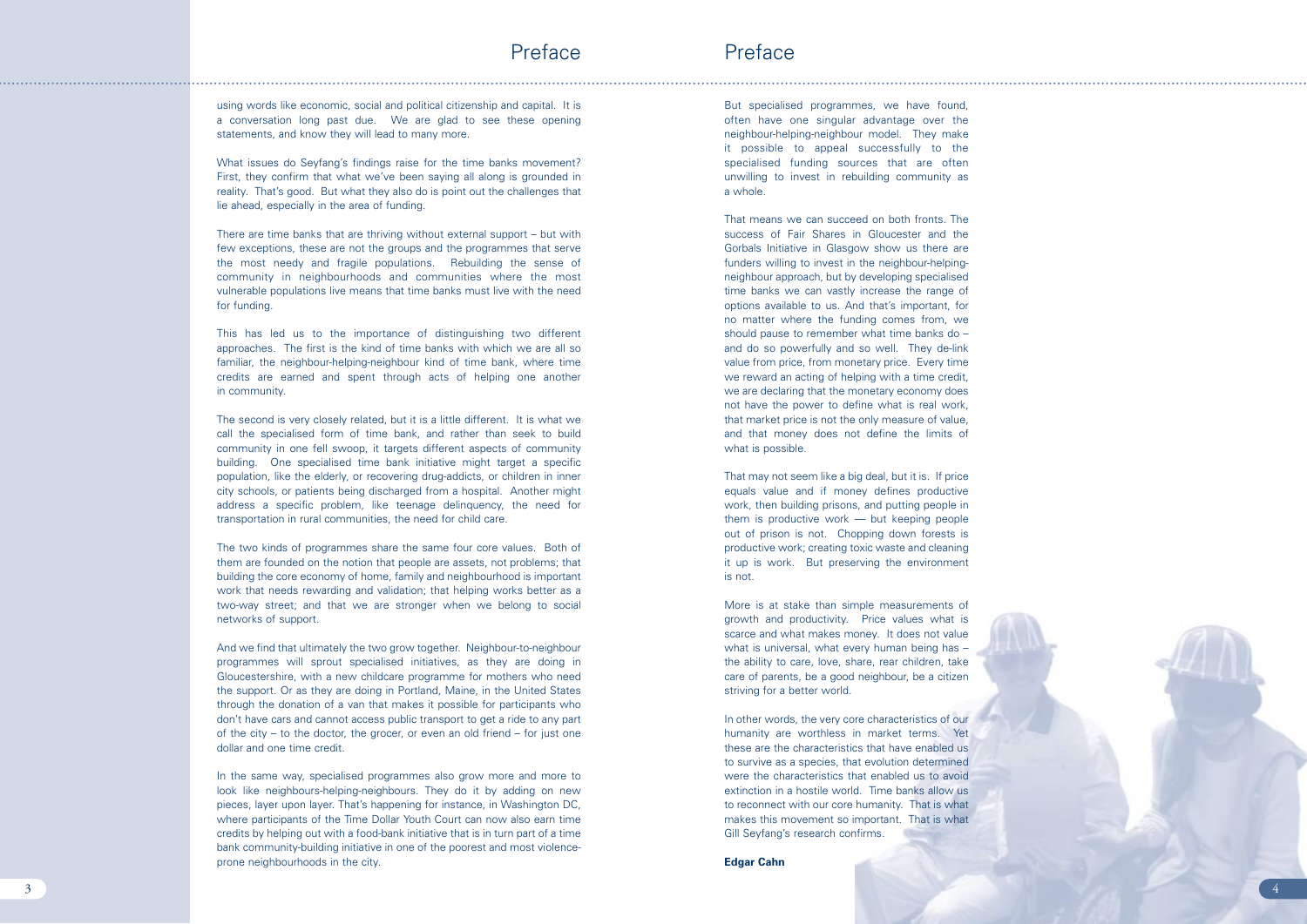using words like economic, social and political citizenship and capital. It is a conversation long past due. We are glad to see these opening statements, and know they will lead to many more.

What issues do Seyfang's findings raise for the time banks movement? First, they confirm that what we've been saying all along is grounded in reality. That's good. But what they also do is point out the challenges that lie ahead, especially in the area of funding.

There are time banks that are thriving without external support – but with few exceptions, these are not the groups and the programmes that serve the most needy and fragile populations. Rebuilding the sense of community in neighbourhoods and communities where the most vulnerable populations live means that time banks must live with the need for funding.

This has led us to the importance of distinguishing two different approaches. The first is the kind of time banks with which we are all so familiar, the neighbour-helping-neighbour kind of time bank, where time credits are earned and spent through acts of helping one another in community.

The second is very closely related, but it is a little different. It is what we call the specialised form of time bank, and rather than seek to build community in one fell swoop, it targets different aspects of community building. One specialised time bank initiative might target a specific population, like the elderly, or recovering drug-addicts, or children in inner city schools, or patients being discharged from a hospital. Another might address a specific problem, like teenage delinquency, the need for transportation in rural communities, the need for child care.

The two kinds of programmes share the same four core values. Both of them are founded on the notion that people are assets, not problems; that building the core economy of home, family and neighbourhood is important work that needs rewarding and validation; that helping works better as a two-way street; and that we are stronger when we belong to social networks of support.

And we find that ultimately the two grow together. Neighbour-to-neighbour programmes will sprout specialised initiatives, as they are doing in Gloucestershire, with a new childcare programme for mothers who need the support. Or as they are doing in Portland, Maine, in the United States through the donation of a van that makes it possible for participants who don't have cars and cannot access public transport to get a ride to any part of the city – to the doctor, the grocer, or even an old friend – for just one dollar and one time credit.

In the same way, specialised programmes also grow more and more to look like neighbours-helping-neighbours. They do it by adding on new pieces, layer upon layer. That's happening for instance, in Washington DC, where participants of the Time Dollar Youth Court can now also earn time credits by helping out with a food-bank initiative that is in turn part of a time bank community-building initiative in one of the poorest and most violence-prone neighbourhoods in the city.

But specialised programmes, we have found, often have one singular advantage over the neighbour-helping-neighbour model. They make it possible to appeal successfully to the specialised funding sources that are often unwilling to invest in rebuilding community as a whole.

That means we can succeed on both fronts. The success of Fair Shares in Gloucester and the Gorbals Initiative in Glasgow show us there are funders willing to invest in the neighbour-helping-neighbour approach, but by developing specialised time banks we can vastly increase the range of options available to us. And that's important, for no matter where the funding comes from, we should pause to remember what time banks do – and do so powerfully and so well. They de-link value from price, from monetary price. Every time we reward an acting of helping with a time credit, we are declaring that the monetary economy does not have the power to define what is real work, that market price is not the only measure of value, and that money does not define the limits of what is possible.

That may not seem like a big deal, but it is. If price equals value and if money defines productive work, then building prisons, and putting people in them is productive work — but keeping people out of prison is not. Chopping down forests is productive work; creating toxic waste and cleaning it up is work. But preserving the environment is not.

More is at stake than simple measurements of growth and productivity. Price values what is scarce and what makes money. It does not value what is universal, what every human being has – the ability to care, love, share, rear children, take care of parents, be a good neighbour, be a citizen striving for a better world.

In other words, the very core characteristics of our humanity are worthless in market terms. Yet these are the characteristics that have enabled us to survive as a species, that evolution determined were the characteristics that enabled us to avoid extinction in a hostile world. Time banks allow us to reconnect with our core humanity. That is what makes this movement so important. That is what Gill Seyfang's research confirms.

**Edgar Cahn**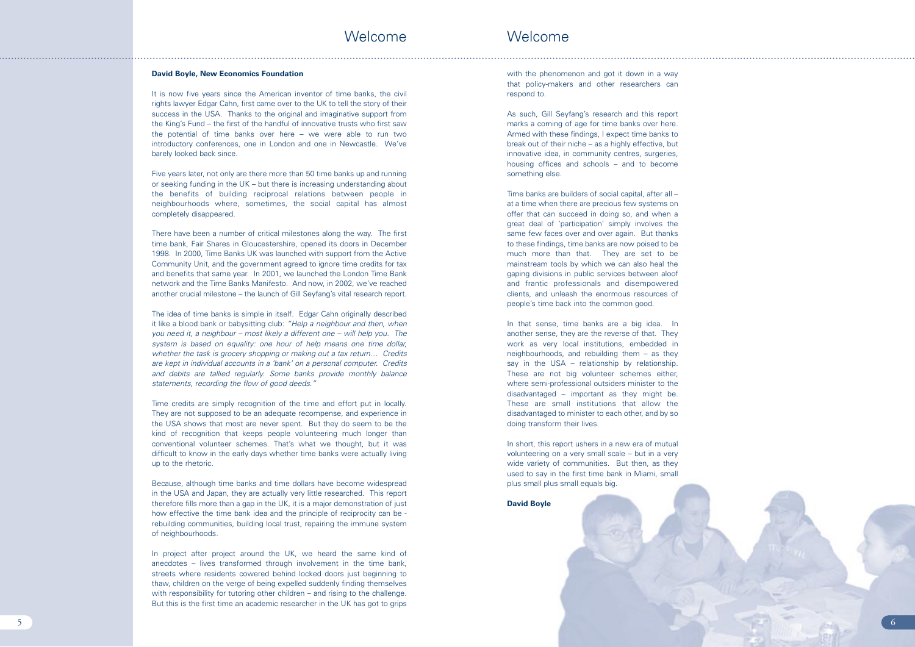# Welcome

**David Boyle, New Economics Foundation**

It is now five years since the American inventor of time banks, the civil rights lawyer Edgar Cahn, first came over to the UK to tell the story of their success in the USA. Thanks to the original and imaginative support from the King's Fund – the first of the handful of innovative trusts who first saw the potential of time banks over here – we were able to run two introductory conferences, one in London and one in Newcastle. We've barely looked back since.

Five years later, not only are there more than 50 time banks up and running or seeking funding in the UK – but there is increasing understanding about the benefits of building reciprocal relations between people in neighbourhoods where, sometimes, the social capital has almost completely disappeared.

There have been a number of critical milestones along the way. The first time bank, Fair Shares in Gloucestershire, opened its doors in December 1998. In 2000, Time Banks UK was launched with support from the Active Community Unit, and the government agreed to ignore time credits for tax and benefits that same year. In 2001, we launched the London Time Bank network and the Time Banks Manifesto. And now, in 2002, we've reached another crucial milestone – the launch of Gill Seyfang's vital research report.

The idea of time banks is simple in itself. Edgar Cahn originally described it like a blood bank or babysitting club: *"Help a neighbour and then, when you need it, a neighbour – most likely a different one – will help you. The system is based on equality: one hour of help means one time dollar, whether the task is grocery shopping or making out a tax return… Credits are kept in individual accounts in a 'bank' on a personal computer. Credits and debits are tallied regularly. Some banks provide monthly balance statements, recording the flow of good deeds."*

Time credits are simply recognition of the time and effort put in locally. They are not supposed to be an adequate recompense, and experience in the USA shows that most are never spent. But they do seem to be the kind of recognition that keeps people volunteering much longer than conventional volunteer schemes. That's what we thought, but it was difficult to know in the early days whether time banks were actually living up to the rhetoric.

Because, although time banks and time dollars have become widespread in the USA and Japan, they are actually very little researched. This report therefore fills more than a gap in the UK, it is a major demonstration of just how effective the time bank idea and the principle of reciprocity can be - rebuilding communities, building local trust, repairing the immune system of neighbourhoods.

In project after project around the UK, we heard the same kind of anecdotes – lives transformed through involvement in the time bank, streets where residents cowered behind locked doors just beginning to thaw, children on the verge of being expelled suddenly finding themselves with responsibility for tutoring other children – and rising to the challenge. But this is the first time an academic researcher in the UK has got to grips with the phenomenon and got it down in a way that policy-makers and other researchers can respond to.

As such, Gill Seyfang's research and this report marks a coming of age for time banks over here. Armed with these findings, I expect time banks to break out of their niche – as a highly effective, but innovative idea, in community centres, surgeries, housing offices and schools – and to become something else.

Time banks are builders of social capital, after all – at a time when there are precious few systems on offer that can succeed in doing so, and when a great deal of 'participation' simply involves the same few faces over and over again. But thanks to these findings, time banks are now poised to be much more than that. They are set to be mainstream tools by which we can also heal the gaping divisions in public services between aloof and frantic professionals and disempowered clients, and unleash the enormous resources of people's time back into the common good.

In that sense, time banks are a big idea. In another sense, they are the reverse of that. They work as very local institutions, embedded in neighbourhoods, and rebuilding them – as they say in the USA – relationship by relationship. These are not big volunteer schemes either, where semi-professional outsiders minister to the disadvantaged – important as they might be. These are small institutions that allow the disadvantaged to minister to each other, and by so doing transform their lives.

In short, this report ushers in a new era of mutual volunteering on a very small scale – but in a very wide variety of communities. But then, as they used to say in the first time bank in Miami, small plus small plus small equals big.

**David Boyle**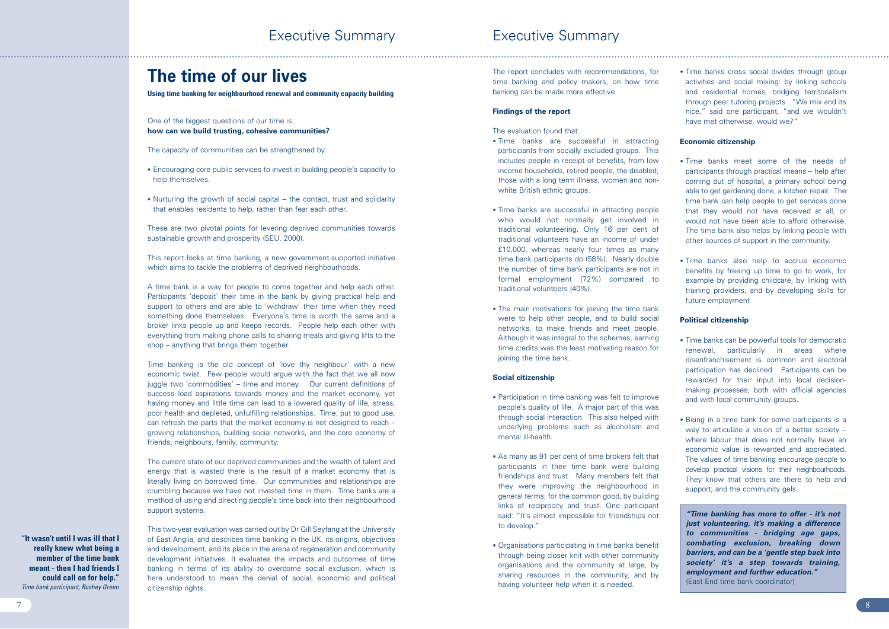# The time of our lives

**Using time banking for neighbourhood renewal and community capacity building**

One of the biggest questions of our time is:
**how can we build trusting, cohesive communities?**

The capacity of communities can be strengthened by:

- Encouraging core public services to invest in building people's capacity to help themselves.
- Nurturing the growth of social capital – the contact, trust and solidarity that enables residents to help, rather than fear each other.

These are two pivotal points for levering deprived communities towards sustainable growth and prosperity (SEU, 2000).

This report looks at time banking, a new government-supported initiative which aims to tackle the problems of deprived neighbourhoods.

A time bank is a way for people to come together and help each other. Participants 'deposit' their time in the bank by giving practical help and support to others and are able to 'withdraw' their time when they need something done themselves. Everyone's time is worth the same and a broker links people up and keeps records. People help each other with everything from making phone calls to sharing meals and giving lifts to the shop – anything that brings them together.

Time banking is the old concept of 'love thy neighbour' with a new economic twist. Few people would argue with the fact that we all now juggle two 'commodities' – time and money. Our current definitions of success load aspirations towards money and the market economy, yet having money and little time can lead to a lowered quality of life, stress, poor health and depleted, unfulfilling relationships. Time, put to good use, can refresh the parts that the market economy is not designed to reach – growing relationships, building social networks, and the core economy of friends, neighbours, family, community.

The current state of our deprived communities and the wealth of talent and energy that is wasted there is the result of a market economy that is literally living on borrowed time. Our communities and relationships are crumbling because we have not invested time in them. Time banks are a method of using and directing people's time back into their neighbourhood support systems.

This two-year evaluation was carried out by Dr Gill Seyfang at the University of East Anglia, and describes time banking in the UK, its origins, objectives and development, and its place in the arena of regeneration and community development initiatives. It evaluates the impacts and outcomes of time banking in terms of its ability to overcome social exclusion, which is here understood to mean the denial of social, economic and political citizenship rights.

**"It wasn't until I was ill that I really knew what being a member of the time bank meant - then I had friends I could call on for help."**
*Time bank participant, Rushey Green*

The report concludes with recommendations, for time banking and policy makers, on how time banking can be made more effective.

**Findings of the report**

The evaluation found that:

- Time banks are successful in attracting participants from socially excluded groups. This includes people in receipt of benefits, from low income households, retired people, the disabled, those with a long term illness, women and non-white British ethnic groups.
- Time banks are successful in attracting people who would not normally get involved in traditional volunteering. Only 16 per cent of traditional volunteers have an income of under £10,000, whereas nearly four times as many time bank participants do (58%). Nearly double the number of time bank participants are not in formal employment (72%) compared to traditional volunteers (40%).
- The main motivations for joining the time bank were to help other people, and to build social networks, to make friends and meet people. Although it was integral to the schemes, earning time credits was the least motivating reason for joining the time bank.

**Social citizenship**

- Participation in time banking was felt to improve people's quality of life. A major part of this was through social interaction. This also helped with underlying problems such as alcoholism and mental ill-health.
- As many as 91 per cent of time brokers felt that participants in their time bank were building friendships and trust. Many members felt that they were improving the neighbourhood in general terms, for the common good, by building links of reciprocity and trust. One participant said: "It's almost impossible for friendships not to develop."
- Organisations participating in time banks benefit through being closer knit with other community organisations and the community at large, by sharing resources in the community, and by having volunteer help when it is needed.
- Time banks cross social divides through group activities and social mixing: by linking schools and residential homes, bridging territorialism through peer tutoring projects. "We mix and its nice," said one participant, "and we wouldn't have met otherwise, would we?"

**Economic citizenship**

- Time banks meet some of the needs of participants through practical means – help after coming out of hospital, a primary school being able to get gardening done, a kitchen repair. The time bank can help people to get services done that they would not have received at all, or would not have been able to afford otherwise. The time bank also helps by linking people with other sources of support in the community.
- Time banks also help to accrue economic benefits by freeing up time to go to work, for example by providing childcare, by linking with training providers, and by developing skills for future employment

**Political citizenship**

- Time banks can be powerful tools for democratic renewal, particularly in areas where disenfranchisement is common and electoral participation has declined. Participants can be rewarded for their input into local decision-making processes, both with official agencies and with local community groups.
- Being in a time bank for some participants is a way to articulate a vision of a better society – where labour that does not normally have an economic value is rewarded and appreciated. The values of time banking encourage people to develop practical visions for their neighbourhoods. They know that others are there to help and support, and the community gels.

***"Time banking has more to offer - it's not just volunteering, it's making a difference to communities - bridging age gaps, combating exclusion, breaking down barriers, and can be a 'gentle step back into society' it's a step towards training, employment and further education."***
(East End time bank coordinator)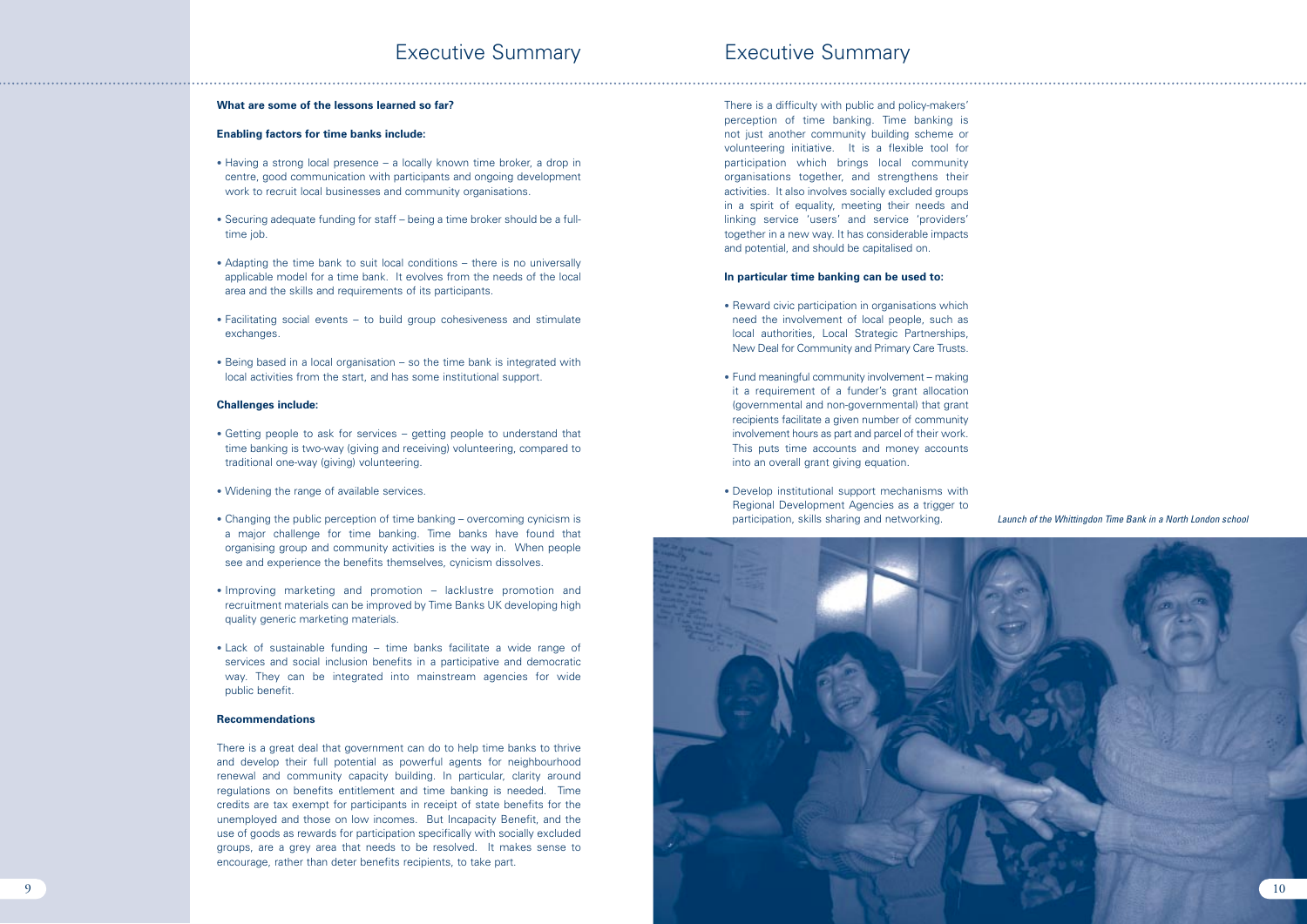## Executive Summary

**What are some of the lessons learned so far?**

**Enabling factors for time banks include:**

- Having a strong local presence – a locally known time broker, a drop in centre, good communication with participants and ongoing development work to recruit local businesses and community organisations.
- Securing adequate funding for staff – being a time broker should be a full-time job.
- Adapting the time bank to suit local conditions – there is no universally applicable model for a time bank. It evolves from the needs of the local area and the skills and requirements of its participants.
- Facilitating social events – to build group cohesiveness and stimulate exchanges.
- Being based in a local organisation – so the time bank is integrated with local activities from the start, and has some institutional support.

**Challenges include:**

- Getting people to ask for services – getting people to understand that time banking is two-way (giving and receiving) volunteering, compared to traditional one-way (giving) volunteering.
- Widening the range of available services.
- Changing the public perception of time banking – overcoming cynicism is a major challenge for time banking. Time banks have found that organising group and community activities is the way in. When people see and experience the benefits themselves, cynicism dissolves.
- Improving marketing and promotion – lacklustre promotion and recruitment materials can be improved by Time Banks UK developing high quality generic marketing materials.
- Lack of sustainable funding – time banks facilitate a wide range of services and social inclusion benefits in a participative and democratic way. They can be integrated into mainstream agencies for wide public benefit.

**Recommendations**

There is a great deal that government can do to help time banks to thrive and develop their full potential as powerful agents for neighbourhood renewal and community capacity building. In particular, clarity around regulations on benefits entitlement and time banking is needed. Time credits are tax exempt for participants in receipt of state benefits for the unemployed and those on low incomes. But Incapacity Benefit, and the use of goods as rewards for participation specifically with socially excluded groups, are a grey area that needs to be resolved. It makes sense to encourage, rather than deter benefits recipients, to take part.

There is a difficulty with public and policy-makers' perception of time banking. Time banking is not just another community building scheme or volunteering initiative. It is a flexible tool for participation which brings local community organisations together, and strengthens their activities. It also involves socially excluded groups in a spirit of equality, meeting their needs and linking service 'users' and service 'providers' together in a new way. It has considerable impacts and potential, and should be capitalised on.

**In particular time banking can be used to:**

- Reward civic participation in organisations which need the involvement of local people, such as local authorities, Local Strategic Partnerships, New Deal for Community and Primary Care Trusts.
- Fund meaningful community involvement – making it a requirement of a funder's grant allocation (governmental and non-governmental) that grant recipients facilitate a given number of community involvement hours as part and parcel of their work. This puts time accounts and money accounts into an overall grant giving equation.
- Develop institutional support mechanisms with Regional Development Agencies as a trigger to participation, skills sharing and networking.

*Launch of the Whittingdon Time Bank in a North London school*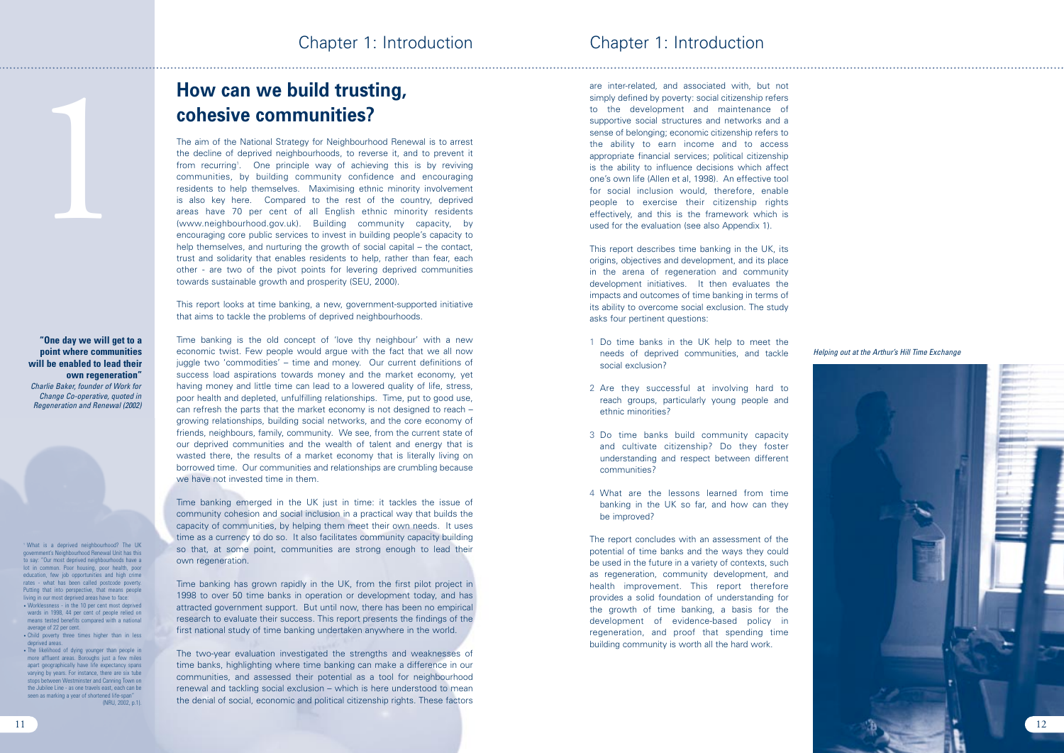# How can we build trusting, cohesive communities?

The aim of the National Strategy for Neighbourhood Renewal is to arrest the decline of deprived neighbourhoods, to reverse it, and to prevent it from recurring[1]. One principle way of achieving this is by reviving communities, by building community confidence and encouraging residents to help themselves. Maximising ethnic minority involvement is also key here. Compared to the rest of the country, deprived areas have 70 per cent of all English ethnic minority residents (www.neighbourhood.gov.uk). Building community capacity, by encouraging core public services to invest in building people's capacity to help themselves, and nurturing the growth of social capital – the contact, trust and solidarity that enables residents to help, rather than fear, each other - are two of the pivot points for levering deprived communities towards sustainable growth and prosperity (SEU, 2000).

This report looks at time banking, a new, government-supported initiative that aims to tackle the problems of deprived neighbourhoods.

**"One day we will get to a point where communities will be enabled to lead their own regeneration"**
*Charlie Baker, founder of Work for Change Co-operative, quoted in Regeneration and Renewal (2002)*

Time banking is the old concept of 'love thy neighbour' with a new economic twist. Few people would argue with the fact that we all now juggle two 'commodities' – time and money. Our current definitions of success load aspirations towards money and the market economy, yet having money and little time can lead to a lowered quality of life, stress, poor health and depleted, unfulfilling relationships. Time, put to good use, can refresh the parts that the market economy is not designed to reach – growing relationships, building social networks, and the core economy of friends, neighbours, family, community. We see, from the current state of our deprived communities and the wealth of talent and energy that is wasted there, the results of a market economy that is literally living on borrowed time. Our communities and relationships are crumbling because we have not invested time in them.

Time banking emerged in the UK just in time: it tackles the issue of community cohesion and social inclusion in a practical way that builds the capacity of communities, by helping them meet their own needs. It uses time as a currency to do so. It also facilitates community capacity building so that, at some point, communities are strong enough to lead their own regeneration.

Time banking has grown rapidly in the UK, from the first pilot project in 1998 to over 50 time banks in operation or development today, and has attracted government support. But until now, there has been no empirical research to evaluate their success. This report presents the findings of the first national study of time banking undertaken anywhere in the world.

The two-year evaluation investigated the strengths and weaknesses of time banks, highlighting where time banking can make a difference in our communities, and assessed their potential as a tool for neighbourhood renewal and tackling social exclusion – which is here understood to mean the denial of social, economic and political citizenship rights. These factors are inter-related, and associated with, but not simply defined by poverty: social citizenship refers to the development and maintenance of supportive social structures and networks and a sense of belonging; economic citizenship refers to the ability to earn income and to access appropriate financial services; political citizenship is the ability to influence decisions which affect one's own life (Allen et al, 1998). An effective tool for social inclusion would, therefore, enable people to exercise their citizenship rights effectively, and this is the framework which is used for the evaluation (see also Appendix 1).

This report describes time banking in the UK, its origins, objectives and development, and its place in the arena of regeneration and community development initiatives. It then evaluates the impacts and outcomes of time banking in terms of its ability to overcome social exclusion. The study asks four pertinent questions:

1. Do time banks in the UK help to meet the needs of deprived communities, and tackle social exclusion?
2. Are they successful at involving hard to reach groups, particularly young people and ethnic minorities?
3. Do time banks build community capacity and cultivate citizenship? Do they foster understanding and respect between different communities?
4. What are the lessons learned from time banking in the UK so far, and how can they be improved?

The report concludes with an assessment of the potential of time banks and the ways they could be used in the future in a variety of contexts, such as regeneration, community development, and health improvement. This report therefore provides a solid foundation of understanding for the growth of time banking, a basis for the development of evidence-based policy in regeneration, and proof that spending time building community is worth all the hard work.

*Helping out at the Arthur's Hill Time Exchange*

[1] What is a deprived neighbourhood? The UK government's Neighbourhood Renewal Unit has this to say: "Our most deprived neighbourhoods have a lot in common. Poor housing, poor health, poor education, few job opportunities and high crime rates - what has been called postcode poverty. Putting that into perspective, that means people living in our most deprived areas have to face:
- Worklessness – in the 10 per cent most deprived wards in 1998, 44 per cent of people relied on means tested benefits compared with a national average of 22 per cent.
- Child poverty three times higher than in less deprived areas.
- The likelihood of dying younger than people in more affluent areas. Boroughs just a few miles apart geographically have life expectancy spans varying by years. For instance, there are six tube stops between Westminster and Canning Town on the Jubilee Line - as one travels east, each can be seen as marking a year of shortened life-span" (NRU, 2002, p.1).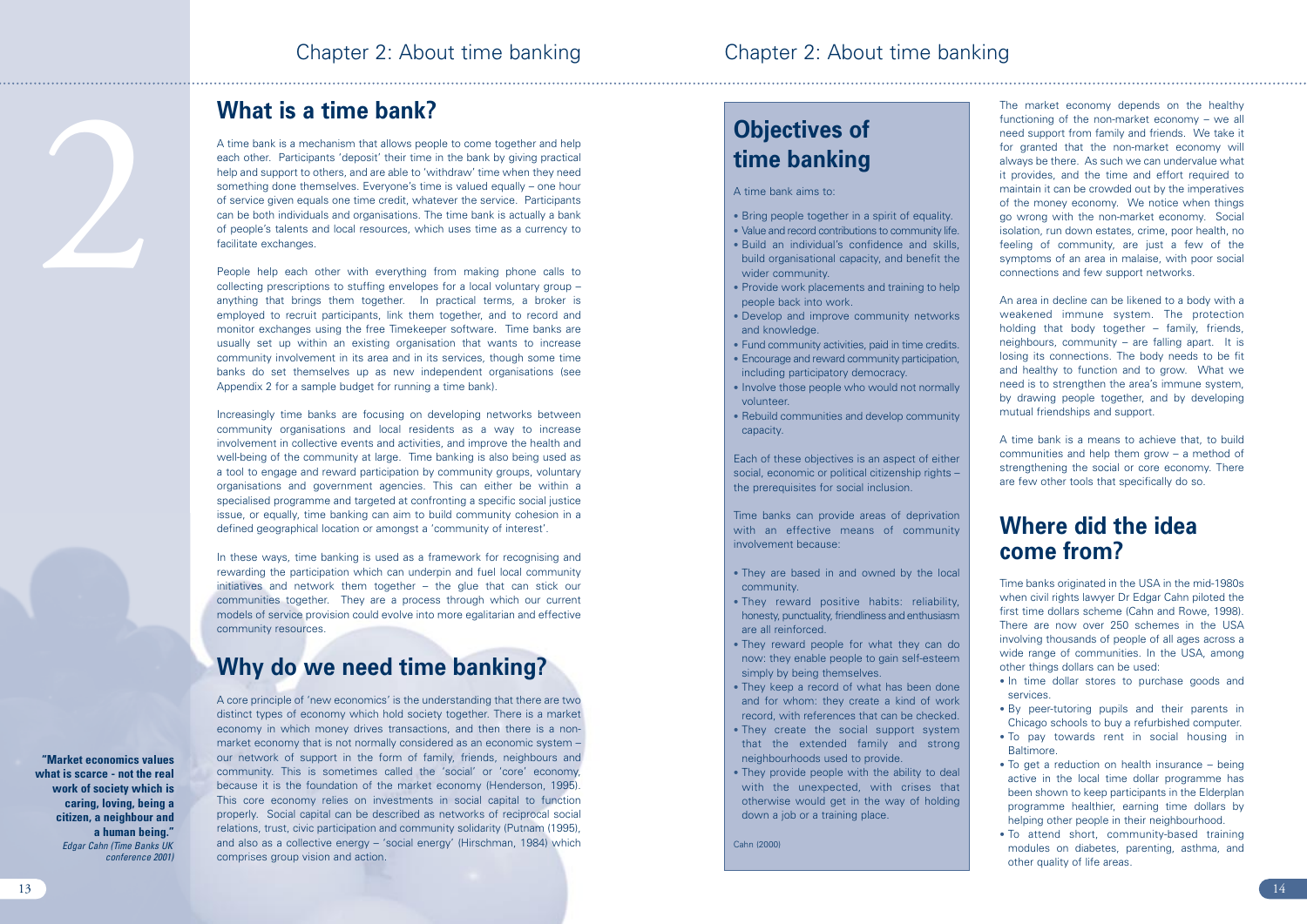## What is a time bank?

A time bank is a mechanism that allows people to come together and help each other. Participants 'deposit' their time in the bank by giving practical help and support to others, and are able to 'withdraw' time when they need something done themselves. Everyone's time is valued equally – one hour of service given equals one time credit, whatever the service. Participants can be both individuals and organisations. The time bank is actually a bank of people's talents and local resources, which uses time as a currency to facilitate exchanges.

People help each other with everything from making phone calls to collecting prescriptions to stuffing envelopes for a local voluntary group – anything that brings them together. In practical terms, a broker is employed to recruit participants, link them together, and to record and monitor exchanges using the free Timekeeper software. Time banks are usually set up within an existing organisation that wants to increase community involvement in its area and in its services, though some time banks do set themselves up as new independent organisations (see Appendix 2 for a sample budget for running a time bank).

Increasingly time banks are focusing on developing networks between community organisations and local residents as a way to increase involvement in collective events and activities, and improve the health and well-being of the community at large. Time banking is also being used as a tool to engage and reward participation by community groups, voluntary organisations and government agencies. This can either be within a specialised programme and targeted at confronting a specific social justice issue, or equally, time banking can aim to build community cohesion in a defined geographical location or amongst a 'community of interest'.

In these ways, time banking is used as a framework for recognising and rewarding the participation which can underpin and fuel local community initiatives and network them together – the glue that can stick our communities together. They are a process through which our current models of service provision could evolve into more egalitarian and effective community resources.

## Why do we need time banking?

A core principle of 'new economics' is the understanding that there are two distinct types of economy which hold society together. There is a market economy in which money drives transactions, and then there is a non-market economy that is not normally considered as an economic system – our network of support in the form of family, friends, neighbours and community. This is sometimes called the 'social' or 'core' economy, because it is the foundation of the market economy (Henderson, 1995). This core economy relies on investments in social capital to function properly. Social capital can be described as networks of reciprocal social relations, trust, civic participation and community solidarity (Putnam (1995), and also as a collective energy – 'social energy' (Hirschman, 1984) which comprises group vision and action.

**"Market economics values what is scarce - not the real work of society which is caring, loving, being a citizen, a neighbour and a human being."**
*Edgar Cahn (Time Banks UK conference 2001)*

## Objectives of time banking

A time bank aims to:

- Bring people together in a spirit of equality.
- Value and record contributions to community life.
- Build an individual's confidence and skills, build organisational capacity, and benefit the wider community.
- Provide work placements and training to help people back into work.
- Develop and improve community networks and knowledge.
- Fund community activities, paid in time credits.
- Encourage and reward community participation, including participatory democracy.
- Involve those people who would not normally volunteer.
- Rebuild communities and develop community capacity.

Each of these objectives is an aspect of either social, economic or political citizenship rights – the prerequisites for social inclusion.

Time banks can provide areas of deprivation with an effective means of community involvement because:

- They are based in and owned by the local community.
- They reward positive habits: reliability, honesty, punctuality, friendliness and enthusiasm are all reinforced.
- They reward people for what they can do now: they enable people to gain self-esteem simply by being themselves.
- They keep a record of what has been done and for whom: they create a kind of work record, with references that can be checked.
- They create the social support system that the extended family and strong neighbourhoods used to provide.
- They provide people with the ability to deal with the unexpected, with crises that otherwise would get in the way of holding down a job or a training place.

Cahn (2000)

The market economy depends on the healthy functioning of the non-market economy – we all need support from family and friends. We take it for granted that the non-market economy will always be there. As such we can undervalue what it provides, and the time and effort required to maintain it can be crowded out by the imperatives of the money economy. We notice when things go wrong with the non-market economy. Social isolation, run down estates, crime, poor health, no feeling of community, are just a few of the symptoms of an area in malaise, with poor social connections and few support networks.

An area in decline can be likened to a body with a weakened immune system. The protection holding that body together – family, friends, neighbours, community – are falling apart. It is losing its connections. The body needs to be fit and healthy to function and to grow. What we need is to strengthen the area's immune system, by drawing people together, and by developing mutual friendships and support.

A time bank is a means to achieve that, to build communities and help them grow – a method of strengthening the social or core economy. There are few other tools that specifically do so.

## Where did the idea come from?

Time banks originated in the USA in the mid-1980s when civil rights lawyer Dr Edgar Cahn piloted the first time dollars scheme (Cahn and Rowe, 1998). There are now over 250 schemes in the USA involving thousands of people of all ages across a wide range of communities. In the USA, among other things dollars can be used:

- In time dollar stores to purchase goods and services.
- By peer-tutoring pupils and their parents in Chicago schools to buy a refurbished computer.
- To pay towards rent in social housing in Baltimore.
- To get a reduction on health insurance – being active in the local time dollar programme has been shown to keep participants in the Elderplan programme healthier, earning time dollars by helping other people in their neighbourhood.
- To attend short, community-based training modules on diabetes, parenting, asthma, and other quality of life areas.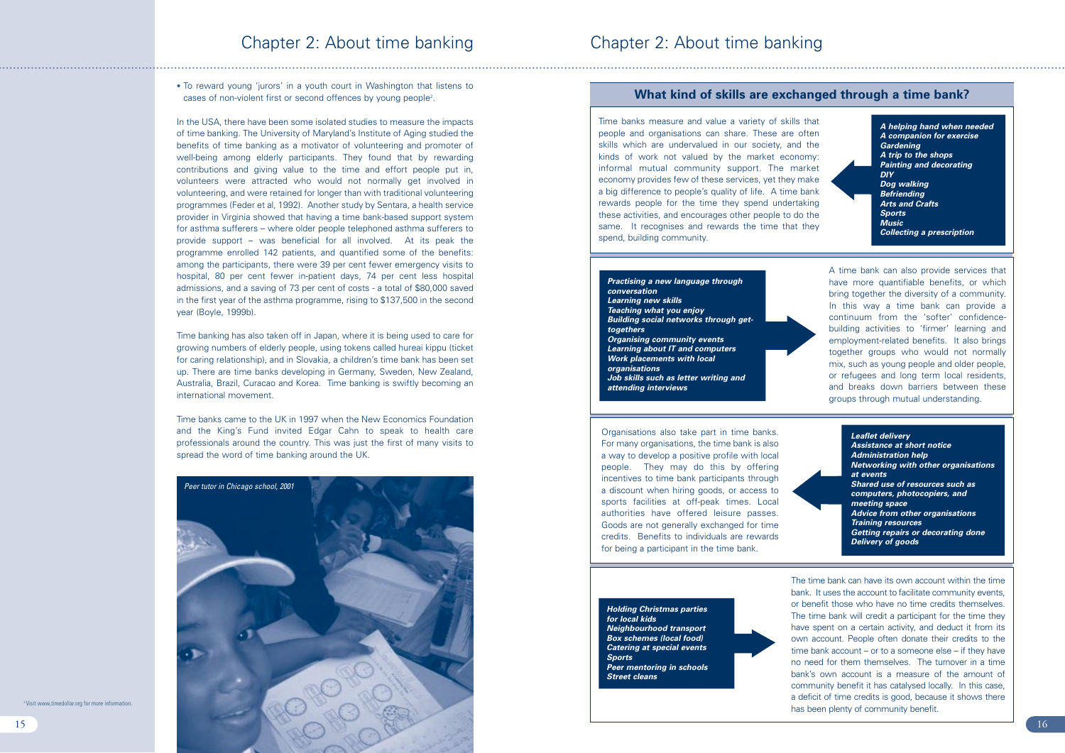## Chapter 2: About time banking

• To reward young 'jurors' in a youth court in Washington that listens to cases of non-violent first or second offences by young people[2].

In the USA, there have been some isolated studies to measure the impacts of time banking. The University of Maryland's Institute of Aging studied the benefits of time banking as a motivator of volunteering and promoter of well-being among elderly participants. They found that by rewarding contributions and giving value to the time and effort people put in, volunteers were attracted who would not normally get involved in volunteering, and were retained for longer than with traditional volunteering programmes (Feder et al, 1992). Another study by Sentara, a health service provider in Virginia showed that having a time bank-based support system for asthma sufferers – where older people telephoned asthma sufferers to provide support – was beneficial for all involved. At its peak the programme enrolled 142 patients, and quantified some of the benefits: among the participants, there were 39 per cent fewer emergency visits to hospital, 80 per cent fewer in-patient days, 74 per cent less hospital admissions, and a saving of 73 per cent of costs - a total of $80,000 saved in the first year of the asthma programme, rising to $137,500 in the second year (Boyle, 1999b).

Time banking has also taken off in Japan, where it is being used to care for growing numbers of elderly people, using tokens called hureai kippu (ticket for caring relationship), and in Slovakia, a children's time bank has been set up. There are time banks developing in Germany, Sweden, New Zealand, Australia, Brazil, Curacao and Korea. Time banking is swiftly becoming an international movement.

Time banks came to the UK in 1997 when the New Economics Foundation and the King's Fund invited Edgar Cahn to speak to health care professionals around the country. This was just the first of many visits to spread the word of time banking around the UK.

*Peer tutor in Chicago school, 2001*

[2] Visit www.timedollar.org for more information.

### What kind of skills are exchanged through a time bank?

Time banks measure and value a variety of skills that people and organisations can share. These are often skills which are undervalued in our society, and the kinds of work not valued by the market economy: informal mutual community support. The market economy provides few of these services, yet they make a big difference to people's quality of life. A time bank rewards people for the time they spend undertaking these activities, and encourages other people to do the same. It recognises and rewards the time that they spend, building community.

***A helping hand when needed***
***A companion for exercise***
***Gardening***
***A trip to the shops***
***Painting and decorating***
***DIY***
***Dog walking***
***Befriending***
***Arts and Crafts***
***Sports***
***Music***
***Collecting a prescription***

***Practising a new language through conversation***
***Learning new skills***
***Teaching what you enjoy***
***Building social networks through get-togethers***
***Organising community events***
***Learning about IT and computers***
***Work placements with local organisations***
***Job skills such as letter writing and attending interviews***

A time bank can also provide services that have more quantifiable benefits, or which bring together the diversity of a community. In this way a time bank can provide a continuum from the 'softer' confidence-building activities to 'firmer' learning and employment-related benefits. It also brings together groups who would not normally mix, such as young people and older people, or refugees and long term local residents, and breaks down barriers between these groups through mutual understanding.

Organisations also take part in time banks. For many organisations, the time bank is also a way to develop a positive profile with local people. They may do this by offering incentives to time bank participants through a discount when hiring goods, or access to sports facilities at off-peak times. Local authorities have offered leisure passes. Goods are not generally exchanged for time credits. Benefits to individuals are rewards for being a participant in the time bank.

***Leaflet delivery***
***Assistance at short notice***
***Administration help***
***Networking with other organisations at events***
***Shared use of resources such as computers, photocopiers, and meeting space***
***Advice from other organisations***
***Training resources***
***Getting repairs or decorating done***
***Delivery of goods***

***Holding Christmas parties for local kids***
***Neighbourhood transport***
***Box schemes (local food)***
***Catering at special events***
***Sports***
***Peer mentoring in schools***
***Street cleans***

The time bank can have its own account within the time bank. It uses the account to facilitate community events, or benefit those who have no time credits themselves. The time bank will credit a participant for the time they have spent on a certain activity, and deduct it from its own account. People often donate their credits to the time bank account – or to a someone else – if they have no need for them themselves. The turnover in a time bank's own account is a measure of the amount of community benefit it has catalysed locally. In this case, a deficit of time credits is good, because it shows there has been plenty of community benefit.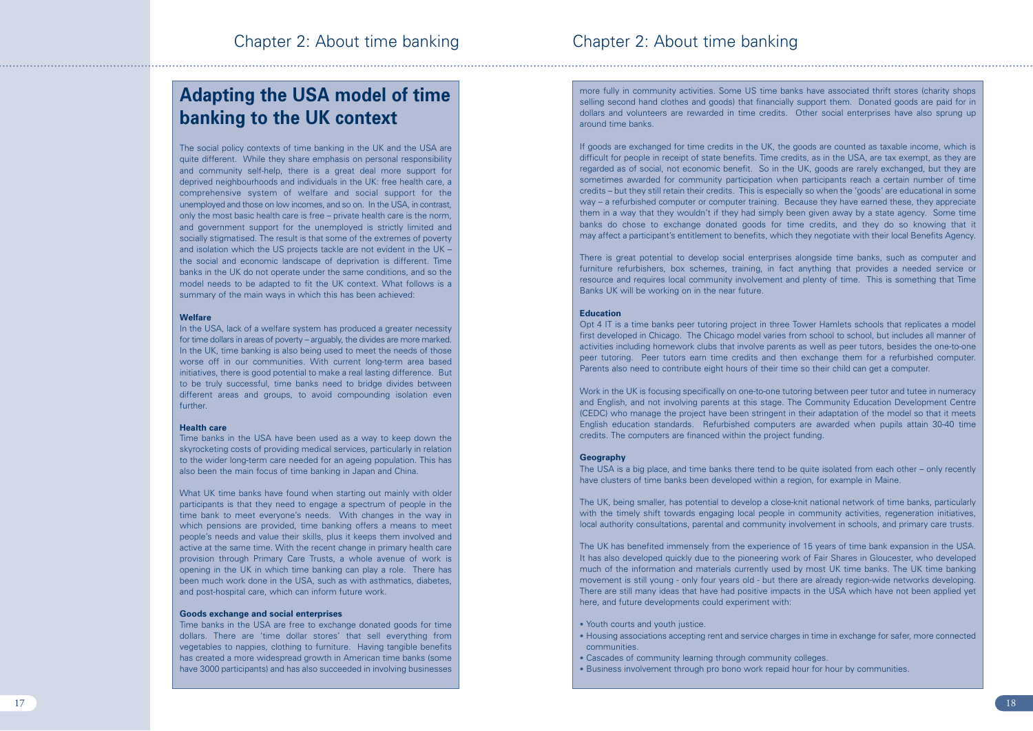## Adapting the USA model of time banking to the UK context

The social policy contexts of time banking in the UK and the USA are quite different. While they share emphasis on personal responsibility and community self-help, there is a great deal more support for deprived neighbourhoods and individuals in the UK: free health care, a comprehensive system of welfare and social support for the unemployed and those on low incomes, and so on. In the USA, in contrast, only the most basic health care is free – private health care is the norm, and government support for the unemployed is strictly limited and socially stigmatised. The result is that some of the extremes of poverty and isolation which the US projects tackle are not evident in the UK – the social and economic landscape of deprivation is different. Time banks in the UK do not operate under the same conditions, and so the model needs to be adapted to fit the UK context. What follows is a summary of the main ways in which this has been achieved:

**Welfare**

In the USA, lack of a welfare system has produced a greater necessity for time dollars in areas of poverty – arguably, the divides are more marked. In the UK, time banking is also being used to meet the needs of those worse off in our communities. With current long-term area based initiatives, there is good potential to make a real lasting difference. But to be truly successful, time banks need to bridge divides between different areas and groups, to avoid compounding isolation even further.

**Health care**

Time banks in the USA have been used as a way to keep down the skyrocketing costs of providing medical services, particularly in relation to the wider long-term care needed for an ageing population. This has also been the main focus of time banking in Japan and China.

What UK time banks have found when starting out mainly with older participants is that they need to engage a spectrum of people in the time bank to meet everyone's needs. With changes in the way in which pensions are provided, time banking offers a means to meet people's needs and value their skills, plus it keeps them involved and active at the same time. With the recent change in primary health care provision through Primary Care Trusts, a whole avenue of work is opening in the UK in which time banking can play a role. There has been much work done in the USA, such as with asthmatics, diabetes, and post-hospital care, which can inform future work.

**Goods exchange and social enterprises**

Time banks in the USA are free to exchange donated goods for time dollars. There are 'time dollar stores' that sell everything from vegetables to nappies, clothing to furniture. Having tangible benefits has created a more widespread growth in American time banks (some have 3000 participants) and has also succeeded in involving businesses more fully in community activities. Some US time banks have associated thrift stores (charity shops selling second hand clothes and goods) that financially support them. Donated goods are paid for in dollars and volunteers are rewarded in time credits. Other social enterprises have also sprung up around time banks.

If goods are exchanged for time credits in the UK, the goods are counted as taxable income, which is difficult for people in receipt of state benefits. Time credits, as in the USA, are tax exempt, as they are regarded as of social, not economic benefit. So in the UK, goods are rarely exchanged, but they are sometimes awarded for community participation when participants reach a certain number of time credits – but they still retain their credits. This is especially so when the 'goods' are educational in some way – a refurbished computer or computer training. Because they have earned these, they appreciate them in a way that they wouldn't if they had simply been given away by a state agency. Some time banks do chose to exchange donated goods for time credits, and they do so knowing that it may affect a participant's entitlement to benefits, which they negotiate with their local Benefits Agency.

There is great potential to develop social enterprises alongside time banks, such as computer and furniture refurbishers, box schemes, training, in fact anything that provides a needed service or resource and requires local community involvement and plenty of time. This is something that Time Banks UK will be working on in the near future.

**Education**

Opt 4 IT is a time banks peer tutoring project in three Tower Hamlets schools that replicates a model first developed in Chicago. The Chicago model varies from school to school, but includes all manner of activities including homework clubs that involve parents as well as peer tutors, besides the one-to-one peer tutoring. Peer tutors earn time credits and then exchange them for a refurbished computer. Parents also need to contribute eight hours of their time so their child can get a computer.

Work in the UK is focusing specifically on one-to-one tutoring between peer tutor and tutee in numeracy and English, and not involving parents at this stage. The Community Education Development Centre (CEDC) who manage the project have been stringent in their adaptation of the model so that it meets English education standards. Refurbished computers are awarded when pupils attain 30-40 time credits. The computers are financed within the project funding.

**Geography**

The USA is a big place, and time banks there tend to be quite isolated from each other – only recently have clusters of time banks been developed within a region, for example in Maine.

The UK, being smaller, has potential to develop a close-knit national network of time banks, particularly with the timely shift towards engaging local people in community activities, regeneration initiatives, local authority consultations, parental and community involvement in schools, and primary care trusts.

The UK has benefited immensely from the experience of 15 years of time bank expansion in the USA. It has also developed quickly due to the pioneering work of Fair Shares in Gloucester, who developed much of the information and materials currently used by most UK time banks. The UK time banking movement is still young - only four years old - but there are already region-wide networks developing. There are still many ideas that have had positive impacts in the USA which have not been applied yet here, and future developments could experiment with:

- Youth courts and youth justice.
- Housing associations accepting rent and service charges in time in exchange for safer, more connected communities.
- Cascades of community learning through community colleges.
- Business involvement through pro bono work repaid hour for hour by communities.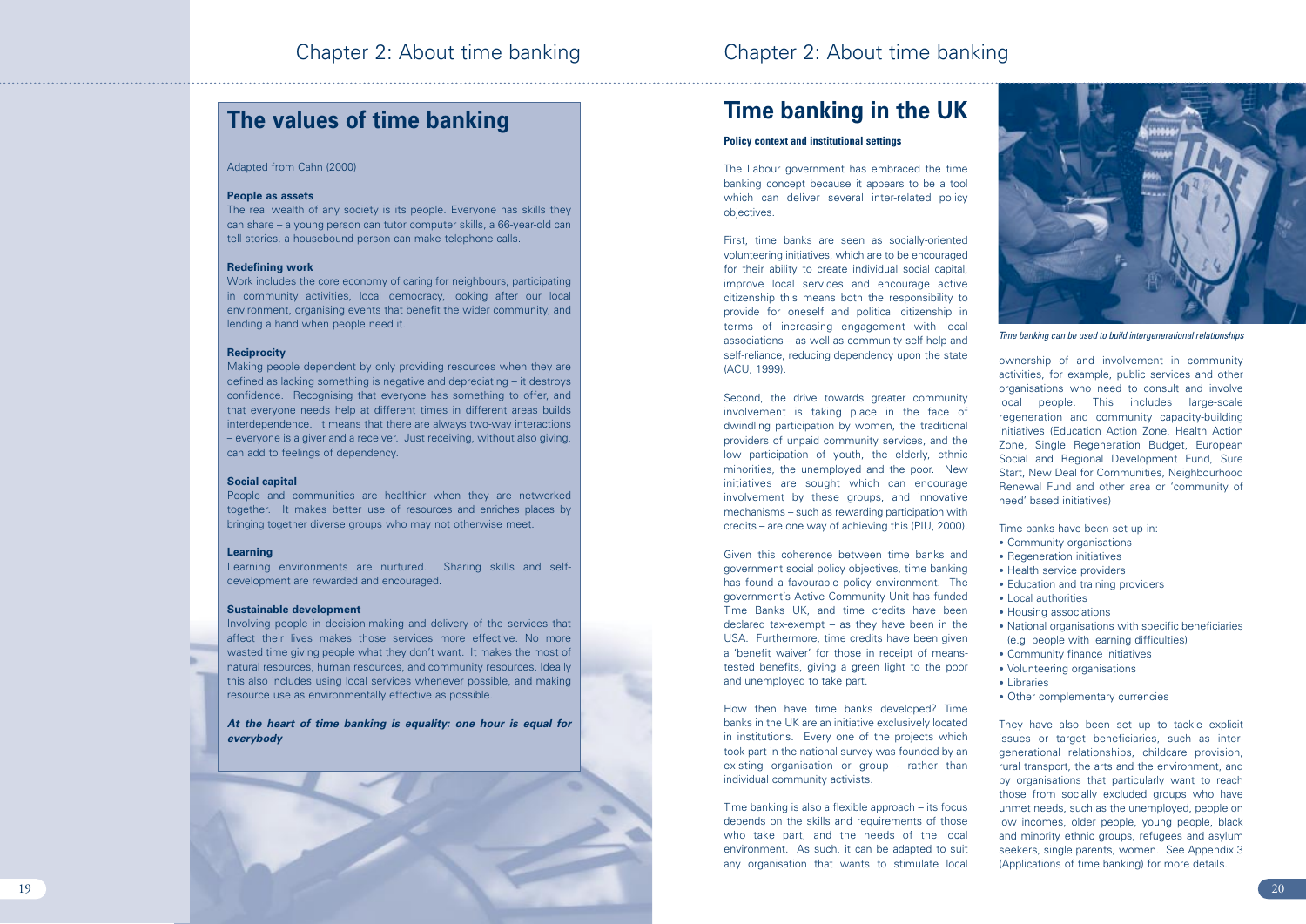## The values of time banking

Adapted from Cahn (2000)

**People as assets**
The real wealth of any society is its people. Everyone has skills they can share – a young person can tutor computer skills, a 66-year-old can tell stories, a housebound person can make telephone calls.

**Redefining work**
Work includes the core economy of caring for neighbours, participating in community activities, local democracy, looking after our local environment, organising events that benefit the wider community, and lending a hand when people need it.

**Reciprocity**
Making people dependent by only providing resources when they are defined as lacking something is negative and depreciating – it destroys confidence. Recognising that everyone has something to offer, and that everyone needs help at different times in different areas builds interdependence. It means that there are always two-way interactions – everyone is a giver and a receiver. Just receiving, without also giving, can add to feelings of dependency.

**Social capital**
People and communities are healthier when they are networked together. It makes better use of resources and enriches places by bringing together diverse groups who may not otherwise meet.

**Learning**
Learning environments are nurtured. Sharing skills and self-development are rewarded and encouraged.

**Sustainable development**
Involving people in decision-making and delivery of the services that affect their lives makes those services more effective. No more wasted time giving people what they don't want. It makes the most of natural resources, human resources, and community resources. Ideally this also includes using local services whenever possible, and making resource use as environmentally effective as possible.

***At the heart of time banking is equality: one hour is equal for everybody***

## Time banking in the UK

**Policy context and institutional settings**

The Labour government has embraced the time banking concept because it appears to be a tool which can deliver several inter-related policy objectives.

First, time banks are seen as socially-oriented volunteering initiatives, which are to be encouraged for their ability to create individual social capital, improve local services and encourage active citizenship this means both the responsibility to provide for oneself and political citizenship in terms of increasing engagement with local associations – as well as community self-help and self-reliance, reducing dependency upon the state (ACU, 1999).

Second, the drive towards greater community involvement is taking place in the face of dwindling participation by women, the traditional providers of unpaid community services, and the low participation of youth, the elderly, ethnic minorities, the unemployed and the poor. New initiatives are sought which can encourage involvement by these groups, and innovative mechanisms – such as rewarding participation with credits – are one way of achieving this (PIU, 2000).

Given this coherence between time banks and government social policy objectives, time banking has found a favourable policy environment. The government's Active Community Unit has funded Time Banks UK, and time credits have been declared tax-exempt – as they have been in the USA. Furthermore, time credits have been given a 'benefit waiver' for those in receipt of means-tested benefits, giving a green light to the poor and unemployed to take part.

How then have time banks developed? Time banks in the UK are an initiative exclusively located in institutions. Every one of the projects which took part in the national survey was founded by an existing organisation or group - rather than individual community activists.

Time banking is also a flexible approach – its focus depends on the skills and requirements of those who take part, and the needs of the local environment. As such, it can be adapted to suit any organisation that wants to stimulate local ownership of and involvement in community activities, for example, public services and other organisations who need to consult and involve local people. This includes large-scale regeneration and community capacity-building initiatives (Education Action Zone, Health Action Zone, Single Regeneration Budget, European Social and Regional Development Fund, Sure Start, New Deal for Communities, Neighbourhood Renewal Fund and other area or 'community of need' based initiatives)

*Time banking can be used to build intergenerational relationships*

Time banks have been set up in:

- Community organisations
- Regeneration initiatives
- Health service providers
- Education and training providers
- Local authorities
- Housing associations
- National organisations with specific beneficiaries (e.g. people with learning difficulties)
- Community finance initiatives
- Volunteering organisations
- Libraries
- Other complementary currencies

They have also been set up to tackle explicit issues or target beneficiaries, such as inter-generational relationships, childcare provision, rural transport, the arts and the environment, and by organisations that particularly want to reach those from socially excluded groups who have unmet needs, such as the unemployed, people on low incomes, older people, young people, black and minority ethnic groups, refugees and asylum seekers, single parents, women. See Appendix 3 (Applications of time banking) for more details.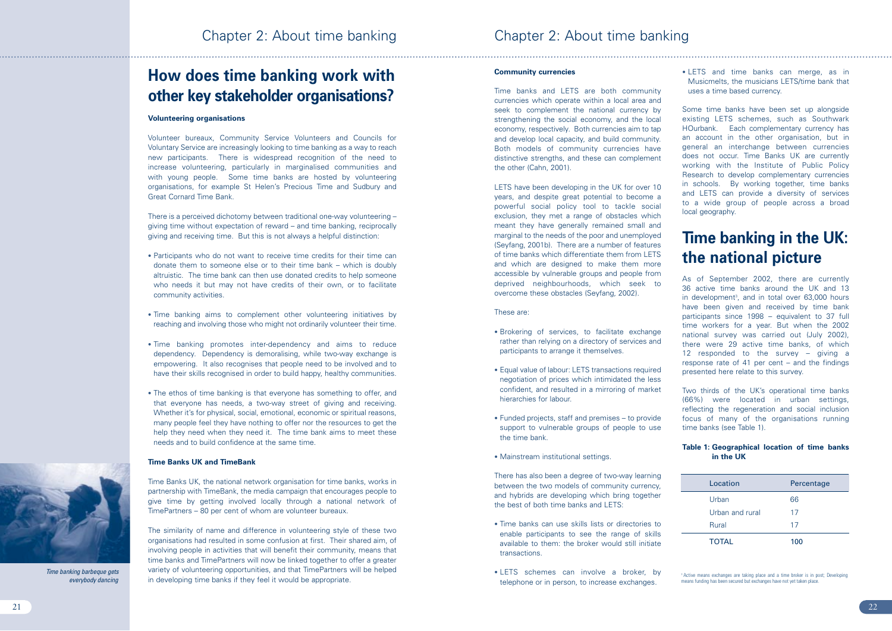# How does time banking work with other key stakeholder organisations?

**Volunteering organisations**

Volunteer bureaux, Community Service Volunteers and Councils for Voluntary Service are increasingly looking to time banking as a way to reach new participants. There is widespread recognition of the need to increase volunteering, particularly in marginalised communities and with young people. Some time banks are hosted by volunteering organisations, for example St Helen's Precious Time and Sudbury and Great Cornard Time Bank.

There is a perceived dichotomy between traditional one-way volunteering – giving time without expectation of reward – and time banking, reciprocally giving and receiving time. But this is not always a helpful distinction:

- Participants who do not want to receive time credits for their time can donate them to someone else or to their time bank – which is doubly altruistic. The time bank can then use donated credits to help someone who needs it but may not have credits of their own, or to facilitate community activities.
- Time banking aims to complement other volunteering initiatives by reaching and involving those who might not ordinarily volunteer their time.
- Time banking promotes inter-dependency and aims to reduce dependency. Dependency is demoralising, while two-way exchange is empowering. It also recognises that people need to be involved and to have their skills recognised in order to build happy, healthy communities.
- The ethos of time banking is that everyone has something to offer, and that everyone has needs, a two-way street of giving and receiving. Whether it's for physical, social, emotional, economic or spiritual reasons, many people feel they have nothing to offer nor the resources to get the help they need when they need it. The time bank aims to meet these needs and to build confidence at the same time.

**Time Banks UK and TimeBank**

Time Banks UK, the national network organisation for time banks, works in partnership with TimeBank, the media campaign that encourages people to give time by getting involved locally through a national network of TimePartners – 80 per cent of whom are volunteer bureaux.

The similarity of name and difference in volunteering style of these two organisations had resulted in some confusion at first. Their shared aim, of involving people in activities that will benefit their community, means that time banks and TimePartners will now be linked together to offer a greater variety of volunteering opportunities, and that TimePartners will be helped in developing time banks if they feel it would be appropriate.

*Time banking barbeque gets everybody dancing*

**Community currencies**

Time banks and LETS are both community currencies which operate within a local area and seek to complement the national currency by strengthening the social economy, and the local economy, respectively. Both currencies aim to tap and develop local capacity, and build community. Both models of community currencies have distinctive strengths, and these can complement the other (Cahn, 2001).

LETS have been developing in the UK for over 10 years, and despite great potential to become a powerful social policy tool to tackle social exclusion, they met a range of obstacles which meant they have generally remained small and marginal to the needs of the poor and unemployed (Seyfang, 2001b). There are a number of features of time banks which differentiate them from LETS and which are designed to make them more accessible by vulnerable groups and people from deprived neighbourhoods, which seek to overcome these obstacles (Seyfang, 2002).

These are:

- Brokering of services, to facilitate exchange rather than relying on a directory of services and participants to arrange it themselves.
- Equal value of labour: LETS transactions required negotiation of prices which intimidated the less confident, and resulted in a mirroring of market hierarchies for labour.
- Funded projects, staff and premises – to provide support to vulnerable groups of people to use the time bank.
- Mainstream institutional settings.

There has also been a degree of two-way learning between the two models of community currency, and hybrids are developing which bring together the best of both time banks and LETS:

- Time banks can use skills lists or directories to enable participants to see the range of skills available to them: the broker would still initiate transactions.
- LETS schemes can involve a broker, by telephone or in person, to increase exchanges.
- LETS and time banks can merge, as in Musicmelts, the musicians LETS/time bank that uses a time based currency.

Some time banks have been set up alongside existing LETS schemes, such as Southwark HOurbank. Each complementary currency has an account in the other organisation, but in general an interchange between currencies does not occur. Time Banks UK are currently working with the Institute of Public Policy Research to develop complementary currencies in schools. By working together, time banks and LETS can provide a diversity of services to a wide group of people across a broad local geography.

# Time banking in the UK: the national picture

As of September 2002, there are currently 36 active time banks around the UK and 13 in development[3], and in total over 63,000 hours have been given and received by time bank participants since 1998 – equivalent to 37 full time workers for a year. But when the 2002 national survey was carried out (July 2002), there were 29 active time banks, of which 12 responded to the survey – giving a response rate of 41 per cent – and the findings presented here relate to this survey.

Two thirds of the UK's operational time banks (66%) were located in urban settings, reflecting the regeneration and social inclusion focus of many of the organisations running time banks (see Table 1).

**Table 1: Geographical location of time banks in the UK**

| Location | Percentage |
|---|---|
| Urban | 66 |
| Urban and rural | 17 |
| Rural | 17 |
| TOTAL | 100 |

[3] Active means exchanges are taking place and a time broker is in post; Developing means funding has been secured but exchanges have not yet taken place.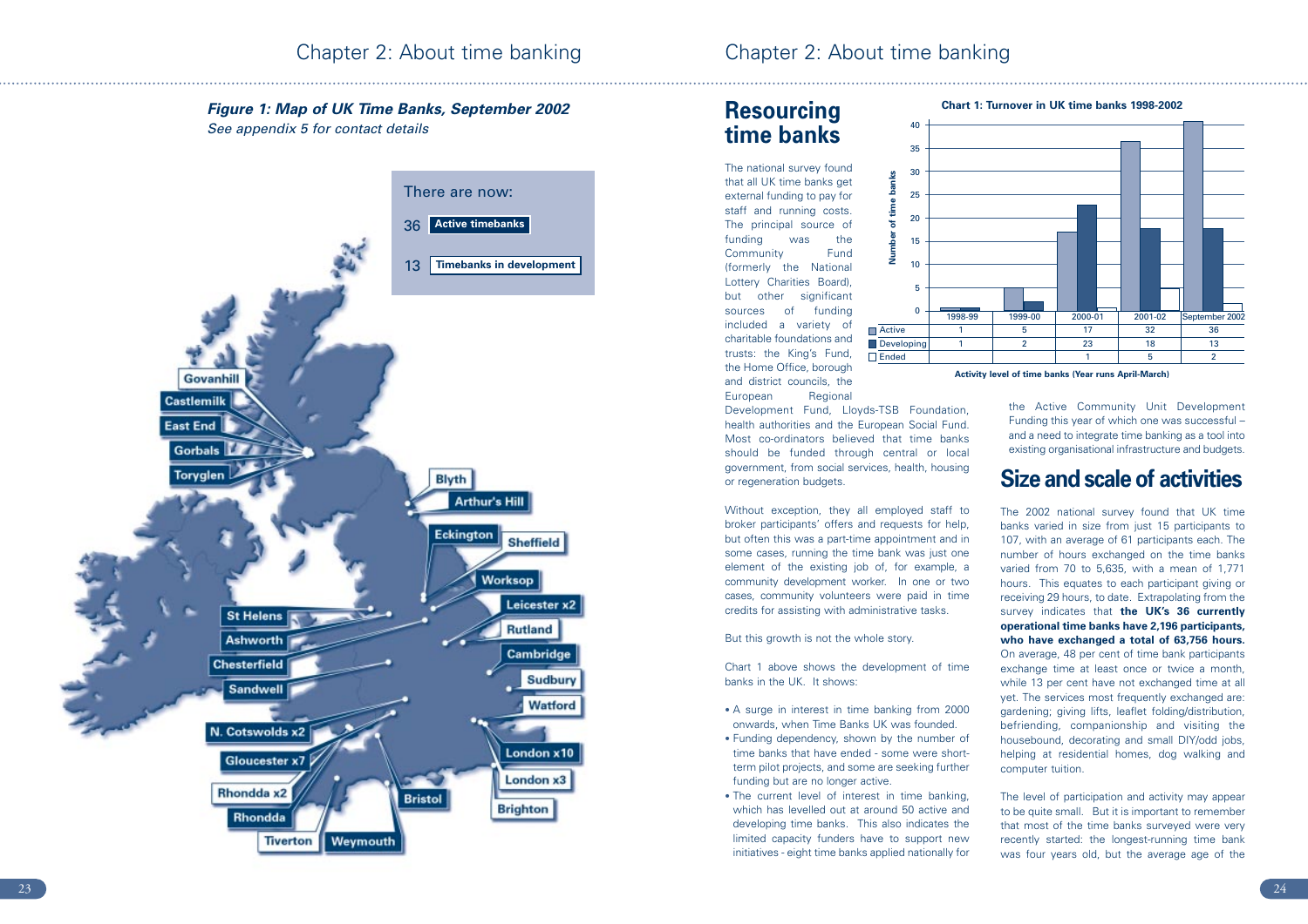*Figure 1: Map of UK Time Banks, September 2002*
*See appendix 5 for contact details*

There are now:

36 **Active timebanks**

13 **Timebanks in development**

Govanhill, Castlemilk, East End, Gorbals, Toryglen, Blyth, Arthur's Hill, Eckington, Sheffield, Worksop, Leicester x2, Rutland, Cambridge, Sudbury, Watford, St Helens, Ashworth, Chesterfield, Sandwell, N. Cotswolds x2, Gloucester x7, Rhondda x2, Rhondda, Tiverton, Weymouth, Bristol, London x10, London x3, Brighton

## Resourcing time banks

The national survey found that all UK time banks get external funding to pay for staff and running costs. The principal source of funding was the Community Fund (formerly the National Lottery Charities Board), but other significant sources of funding included a variety of charitable foundations and trusts: the King's Fund, the Home Office, borough and district councils, the European Regional Development Fund, Lloyds-TSB Foundation, health authorities and the European Social Fund. Most co-ordinators believed that time banks should be funded through central or local government, from social services, health, housing or regeneration budgets.

Without exception, they all employed staff to broker participants' offers and requests for help, but often this was a part-time appointment and in some cases, running the time bank was just one element of the existing job of, for example, a community development worker. In one or two cases, community volunteers were paid in time credits for assisting with administrative tasks.

But this growth is not the whole story.

**Chart 1: Turnover in UK time banks 1998-2002**

| | 1998-99 | 1999-00 | 2000-01 | 2001-02 | September 2002 |
|---|---|---|---|---|---|
| Active | 1 | 5 | 17 | 32 | 36 |
| Developing | 1 | 2 | 23 | 18 | 13 |
| Ended | | | 1 | 5 | 2 |

**Activity level of time banks (Year runs April-March)**

Chart 1 above shows the development of time banks in the UK. It shows:

- A surge in interest in time banking from 2000 onwards, when Time Banks UK was founded.
- Funding dependency, shown by the number of time banks that have ended - some were short-term pilot projects, and some are seeking further funding but are no longer active.
- The current level of interest in time banking, which has levelled out at around 50 active and developing time banks. This also indicates the limited capacity funders have to support new initiatives - eight time banks applied nationally for the Active Community Unit Development Funding this year of which one was successful – and a need to integrate time banking as a tool into existing organisational infrastructure and budgets.

## Size and scale of activities

The 2002 national survey found that UK time banks varied in size from just 15 participants to 107, with an average of 61 participants each. The number of hours exchanged on the time banks varied from 70 to 5,635, with a mean of 1,771 hours. This equates to each participant giving or receiving 29 hours, to date. Extrapolating from the survey indicates that **the UK's 36 currently operational time banks have 2,196 participants, who have exchanged a total of 63,756 hours.** On average, 48 per cent of time bank participants exchange time at least once or twice a month, while 13 per cent have not exchanged time at all yet. The services most frequently exchanged are: gardening; giving lifts, leaflet folding/distribution, befriending, companionship and visiting the housebound, decorating and small DIY/odd jobs, helping at residential homes, dog walking and computer tuition.

The level of participation and activity may appear to be quite small. But it is important to remember that most of the time banks surveyed were very recently started: the longest-running time bank was four years old, but the average age of the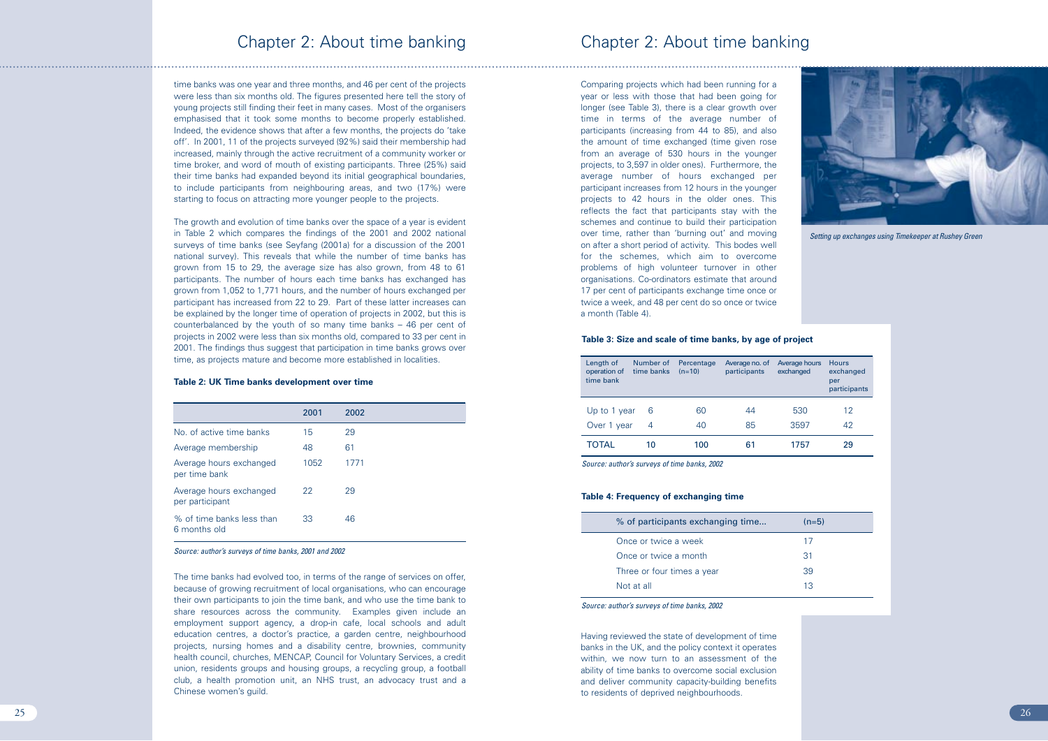time banks was one year and three months, and 46 per cent of the projects were less than six months old. The figures presented here tell the story of young projects still finding their feet in many cases. Most of the organisers emphasised that it took some months to become properly established. Indeed, the evidence shows that after a few months, the projects do 'take off'. In 2001, 11 of the projects surveyed (92%) said their membership had increased, mainly through the active recruitment of a community worker or time broker, and word of mouth of existing participants. Three (25%) said their time banks had expanded beyond its initial geographical boundaries, to include participants from neighbouring areas, and two (17%) were starting to focus on attracting more younger people to the projects.

The growth and evolution of time banks over the space of a year is evident in Table 2 which compares the findings of the 2001 and 2002 national surveys of time banks (see Seyfang (2001a) for a discussion of the 2001 national survey). This reveals that while the number of time banks has grown from 15 to 29, the average size has also grown, from 48 to 61 participants. The number of hours each time banks has exchanged has grown from 1,052 to 1,771 hours, and the number of hours exchanged per participant has increased from 22 to 29. Part of these latter increases can be explained by the longer time of operation of projects in 2002, but this is counterbalanced by the youth of so many time banks – 46 per cent of projects in 2002 were less than six months old, compared to 33 per cent in 2001. The findings thus suggest that participation in time banks grows over time, as projects mature and become more established in localities.

**Table 2: UK Time banks development over time**

| | 2001 | 2002 |
|---|---|---|
| No. of active time banks | 15 | 29 |
| Average membership | 48 | 61 |
| Average hours exchanged per time bank | 1052 | 1771 |
| Average hours exchanged per participant | 22 | 29 |
| % of time banks less than 6 months old | 33 | 46 |

*Source: author's surveys of time banks, 2001 and 2002*

The time banks had evolved too, in terms of the range of services on offer, because of growing recruitment of local organisations, who can encourage their own participants to join the time bank, and who use the time bank to share resources across the community. Examples given include an employment support agency, a drop-in cafe, local schools and adult education centres, a doctor's practice, a garden centre, neighbourhood projects, nursing homes and a disability centre, brownies, community health council, churches, MENCAP, Council for Voluntary Services, a credit union, residents groups and housing groups, a recycling group, a football club, a health promotion unit, an NHS trust, an advocacy trust and a Chinese women's guild.

Comparing projects which had been running for a year or less with those that had been going for longer (see Table 3), there is a clear growth over time in terms of the average number of participants (increasing from 44 to 85), and also the amount of time exchanged (time given rose from an average of 530 hours in the younger projects, to 3,597 in older ones). Furthermore, the average number of hours exchanged per participant increases from 12 hours in the younger projects to 42 hours in the older ones. This reflects the fact that participants stay with the schemes and continue to build their participation over time, rather than 'burning out' and moving on after a short period of activity. This bodes well for the schemes, which aim to overcome problems of high volunteer turnover in other organisations. Co-ordinators estimate that around 17 per cent of participants exchange time once or twice a week, and 48 per cent do so once or twice a month (Table 4).

*Setting up exchanges using Timekeeper at Rushey Green*

**Table 3: Size and scale of time banks, by age of project**

| Length of operation of time bank | Number of time banks | Percentage (n=10) | Average no. of participants | Average hours exchanged | Hours exchanged per participants |
|---|---|---|---|---|---|
| Up to 1 year | 6 | 60 | 44 | 530 | 12 |
| Over 1 year | 4 | 40 | 85 | 3597 | 42 |
| TOTAL | 10 | 100 | 61 | 1757 | 29 |

*Source: author's surveys of time banks, 2002*

**Table 4: Frequency of exchanging time**

| % of participants exchanging time... | (n=5) |
|---|---|
| Once or twice a week | 17 |
| Once or twice a month | 31 |
| Three or four times a year | 39 |
| Not at all | 13 |

*Source: author's surveys of time banks, 2002*

Having reviewed the state of development of time banks in the UK, and the policy context it operates within, we now turn to an assessment of the ability of time banks to overcome social exclusion and deliver community capacity-building benefits to residents of deprived neighbourhoods.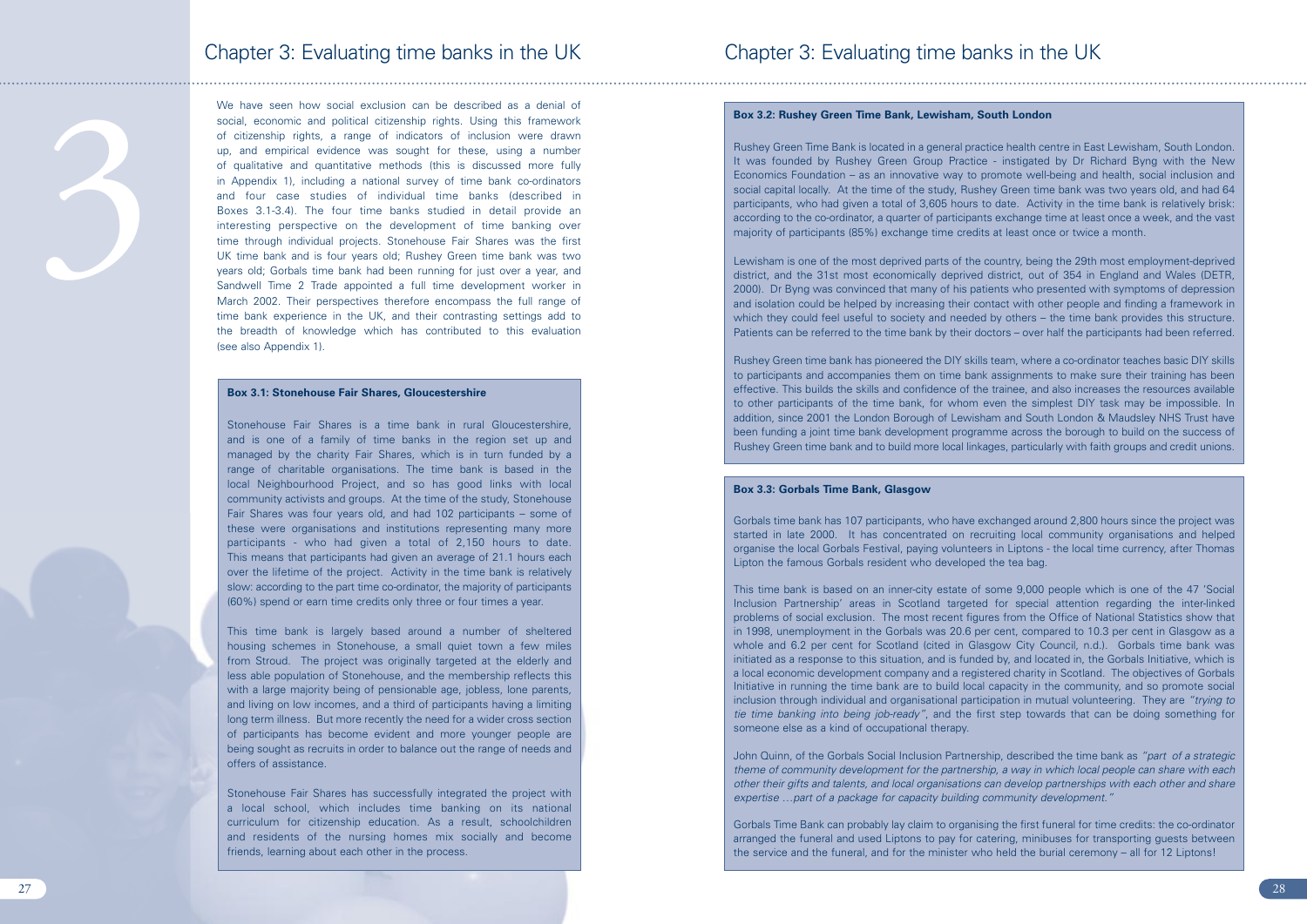# Chapter 3: Evaluating time banks in the UK

We have seen how social exclusion can be described as a denial of social, economic and political citizenship rights. Using this framework of citizenship rights, a range of indicators of inclusion were drawn up, and empirical evidence was sought for these, using a number of qualitative and quantitative methods (this is discussed more fully in Appendix 1), including a national survey of time bank co-ordinators and four case studies of individual time banks (described in Boxes 3.1-3.4). The four time banks studied in detail provide an interesting perspective on the development of time banking over time through individual projects. Stonehouse Fair Shares was the first UK time bank and is four years old; Rushey Green time bank was two years old; Gorbals time bank had been running for just over a year, and Sandwell Time 2 Trade appointed a full time development worker in March 2002. Their perspectives therefore encompass the full range of time bank experience in the UK, and their contrasting settings add to the breadth of knowledge which has contributed to this evaluation (see also Appendix 1).

**Box 3.1: Stonehouse Fair Shares, Gloucestershire**

Stonehouse Fair Shares is a time bank in rural Gloucestershire, and is one of a family of time banks in the region set up and managed by the charity Fair Shares, which is in turn funded by a range of charitable organisations. The time bank is based in the local Neighbourhood Project, and so has good links with local community activists and groups. At the time of the study, Stonehouse Fair Shares was four years old, and had 102 participants – some of these were organisations and institutions representing many more participants - who had given a total of 2,150 hours to date. This means that participants had given an average of 21.1 hours each over the lifetime of the project. Activity in the time bank is relatively slow: according to the part time co-ordinator, the majority of participants (60%) spend or earn time credits only three or four times a year.

This time bank is largely based around a number of sheltered housing schemes in Stonehouse, a small quiet town a few miles from Stroud. The project was originally targeted at the elderly and less able population of Stonehouse, and the membership reflects this with a large majority being of pensionable age, jobless, lone parents, and living on low incomes, and a third of participants having a limiting long term illness. But more recently the need for a wider cross section of participants has become evident and more younger people are being sought as recruits in order to balance out the range of needs and offers of assistance.

Stonehouse Fair Shares has successfully integrated the project with a local school, which includes time banking on its national curriculum for citizenship education. As a result, schoolchildren and residents of the nursing homes mix socially and become friends, learning about each other in the process.

**Box 3.2: Rushey Green Time Bank, Lewisham, South London**

Rushey Green Time Bank is located in a general practice health centre in East Lewisham, South London. It was founded by Rushey Green Group Practice - instigated by Dr Richard Byng with the New Economics Foundation – as an innovative way to promote well-being and health, social inclusion and social capital locally. At the time of the study, Rushey Green time bank was two years old, and had 64 participants, who had given a total of 3,605 hours to date. Activity in the time bank is relatively brisk: according to the co-ordinator, a quarter of participants exchange time at least once a week, and the vast majority of participants (85%) exchange time credits at least once or twice a month.

Lewisham is one of the most deprived parts of the country, being the 29th most employment-deprived district, and the 31st most economically deprived district, out of 354 in England and Wales (DETR, 2000). Dr Byng was convinced that many of his patients who presented with symptoms of depression and isolation could be helped by increasing their contact with other people and finding a framework in which they could feel useful to society and needed by others – the time bank provides this structure. Patients can be referred to the time bank by their doctors – over half the participants had been referred.

Rushey Green time bank has pioneered the DIY skills team, where a co-ordinator teaches basic DIY skills to participants and accompanies them on time bank assignments to make sure their training has been effective. This builds the skills and confidence of the trainee, and also increases the resources available to other participants of the time bank, for whom even the simplest DIY task may be impossible. In addition, since 2001 the London Borough of Lewisham and South London & Maudsley NHS Trust have been funding a joint time bank development programme across the borough to build on the success of Rushey Green time bank and to build more local linkages, particularly with faith groups and credit unions.

**Box 3.3: Gorbals Time Bank, Glasgow**

Gorbals time bank has 107 participants, who have exchanged around 2,800 hours since the project was started in late 2000. It has concentrated on recruiting local community organisations and helped organise the local Gorbals Festival, paying volunteers in Liptons - the local time currency, after Thomas Lipton the famous Gorbals resident who developed the tea bag.

This time bank is based on an inner-city estate of some 9,000 people which is one of the 47 'Social Inclusion Partnership' areas in Scotland targeted for special attention regarding the inter-linked problems of social exclusion. The most recent figures from the Office of National Statistics show that in 1998, unemployment in the Gorbals was 20.6 per cent, compared to 10.3 per cent in Glasgow as a whole and 6.2 per cent for Scotland (cited in Glasgow City Council, n.d.). Gorbals time bank was initiated as a response to this situation, and is funded by, and located in, the Gorbals Initiative, which is a local economic development company and a registered charity in Scotland. The objectives of Gorbals Initiative in running the time bank are to build local capacity in the community, and so promote social inclusion through individual and organisational participation in mutual volunteering. They are *"trying to tie time banking into being job-ready"*, and the first step towards that can be doing something for someone else as a kind of occupational therapy.

John Quinn, of the Gorbals Social Inclusion Partnership, described the time bank as *"part of a strategic theme of community development for the partnership, a way in which local people can share with each other their gifts and talents, and local organisations can develop partnerships with each other and share expertise …part of a package for capacity building community development."*

Gorbals Time Bank can probably lay claim to organising the first funeral for time credits: the co-ordinator arranged the funeral and used Liptons to pay for catering, minibuses for transporting guests between the service and the funeral, and for the minister who held the burial ceremony – all for 12 Liptons!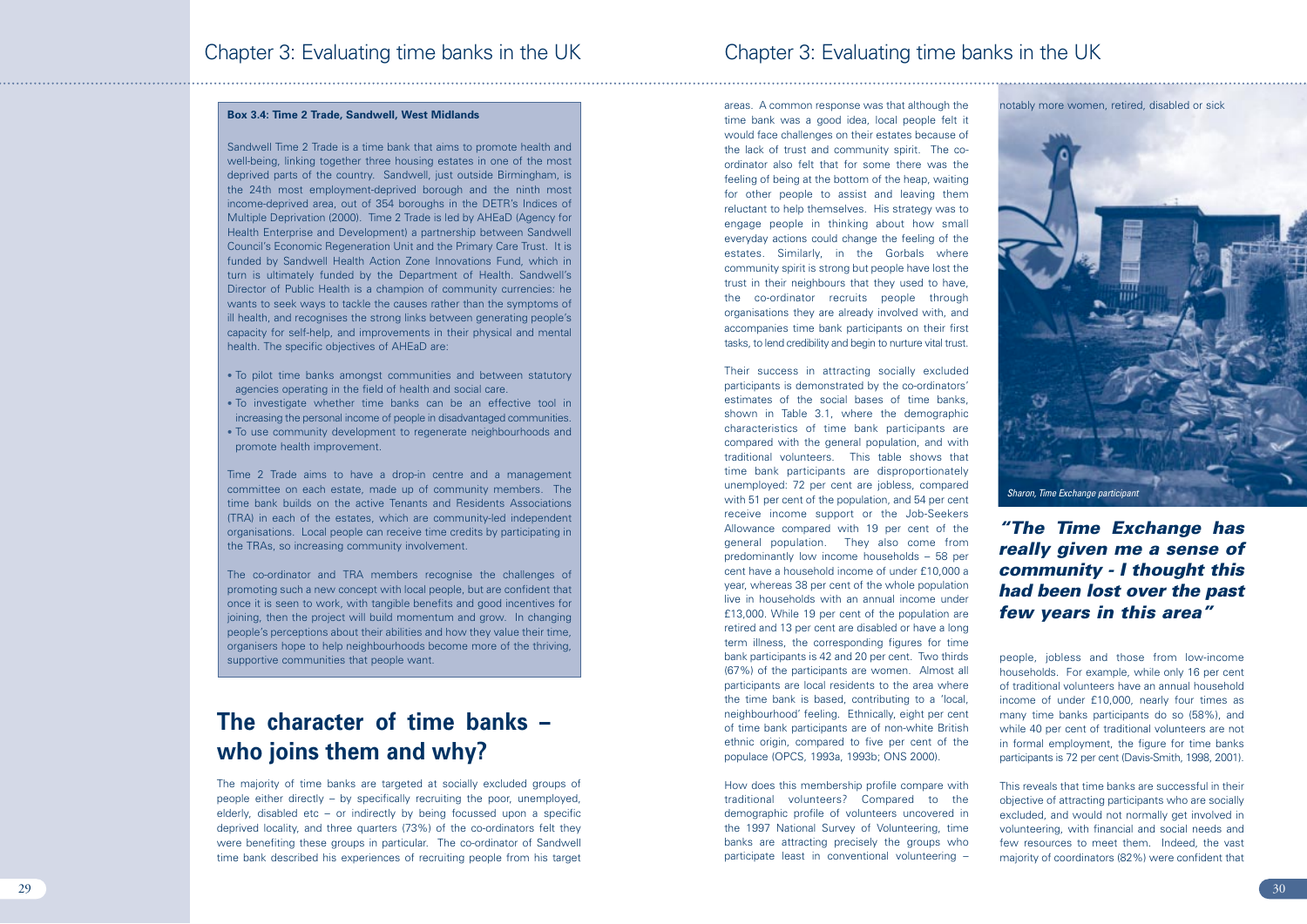**Box 3.4: Time 2 Trade, Sandwell, West Midlands**

Sandwell Time 2 Trade is a time bank that aims to promote health and well-being, linking together three housing estates in one of the most deprived parts of the country. Sandwell, just outside Birmingham, is the 24th most employment-deprived borough and the ninth most income-deprived area, out of 354 boroughs in the DETR's Indices of Multiple Deprivation (2000). Time 2 Trade is led by AHEaD (Agency for Health Enterprise and Development) a partnership between Sandwell Council's Economic Regeneration Unit and the Primary Care Trust. It is funded by Sandwell Health Action Zone Innovations Fund, which in turn is ultimately funded by the Department of Health. Sandwell's Director of Public Health is a champion of community currencies: he wants to seek ways to tackle the causes rather than the symptoms of ill health, and recognises the strong links between generating people's capacity for self-help, and improvements in their physical and mental health. The specific objectives of AHEaD are:

- To pilot time banks amongst communities and between statutory agencies operating in the field of health and social care.
- To investigate whether time banks can be an effective tool in increasing the personal income of people in disadvantaged communities.
- To use community development to regenerate neighbourhoods and promote health improvement.

Time 2 Trade aims to have a drop-in centre and a management committee on each estate, made up of community members. The time bank builds on the active Tenants and Residents Associations (TRA) in each of the estates, which are community-led independent organisations. Local people can receive time credits by participating in the TRAs, so increasing community involvement.

The co-ordinator and TRA members recognise the challenges of promoting such a new concept with local people, but are confident that once it is seen to work, with tangible benefits and good incentives for joining, then the project will build momentum and grow. In changing people's perceptions about their abilities and how they value their time, organisers hope to help neighbourhoods become more of the thriving, supportive communities that people want.

## The character of time banks – who joins them and why?

The majority of time banks are targeted at socially excluded groups of people either directly – by specifically recruiting the poor, unemployed, elderly, disabled etc – or indirectly by being focussed upon a specific deprived locality, and three quarters (73%) of the co-ordinators felt they were benefiting these groups in particular. The co-ordinator of Sandwell time bank described his experiences of recruiting people from his target areas. A common response was that although the time bank was a good idea, local people felt it would face challenges on their estates because of the lack of trust and community spirit. The co-ordinator also felt that for some there was the feeling of being at the bottom of the heap, waiting for other people to assist and leaving them reluctant to help themselves. His strategy was to engage people in thinking about how small everyday actions could change the feeling of the estates. Similarly, in the Gorbals where community spirit is strong but people have lost the trust in their neighbours that they used to have, the co-ordinator recruits people through organisations they are already involved with, and accompanies time bank participants on their first tasks, to lend credibility and begin to nurture vital trust.

Their success in attracting socially excluded participants is demonstrated by the co-ordinators' estimates of the social bases of time banks, shown in Table 3.1, where the demographic characteristics of time bank participants are compared with the general population, and with traditional volunteers. This table shows that time bank participants are disproportionately unemployed: 72 per cent are jobless, compared with 51 per cent of the population, and 54 per cent receive income support or the Job-Seekers Allowance compared with 19 per cent of the general population. They also come from predominantly low income households – 58 per cent have a household income of under £10,000 a year, whereas 38 per cent of the whole population live in households with an annual income under £13,000. While 19 per cent of the population are retired and 13 per cent are disabled or have a long term illness, the corresponding figures for time bank participants is 42 and 20 per cent. Two thirds (67%) of the participants are women. Almost all participants are local residents to the area where the time bank is based, contributing to a 'local, neighbourhood' feeling. Ethnically, eight per cent of time bank participants are of non-white British ethnic origin, compared to five per cent of the populace (OPCS, 1993a, 1993b; ONS 2000).

How does this membership profile compare with traditional volunteers? Compared to the demographic profile of volunteers uncovered in the 1997 National Survey of Volunteering, time banks are attracting precisely the groups who participate least in conventional volunteering – notably more women, retired, disabled or sick people, jobless and those from low-income households. For example, while only 16 per cent of traditional volunteers have an annual household income of under £10,000, nearly four times as many time banks participants do so (58%), and while 40 per cent of traditional volunteers are not in formal employment, the figure for time banks participants is 72 per cent (Davis-Smith, 1998, 2001).

*Sharon, Time Exchange participant*

***"The Time Exchange has really given me a sense of community - I thought this had been lost over the past few years in this area"***

This reveals that time banks are successful in their objective of attracting participants who are socially excluded, and would not normally get involved in volunteering, with financial and social needs and few resources to meet them. Indeed, the vast majority of coordinators (82%) were confident that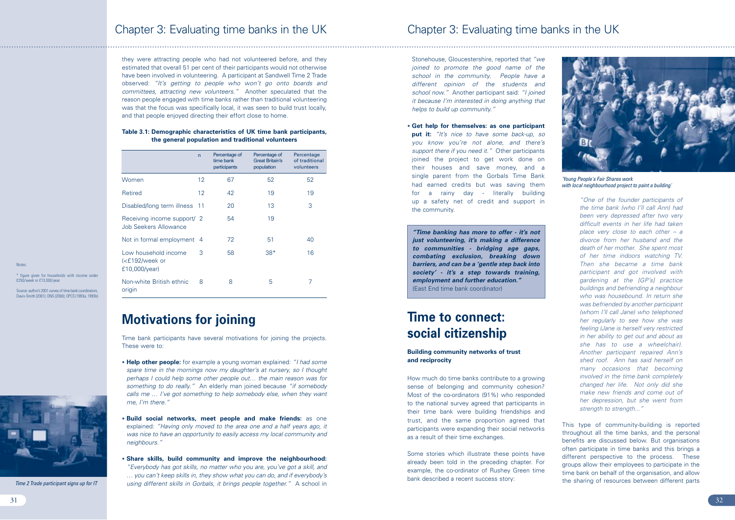they were attracting people who had not volunteered before, and they estimated that overall 51 per cent of their participants would not otherwise have been involved in volunteering. A participant at Sandwell Time 2 Trade observed: *"It's getting to people who won't go onto boards and committees, attracting new volunteers."* Another speculated that the reason people engaged with time banks rather than traditional volunteering was that the focus was specifically local, it was seen to build trust locally, and that people enjoyed directing their effort close to home.

**Table 3.1: Demographic characteristics of UK time bank participants, the general population and traditional volunteers**

| | n | Percentage of time bank participants | Percentage of Great Britain's population | Percentage of traditional volunteers |
|---|---|---|---|---|
| Women | 12 | 67 | 52 | 52 |
| Retired | 12 | 42 | 19 | 19 |
| Disabled/long term illness | 11 | 20 | 13 | 3 |
| Receiving income support/ Job Seekers Allowance | 2 | 54 | 19 | |
| Not in formal employment | 4 | 72 | 51 | 40 |
| Low household income (<£192/week or £10,000/year) | 3 | 58 | 38* | 16 |
| Non-white British ethnic origin | 8 | 8 | 5 | 7 |

Notes:

\* figure given for households with income under £250/week or £13,000/year

Source: author's 2001 survey of time bank coordinators, Davis-Smith (2001); ONS (2000); OPCS (1993a, 1993b)

Time 2 Trade participant signs up for IT

## Motivations for joining

Time bank participants have several motivations for joining the projects. These were to:

- **Help other people:** for example a young woman explained: *"I had some spare time in the mornings now my daughter's at nursery, so I thought perhaps I could help some other people out… the main reason was for something to do really."* An elderly man joined because *"if somebody calls me … I've got something to help somebody else, when they want me, I'm there."*

- **Build social networks, meet people and make friends:** as one explained: *"Having only moved to the area one and a half years ago, it was nice to have an opportunity to easily access my local community and neighbours."*

- **Share skills, build community and improve the neighbourhood:** *"Everybody has got skills, no matter who you are, you've got a skill, and … you can't keep skills in, they show what you can do, and if everybody's using different skills in Gorbals, it brings people together."* A school in Stonehouse, Gloucestershire, reported that *"we joined to promote the good name of the school in the community. People have a different opinion of the students and school now."* Another participant said: *"I joined it because I'm interested in doing anything that helps to build up community."*

- **Get help for themselves: as one participant put it:** *"It's nice to have some back-up, so you know you're not alone, and there's support there if you need it."* Other participants joined the project to get work done on their houses and save money, and a single parent from the Gorbals Time Bank had earned credits but was saving them for a rainy day - literally building up a safety net of credit and support in the community.

> ***"Time banking has more to offer - it's not just volunteering, it's making a difference to communities - bridging age gaps, combating exclusion, breaking down barriers, and can be a 'gentle step back into society' - it's a step towards training, employment and further education."***
> (East End time bank coordinator)

## Time to connect: social citizenship

### Building community networks of trust and reciprocity

How much do time banks contribute to a growing sense of belonging and community cohesion? Most of the co-ordinators (91%) who responded to the national survey agreed that participants in their time bank were building friendships and trust, and the same proportion agreed that participants were expanding their social networks as a result of their time exchanges.

Some stories which illustrate these points have already been told in the preceding chapter. For example, the co-ordinator of Rushey Green time bank described a recent success story:

*'Young People's Fair Shares work with local neighbourhood project to paint a building'*

> *"One of the founder participants of the time bank (who I'll call Ann) had been very depressed after two very difficult events in her life had taken place very close to each other – a divorce from her husband and the death of her mother. She spent most of her time indoors watching TV. Then she became a time bank participant and got involved with gardening at the [GP's] practice buildings and befriending a neighbour who was housebound. In return she was befriended by another participant (whom I'll call Jane) who telephoned her regularly to see how she was feeling (Jane is herself very restricted in her ability to get out and about as she has to use a wheelchair). Another participant repaired Ann's shed roof. Ann has said herself on many occasions that becoming involved in the time bank completely changed her life. Not only did she make new friends and come out of her depression, but she went from strength to strength..."*

This type of community-building is reported throughout all the time banks, and the personal benefits are discussed below. But organisations often participate in time banks and this brings a different perspective to the process. These groups allow their employees to participate in the time bank on behalf of the organisation, and allow the sharing of resources between different parts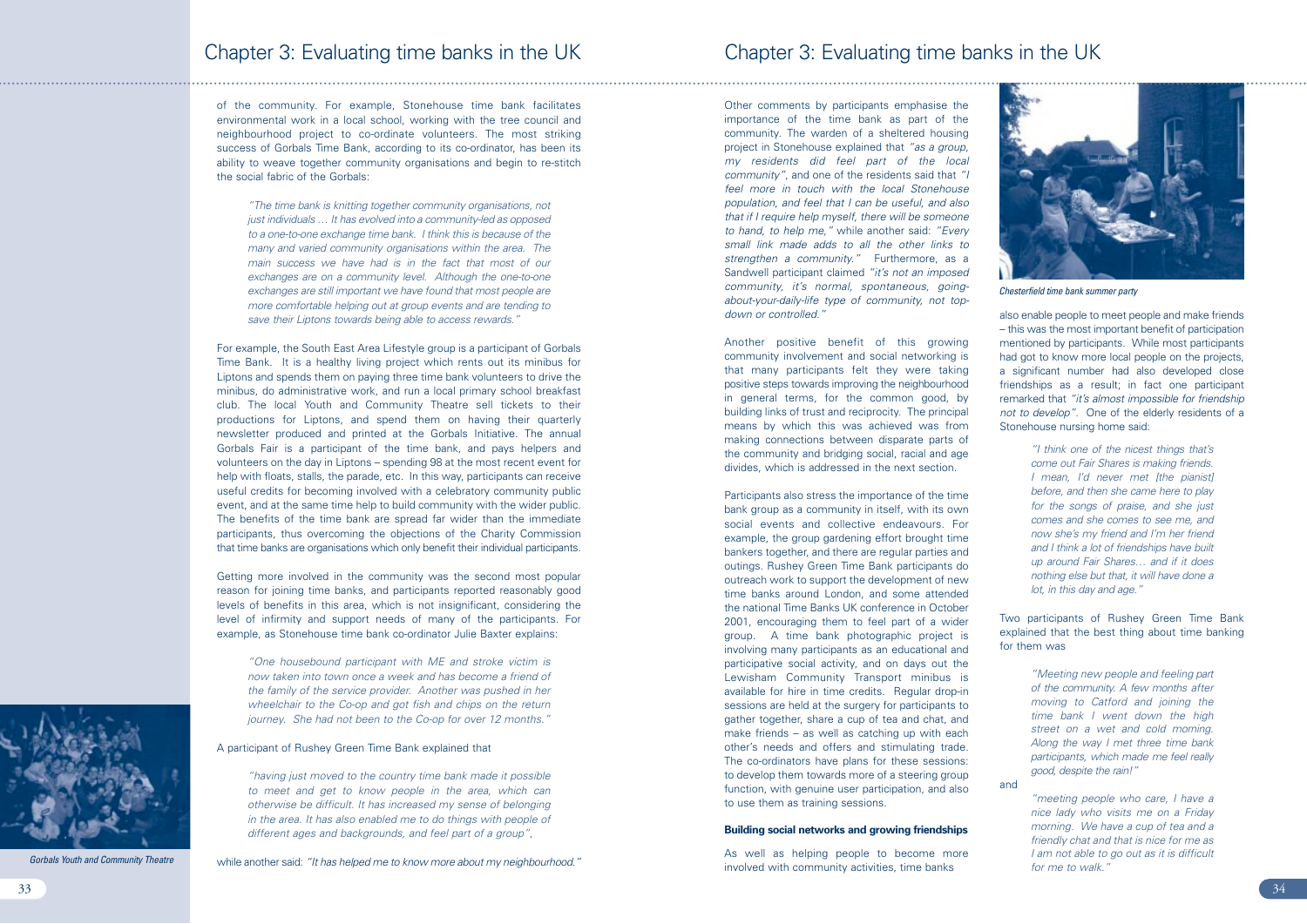of the community. For example, Stonehouse time bank facilitates environmental work in a local school, working with the tree council and neighbourhood project to co-ordinate volunteers. The most striking success of Gorbals Time Bank, according to its co-ordinator, has been its ability to weave together community organisations and begin to re-stitch the social fabric of the Gorbals:

> *"The time bank is knitting together community organisations, not just individuals … It has evolved into a community-led as opposed to a one-to-one exchange time bank. I think this is because of the many and varied community organisations within the area. The main success we have had is in the fact that most of our exchanges are on a community level. Although the one-to-one exchanges are still important we have found that most people are more comfortable helping out at group events and are tending to save their Liptons towards being able to access rewards."*

For example, the South East Area Lifestyle group is a participant of Gorbals Time Bank. It is a healthy living project which rents out its minibus for Liptons and spends them on paying three time bank volunteers to drive the minibus, do administrative work, and run a local primary school breakfast club. The local Youth and Community Theatre sell tickets to their productions for Liptons, and spend them on having their quarterly newsletter produced and printed at the Gorbals Initiative. The annual Gorbals Fair is a participant of the time bank, and pays helpers and volunteers on the day in Liptons – spending 98 at the most recent event for help with floats, stalls, the parade, etc. In this way, participants can receive useful credits for becoming involved with a celebratory community public event, and at the same time help to build community with the wider public. The benefits of the time bank are spread far wider than the immediate participants, thus overcoming the objections of the Charity Commission that time banks are organisations which only benefit their individual participants.

Getting more involved in the community was the second most popular reason for joining time banks, and participants reported reasonably good levels of benefits in this area, which is not insignificant, considering the level of infirmity and support needs of many of the participants. For example, as Stonehouse time bank co-ordinator Julie Baxter explains:

> *"One housebound participant with ME and stroke victim is now taken into town once a week and has become a friend of the family of the service provider. Another was pushed in her wheelchair to the Co-op and got fish and chips on the return journey. She had not been to the Co-op for over 12 months."*

A participant of Rushey Green Time Bank explained that

> *"having just moved to the country time bank made it possible to meet and get to know people in the area, which can otherwise be difficult. It has increased my sense of belonging in the area. It has also enabled me to do things with people of different ages and backgrounds, and feel part of a group"*,

while another said: *"It has helped me to know more about my neighbourhood."*

*Gorbals Youth and Community Theatre*

Other comments by participants emphasise the importance of the time bank as part of the community. The warden of a sheltered housing project in Stonehouse explained that *"as a group, my residents did feel part of the local community"*, and one of the residents said that *"I feel more in touch with the local Stonehouse population, and feel that I can be useful, and also that if I require help myself, there will be someone to hand, to help me,"* while another said: *"Every small link made adds to all the other links to strengthen a community."* Furthermore, as a Sandwell participant claimed *"it's not an imposed community, it's normal, spontaneous, going-about-your-daily-life type of community, not top-down or controlled."*

Another positive benefit of this growing community involvement and social networking is that many participants felt they were taking positive steps towards improving the neighbourhood in general terms, for the common good, by building links of trust and reciprocity. The principal means by which this was achieved was from making connections between disparate parts of the community and bridging social, racial and age divides, which is addressed in the next section.

Participants also stress the importance of the time bank group as a community in itself, with its own social events and collective endeavours. For example, the group gardening effort brought time bankers together, and there are regular parties and outings. Rushey Green Time Bank participants do outreach work to support the development of new time banks around London, and some attended the national Time Banks UK conference in October 2001, encouraging them to feel part of a wider group. A time bank photographic project is involving many participants as an educational and participative social activity, and on days out the Lewisham Community Transport minibus is available for hire in time credits. Regular drop-in sessions are held at the surgery for participants to gather together, share a cup of tea and chat, and make friends – as well as catching up with each other's needs and offers and stimulating trade. The co-ordinators have plans for these sessions: to develop them towards more of a steering group function, with genuine user participation, and also to use them as training sessions.

### Building social networks and growing friendships

As well as helping people to become more involved with community activities, time banks also enable people to meet people and make friends – this was the most important benefit of participation mentioned by participants. While most participants had got to know more local people on the projects, a significant number had also developed close friendships as a result; in fact one participant remarked that *"it's almost impossible for friendship not to develop"*. One of the elderly residents of a Stonehouse nursing home said:

*Chesterfield time bank summer party*

> *"I think one of the nicest things that's come out Fair Shares is making friends. I mean, I'd never met [the pianist] before, and then she came here to play for the songs of praise, and she just comes and she comes to see me, and now she's my friend and I'm her friend and I think a lot of friendships have built up around Fair Shares… and if it does nothing else but that, it will have done a lot, in this day and age."*

Two participants of Rushey Green Time Bank explained that the best thing about time banking for them was

> *"Meeting new people and feeling part of the community. A few months after moving to Catford and joining the time bank I went down the high street on a wet and cold morning. Along the way I met three time bank participants, which made me feel really good, despite the rain!"*

and

> *"meeting people who care, I have a nice lady who visits me on a Friday morning. We have a cup of tea and a friendly chat and that is nice for me as I am not able to go out as it is difficult for me to walk."*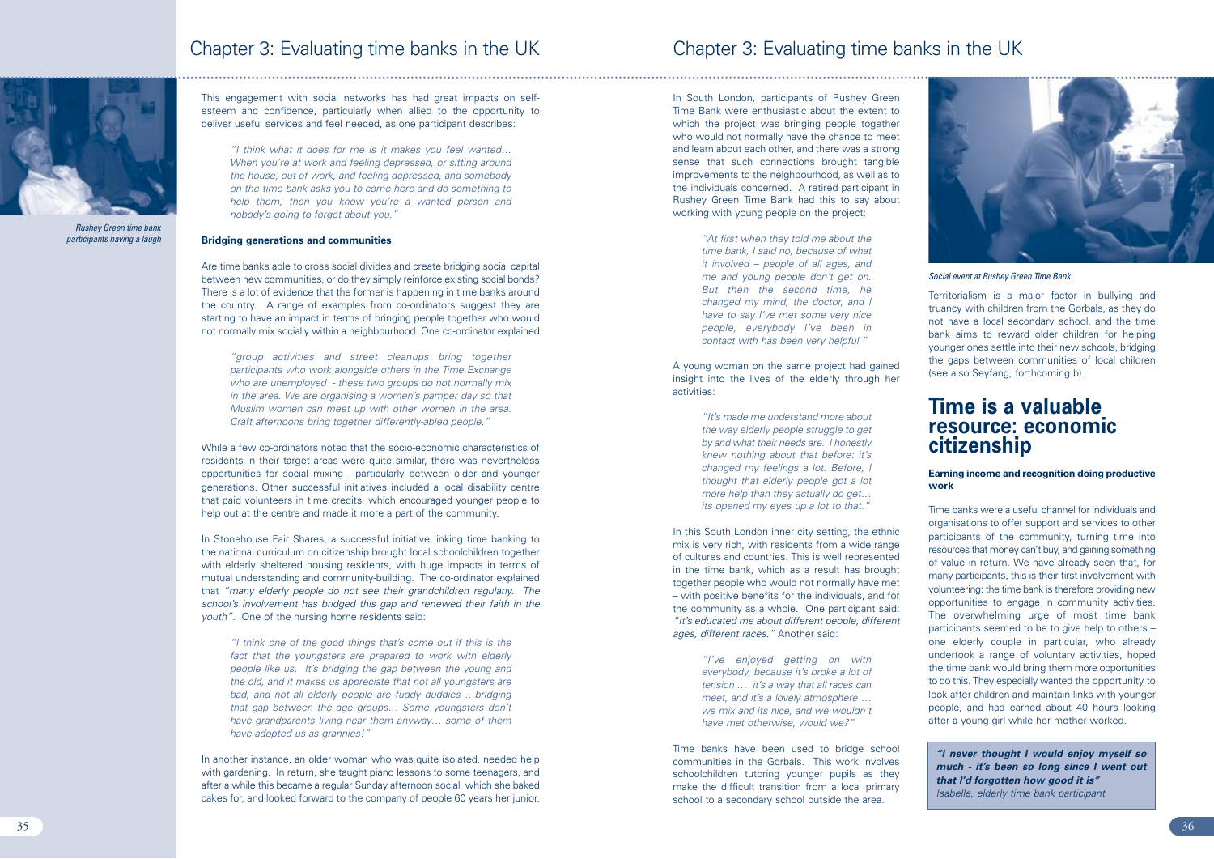Rushey Green time bank participants having a laugh

This engagement with social networks has had great impacts on self-esteem and confidence, particularly when allied to the opportunity to deliver useful services and feel needed, as one participant describes:

> *"I think what it does for me is it makes you feel wanted… When you're at work and feeling depressed, or sitting around the house, out of work, and feeling depressed, and somebody on the time bank asks you to come here and do something to help them, then you know you're a wanted person and nobody's going to forget about you."*

**Bridging generations and communities**

Are time banks able to cross social divides and create bridging social capital between new communities, or do they simply reinforce existing social bonds? There is a lot of evidence that the former is happening in time banks around the country. A range of examples from co-ordinators suggest they are starting to have an impact in terms of bringing people together who would not normally mix socially within a neighbourhood. One co-ordinator explained

> *"group activities and street cleanups bring together participants who work alongside others in the Time Exchange who are unemployed - these two groups do not normally mix in the area. We are organising a women's pamper day so that Muslim women can meet up with other women in the area. Craft afternoons bring together differently-abled people."*

While a few co-ordinators noted that the socio-economic characteristics of residents in their target areas were quite similar, there was nevertheless opportunities for social mixing - particularly between older and younger generations. Other successful initiatives included a local disability centre that paid volunteers in time credits, which encouraged younger people to help out at the centre and made it more a part of the community.

In Stonehouse Fair Shares, a successful initiative linking time banking to the national curriculum on citizenship brought local schoolchildren together with elderly sheltered housing residents, with huge impacts in terms of mutual understanding and community-building. The co-ordinator explained that *"many elderly people do not see their grandchildren regularly. The school's involvement has bridged this gap and renewed their faith in the youth"*. One of the nursing home residents said:

> *"I think one of the good things that's come out if this is the fact that the youngsters are prepared to work with elderly people like us. It's bridging the gap between the young and the old, and it makes us appreciate that not all youngsters are bad, and not all elderly people are fuddy duddies …bridging that gap between the age groups… Some youngsters don't have grandparents living near them anyway… some of them have adopted us as grannies!"*

In another instance, an older woman who was quite isolated, needed help with gardening. In return, she taught piano lessons to some teenagers, and after a while this became a regular Sunday afternoon social, which she baked cakes for, and looked forward to the company of people 60 years her junior.

In South London, participants of Rushey Green Time Bank were enthusiastic about the extent to which the project was bringing people together who would not normally have the chance to meet and learn about each other, and there was a strong sense that such connections brought tangible improvements to the neighbourhood, as well as to the individuals concerned. A retired participant in Rushey Green Time Bank had this to say about working with young people on the project:

> *"At first when they told me about the time bank, I said no, because of what it involved – people of all ages, and me and young people don't get on. But then the second time, he changed my mind, the doctor, and I have to say I've met some very nice people, everybody I've been in contact with has been very helpful."*

A young woman on the same project had gained insight into the lives of the elderly through her activities:

> *"It's made me understand more about the way elderly people struggle to get by and what their needs are. I honestly knew nothing about that before: it's changed my feelings a lot. Before, I thought that elderly people got a lot more help than they actually do get… its opened my eyes up a lot to that."*

In this South London inner city setting, the ethnic mix is very rich, with residents from a wide range of cultures and countries. This is well represented in the time bank, which as a result has brought together people who would not normally have met – with positive benefits for the individuals, and for the community as a whole. One participant said: *"It's educated me about different people, different ages, different races."* Another said:

> *"I've enjoyed getting on with everybody, because it's broke a lot of tension … it's a way that all races can meet, and it's a lovely atmosphere … we mix and its nice, and we wouldn't have met otherwise, would we?"*

Time banks have been used to bridge school communities in the Gorbals. This work involves schoolchildren tutoring younger pupils as they make the difficult transition from a local primary school to a secondary school outside the area.

*Social event at Rushey Green Time Bank*

Territorialism is a major factor in bullying and truancy with children from the Gorbals, as they do not have a local secondary school, and the time bank aims to reward older children for helping younger ones settle into their new schools, bridging the gaps between communities of local children (see also Seyfang, forthcoming b).

## Time is a valuable resource: economic citizenship

**Earning income and recognition doing productive work**

Time banks were a useful channel for individuals and organisations to offer support and services to other participants of the community, turning time into resources that money can't buy, and gaining something of value in return. We have already seen that, for many participants, this is their first involvement with volunteering: the time bank is therefore providing new opportunities to engage in community activities. The overwhelming urge of most time bank participants seemed to be to give help to others – one elderly couple in particular, who already undertook a range of voluntary activities, hoped the time bank would bring them more opportunities to do this. They especially wanted the opportunity to look after children and maintain links with younger people, and had earned about 40 hours looking after a young girl while her mother worked.

***"I never thought I would enjoy myself so much - it's been so long since I went out that I'd forgotten how good it is"***
*Isabelle, elderly time bank participant*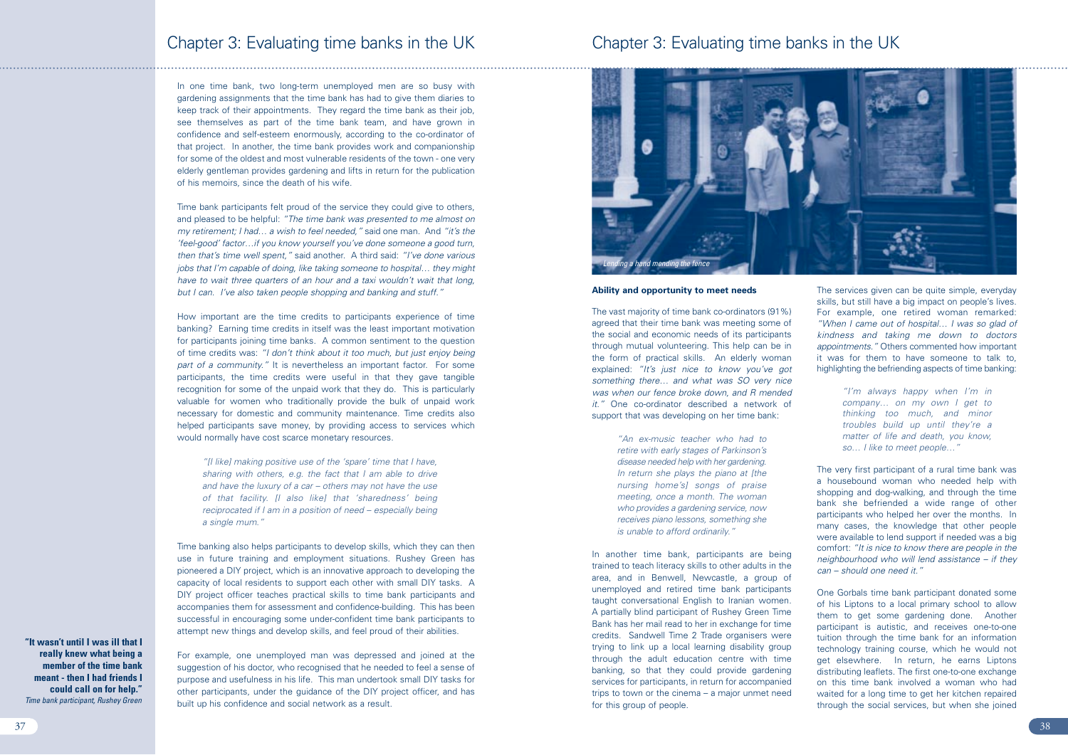In one time bank, two long-term unemployed men are so busy with gardening assignments that the time bank has had to give them diaries to keep track of their appointments. They regard the time bank as their job, see themselves as part of the time bank team, and have grown in confidence and self-esteem enormously, according to the co-ordinator of that project. In another, the time bank provides work and companionship for some of the oldest and most vulnerable residents of the town - one very elderly gentleman provides gardening and lifts in return for the publication of his memoirs, since the death of his wife.

Time bank participants felt proud of the service they could give to others, and pleased to be helpful: *"The time bank was presented to me almost on my retirement; I had… a wish to feel needed,"* said one man. And *"it's the 'feel-good' factor…if you know yourself you've done someone a good turn, then that's time well spent,"* said another. A third said: *"I've done various jobs that I'm capable of doing, like taking someone to hospital… they might have to wait three quarters of an hour and a taxi wouldn't wait that long, but I can. I've also taken people shopping and banking and stuff."*

How important are the time credits to participants experience of time banking? Earning time credits in itself was the least important motivation for participants joining time banks. A common sentiment to the question of time credits was: *"I don't think about it too much, but just enjoy being part of a community."* It is nevertheless an important factor. For some participants, the time credits were useful in that they gave tangible recognition for some of the unpaid work that they do. This is particularly valuable for women who traditionally provide the bulk of unpaid work necessary for domestic and community maintenance. Time credits also helped participants save money, by providing access to services which would normally have cost scarce monetary resources.

> *"[I like] making positive use of the 'spare' time that I have, sharing with others, e.g. the fact that I am able to drive and have the luxury of a car – others may not have the use of that facility. [I also like] that 'sharedness' being reciprocated if I am in a position of need – especially being a single mum."*

Time banking also helps participants to develop skills, which they can then use in future training and employment situations. Rushey Green has pioneered a DIY project, which is an innovative approach to developing the capacity of local residents to support each other with small DIY tasks. A DIY project officer teaches practical skills to time bank participants and accompanies them for assessment and confidence-building. This has been successful in encouraging some under-confident time bank participants to attempt new things and develop skills, and feel proud of their abilities.

For example, one unemployed man was depressed and joined at the suggestion of his doctor, who recognised that he needed to feel a sense of purpose and usefulness in his life. This man undertook small DIY tasks for other participants, under the guidance of the DIY project officer, and has built up his confidence and social network as a result.

**"It wasn't until I was ill that I really knew what being a member of the time bank meant - then I had friends I could call on for help."**
*Time bank participant, Rushey Green*

*Lending a hand mending the fence*

#### Ability and opportunity to meet needs

The vast majority of time bank co-ordinators (91%) agreed that their time bank was meeting some of the social and economic needs of its participants through mutual volunteering. This help can be in the form of practical skills. An elderly woman explained: *"It's just nice to know you've got something there… and what was SO very nice was when our fence broke down, and R mended it."* One co-ordinator described a network of support that was developing on her time bank:

> *"An ex-music teacher who had to retire with early stages of Parkinson's disease needed help with her gardening. In return she plays the piano at [the nursing home's] songs of praise meeting, once a month. The woman who provides a gardening service, now receives piano lessons, something she is unable to afford ordinarily."*

In another time bank, participants are being trained to teach literacy skills to other adults in the area, and in Benwell, Newcastle, a group of unemployed and retired time bank participants taught conversational English to Iranian women. A partially blind participant of Rushey Green Time Bank has her mail read to her in exchange for time credits. Sandwell Time 2 Trade organisers were trying to link up a local learning disability group through the adult education centre with time banking, so that they could provide gardening services for participants, in return for accompanied trips to town or the cinema – a major unmet need for this group of people.

The services given can be quite simple, everyday skills, but still have a big impact on people's lives. For example, one retired woman remarked: *"When I came out of hospital… I was so glad of kindness and taking me down to doctors appointments."* Others commented how important it was for them to have someone to talk to, highlighting the befriending aspects of time banking:

> *"I'm always happy when I'm in company… on my own I get to thinking too much, and minor troubles build up until they're a matter of life and death, you know, so… I like to meet people…"*

The very first participant of a rural time bank was a housebound woman who needed help with shopping and dog-walking, and through the time bank she befriended a wide range of other participants who helped her over the months. In many cases, the knowledge that other people were available to lend support if needed was a big comfort: *"It is nice to know there are people in the neighbourhood who will lend assistance – if they can – should one need it."*

One Gorbals time bank participant donated some of his Liptons to a local primary school to allow them to get some gardening done. Another participant is autistic, and receives one-to-one tuition through the time bank for an information technology training course, which he would not get elsewhere. In return, he earns Liptons distributing leaflets. The first one-to-one exchange on this time bank involved a woman who had waited for a long time to get her kitchen repaired through the social services, but when she joined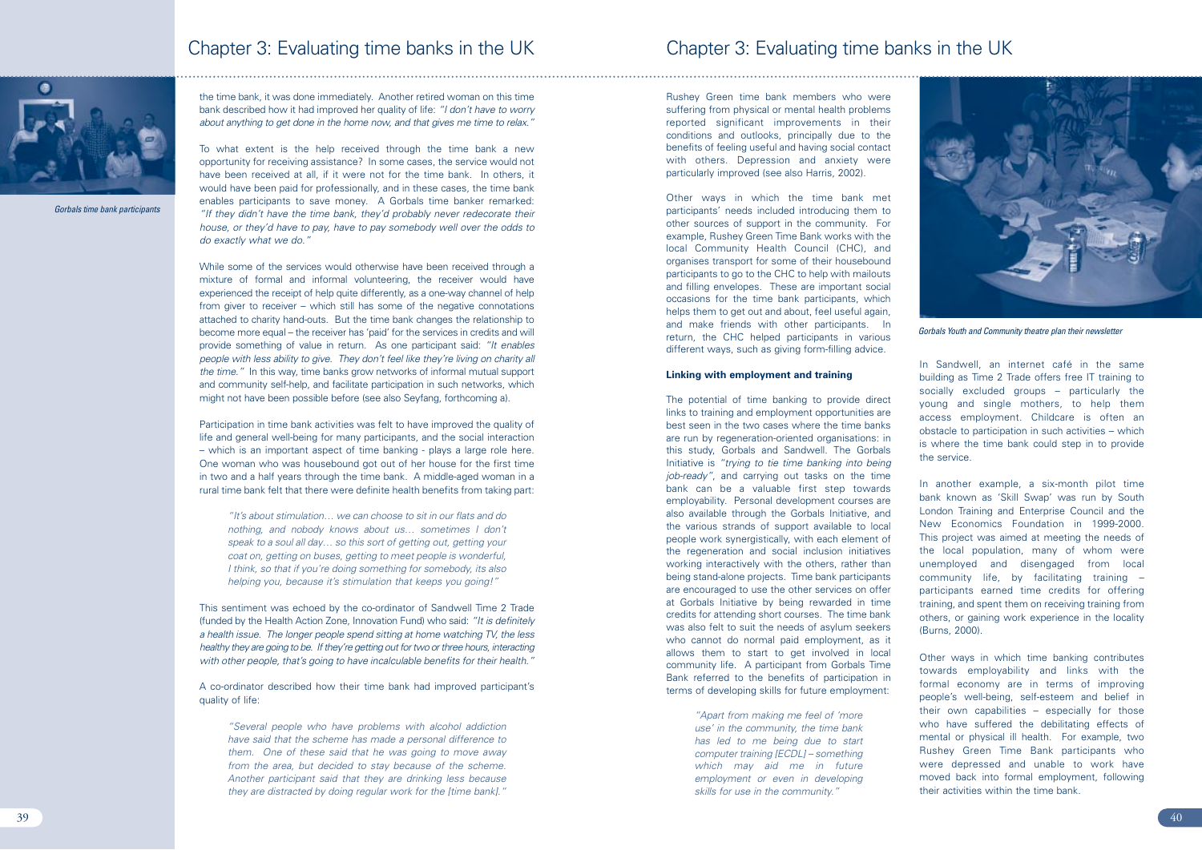the time bank, it was done immediately. Another retired woman on this time bank described how it had improved her quality of life: *"I don't have to worry about anything to get done in the home now, and that gives me time to relax."*

To what extent is the help received through the time bank a new opportunity for receiving assistance? In some cases, the service would not have been received at all, if it were not for the time bank. In others, it would have been paid for professionally, and in these cases, the time bank enables participants to save money. A Gorbals time banker remarked: *"If they didn't have the time bank, they'd probably never redecorate their house, or they'd have to pay, have to pay somebody well over the odds to do exactly what we do."*

While some of the services would otherwise have been received through a mixture of formal and informal volunteering, the receiver would have experienced the receipt of help quite differently, as a one-way channel of help from giver to receiver – which still has some of the negative connotations attached to charity hand-outs. But the time bank changes the relationship to become more equal – the receiver has 'paid' for the services in credits and will provide something of value in return. As one participant said: *"It enables people with less ability to give. They don't feel like they're living on charity all the time."* In this way, time banks grow networks of informal mutual support and community self-help, and facilitate participation in such networks, which might not have been possible before (see also Seyfang, forthcoming a).

Participation in time bank activities was felt to have improved the quality of life and general well-being for many participants, and the social interaction – which is an important aspect of time banking - plays a large role here. One woman who was housebound got out of her house for the first time in two and a half years through the time bank. A middle-aged woman in a rural time bank felt that there were definite health benefits from taking part:

> *"It's about stimulation… we can choose to sit in our flats and do nothing, and nobody knows about us… sometimes I don't speak to a soul all day… so this sort of getting out, getting your coat on, getting on buses, getting to meet people is wonderful, I think, so that if you're doing something for somebody, its also helping you, because it's stimulation that keeps you going!"*

This sentiment was echoed by the co-ordinator of Sandwell Time 2 Trade (funded by the Health Action Zone, Innovation Fund) who said: *"It is definitely a health issue. The longer people spend sitting at home watching TV, the less healthy they are going to be. If they're getting out for two or three hours, interacting with other people, that's going to have incalculable benefits for their health."*

A co-ordinator described how their time bank had improved participant's quality of life:

> *"Several people who have problems with alcohol addiction have said that the scheme has made a personal difference to them. One of these said that he was going to move away from the area, but decided to stay because of the scheme. Another participant said that they are drinking less because they are distracted by doing regular work for the [time bank]."*

*Gorbals time bank participants*

Rushey Green time bank members who were suffering from physical or mental health problems reported significant improvements in their conditions and outlooks, principally due to the benefits of feeling useful and having social contact with others. Depression and anxiety were particularly improved (see also Harris, 2002).

Other ways in which the time bank met participants' needs included introducing them to other sources of support in the community. For example, Rushey Green Time Bank works with the local Community Health Council (CHC), and organises transport for some of their housebound participants to go to the CHC to help with mailouts and filling envelopes. These are important social occasions for the time bank participants, which helps them to get out and about, feel useful again, and make friends with other participants. In return, the CHC helped participants in various different ways, such as giving form-filling advice.

#### Linking with employment and training

The potential of time banking to provide direct links to training and employment opportunities are best seen in the two cases where the time banks are run by regeneration-oriented organisations: in this study, Gorbals and Sandwell. The Gorbals Initiative is *"trying to tie time banking into being job-ready"*, and carrying out tasks on the time bank can be a valuable first step towards employability. Personal development courses are also available through the Gorbals Initiative, and the various strands of support available to local people work synergistically, with each element of the regeneration and social inclusion initiatives working interactively with the others, rather than being stand-alone projects. Time bank participants are encouraged to use the other services on offer at Gorbals Initiative by being rewarded in time credits for attending short courses. The time bank was also felt to suit the needs of asylum seekers who cannot do normal paid employment, as it allows them to start to get involved in local community life. A participant from Gorbals Time Bank referred to the benefits of participation in terms of developing skills for future employment:

> *"Apart from making me feel of 'more use' in the community, the time bank has led to me being due to start computer training [ECDL] – something which may aid me in future employment or even in developing skills for use in the community."*

*Gorbals Youth and Community theatre plan their newsletter*

In Sandwell, an internet café in the same building as Time 2 Trade offers free IT training to socially excluded groups – particularly the young and single mothers, to help them access employment. Childcare is often an obstacle to participation in such activities – which is where the time bank could step in to provide the service.

In another example, a six-month pilot time bank known as 'Skill Swap' was run by South London Training and Enterprise Council and the New Economics Foundation in 1999-2000. This project was aimed at meeting the needs of the local population, many of whom were unemployed and disengaged from local community life, by facilitating training – participants earned time credits for offering training, and spent them on receiving training from others, or gaining work experience in the locality (Burns, 2000).

Other ways in which time banking contributes towards employability and links with the formal economy are in terms of improving people's well-being, self-esteem and belief in their own capabilities – especially for those who have suffered the debilitating effects of mental or physical ill health. For example, two Rushey Green Time Bank participants who were depressed and unable to work have moved back into formal employment, following their activities within the time bank.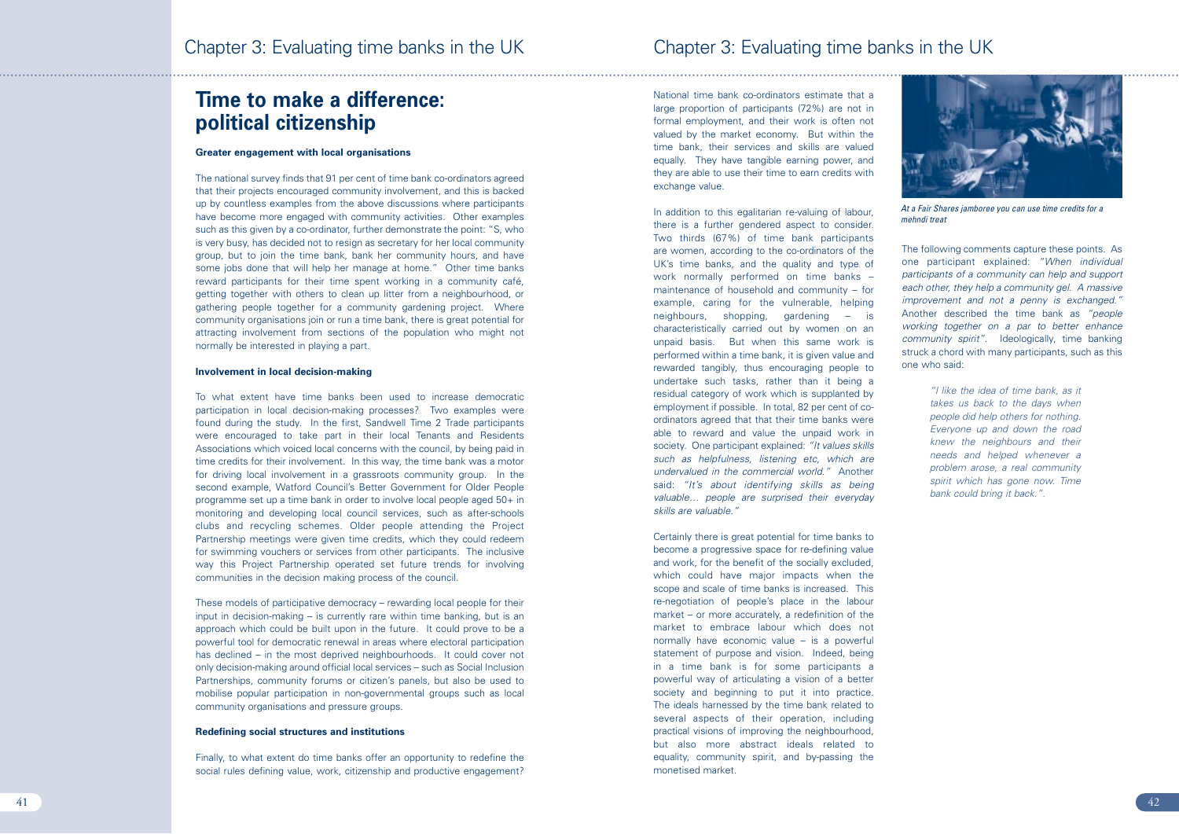## Time to make a difference: political citizenship

**Greater engagement with local organisations**

The national survey finds that 91 per cent of time bank co-ordinators agreed that their projects encouraged community involvement, and this is backed up by countless examples from the above discussions where participants have become more engaged with community activities. Other examples such as this given by a co-ordinator, further demonstrate the point: "S, who is very busy, has decided not to resign as secretary for her local community group, but to join the time bank, bank her community hours, and have some jobs done that will help her manage at home." Other time banks reward participants for their time spent working in a community café, getting together with others to clean up litter from a neighbourhood, or gathering people together for a community gardening project. Where community organisations join or run a time bank, there is great potential for attracting involvement from sections of the population who might not normally be interested in playing a part.

**Involvement in local decision-making**

To what extent have time banks been used to increase democratic participation in local decision-making processes? Two examples were found during the study. In the first, Sandwell Time 2 Trade participants were encouraged to take part in their local Tenants and Residents Associations which voiced local concerns with the council, by being paid in time credits for their involvement. In this way, the time bank was a motor for driving local involvement in a grassroots community group. In the second example, Watford Council's Better Government for Older People programme set up a time bank in order to involve local people aged 50+ in monitoring and developing local council services, such as after-schools clubs and recycling schemes. Older people attending the Project Partnership meetings were given time credits, which they could redeem for swimming vouchers or services from other participants. The inclusive way this Project Partnership operated set future trends for involving communities in the decision making process of the council.

These models of participative democracy – rewarding local people for their input in decision-making – is currently rare within time banking, but is an approach which could be built upon in the future. It could prove to be a powerful tool for democratic renewal in areas where electoral participation has declined – in the most deprived neighbourhoods. It could cover not only decision-making around official local services – such as Social Inclusion Partnerships, community forums or citizen's panels, but also be used to mobilise popular participation in non-governmental groups such as local community organisations and pressure groups.

**Redefining social structures and institutions**

Finally, to what extent do time banks offer an opportunity to redefine the social rules defining value, work, citizenship and productive engagement? National time bank co-ordinators estimate that a large proportion of participants (72%) are not in formal employment, and their work is often not valued by the market economy. But within the time bank, their services and skills are valued equally. They have tangible earning power, and they are able to use their time to earn credits with exchange value.

In addition to this egalitarian re-valuing of labour, there is a further gendered aspect to consider. Two thirds (67%) of time bank participants are women, according to the co-ordinators of the UK's time banks, and the quality and type of work normally performed on time banks – maintenance of household and community – for example, caring for the vulnerable, helping neighbours, shopping, gardening – is characteristically carried out by women on an unpaid basis. But when this same work is performed within a time bank, it is given value and rewarded tangibly, thus encouraging people to undertake such tasks, rather than it being a residual category of work which is supplanted by employment if possible. In total, 82 per cent of co-ordinators agreed that their time banks were able to reward and value the unpaid work in society. One participant explained: *"It values skills such as helpfulness, listening etc, which are undervalued in the commercial world."* Another said: *"It's about identifying skills as being valuable... people are surprised their everyday skills are valuable."*

Certainly there is great potential for time banks to become a progressive space for re-defining value and work, for the benefit of the socially excluded, which could have major impacts when the scope and scale of time banks is increased. This re-negotiation of people's place in the labour market – or more accurately, a redefinition of the market to embrace labour which does not normally have economic value – is a powerful statement of purpose and vision. Indeed, being in a time bank is for some participants a powerful way of articulating a vision of a better society and beginning to put it into practice. The ideals harnessed by the time bank related to several aspects of their operation, including practical visions of improving the neighbourhood, but also more abstract ideals related to equality, community spirit, and by-passing the monetised market.

*At a Fair Shares jamboree you can use time credits for a mehndi treat*

The following comments capture these points. As one participant explained: *"When individual participants of a community can help and support each other, they help a community gel. A massive improvement and not a penny is exchanged."* Another described the time bank as *"people working together on a par to better enhance community spirit"*. Ideologically, time banking struck a chord with many participants, such as this one who said:

> *"I like the idea of time bank, as it takes us back to the days when people did help others for nothing. Everyone up and down the road knew the neighbours and their needs and helped whenever a problem arose, a real community spirit which has gone now. Time bank could bring it back."*.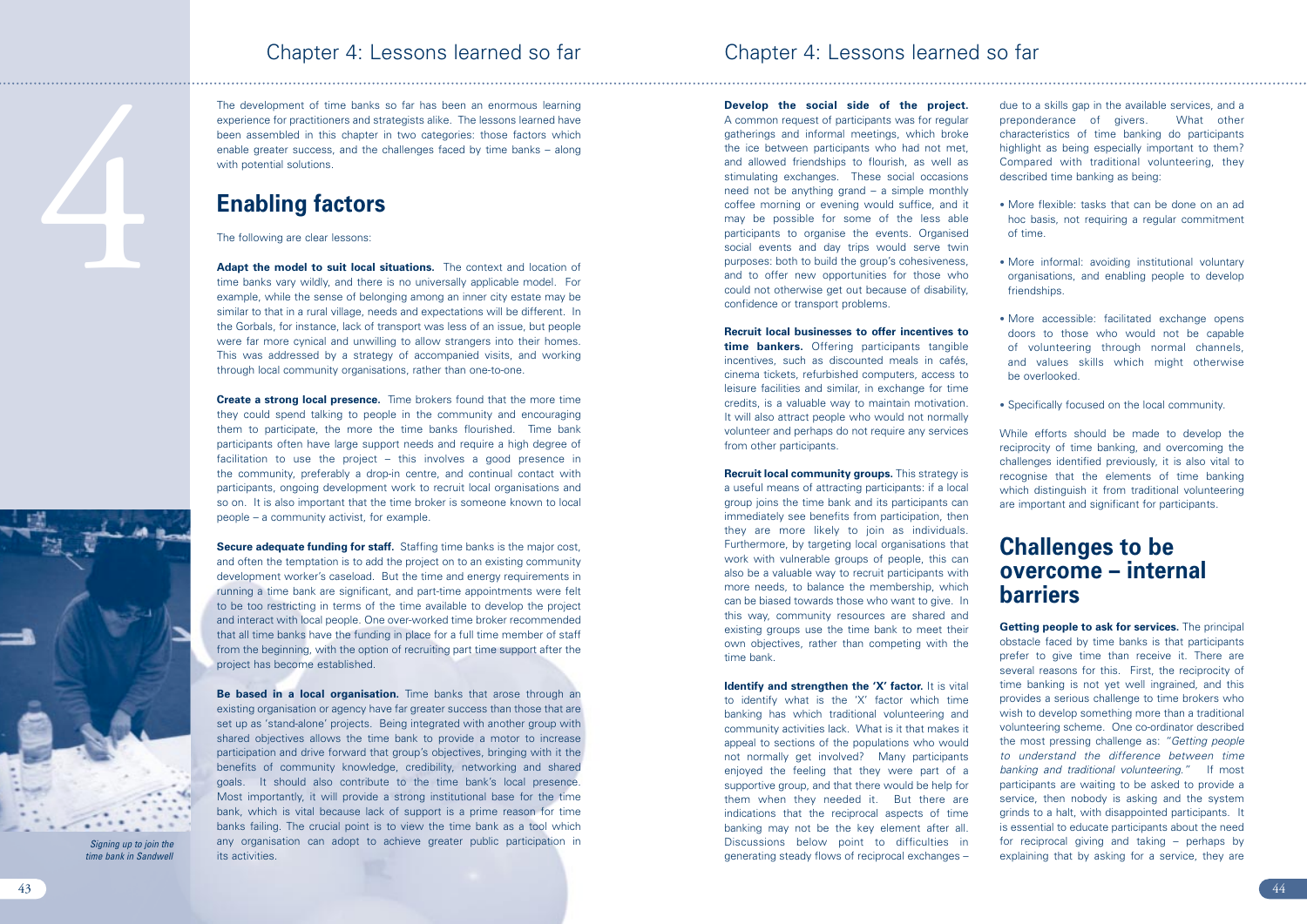# Chapter 4: Lessons learned so far

The development of time banks so far has been an enormous learning experience for practitioners and strategists alike. The lessons learned have been assembled in this chapter in two categories: those factors which enable greater success, and the challenges faced by time banks – along with potential solutions.

## Enabling factors

The following are clear lessons:

**Adapt the model to suit local situations.** The context and location of time banks vary wildly, and there is no universally applicable model. For example, while the sense of belonging among an inner city estate may be similar to that in a rural village, needs and expectations will be different. In the Gorbals, for instance, lack of transport was less of an issue, but people were far more cynical and unwilling to allow strangers into their homes. This was addressed by a strategy of accompanied visits, and working through local community organisations, rather than one-to-one.

**Create a strong local presence.** Time brokers found that the more time they could spend talking to people in the community and encouraging them to participate, the more the time banks flourished. Time bank participants often have large support needs and require a high degree of facilitation to use the project – this involves a good presence in the community, preferably a drop-in centre, and continual contact with participants, ongoing development work to recruit local organisations and so on. It is also important that the time broker is someone known to local people – a community activist, for example.

**Secure adequate funding for staff.** Staffing time banks is the major cost, and often the temptation is to add the project on to an existing community development worker's caseload. But the time and energy requirements in running a time bank are significant, and part-time appointments were felt to be too restricting in terms of the time available to develop the project and interact with local people. One over-worked time broker recommended that all time banks have the funding in place for a full time member of staff from the beginning, with the option of recruiting part time support after the project has become established.

**Be based in a local organisation.** Time banks that arose through an existing organisation or agency have far greater success than those that are set up as 'stand-alone' projects. Being integrated with another group with shared objectives allows the time bank to provide a motor to increase participation and drive forward that group's objectives, bringing with it the benefits of community knowledge, credibility, networking and shared goals. It should also contribute to the time bank's local presence. Most importantly, it will provide a strong institutional base for the time bank, which is vital because lack of support is a prime reason for time banks failing. The crucial point is to view the time bank as a tool which any organisation can adopt to achieve greater public participation in its activities.

*Signing up to join the time bank in Sandwell*

**Develop the social side of the project.** A common request of participants was for regular gatherings and informal meetings, which broke the ice between participants who had not met, and allowed friendships to flourish, as well as stimulating exchanges. These social occasions need not be anything grand – a simple monthly coffee morning or evening would suffice, and it may be possible for some of the less able participants to organise the events. Organised social events and day trips would serve twin purposes: both to build the group's cohesiveness, and to offer new opportunities for those who could not otherwise get out because of disability, confidence or transport problems.

**Recruit local businesses to offer incentives to time bankers.** Offering participants tangible incentives, such as discounted meals in cafés, cinema tickets, refurbished computers, access to leisure facilities and similar, in exchange for time credits, is a valuable way to maintain motivation. It will also attract people who would not normally volunteer and perhaps do not require any services from other participants.

**Recruit local community groups.** This strategy is a useful means of attracting participants: if a local group joins the time bank and its participants can immediately see benefits from participation, then they are more likely to join as individuals. Furthermore, by targeting local organisations that work with vulnerable groups of people, this can also be a valuable way to recruit participants with more needs, to balance the membership, which can be biased towards those who want to give. In this way, community resources are shared and existing groups use the time bank to meet their own objectives, rather than competing with the time bank.

**Identify and strengthen the 'X' factor.** It is vital to identify what is the 'X' factor which time banking has which traditional volunteering and community activities lack. What is it that makes it appeal to sections of the populations who would not normally get involved? Many participants enjoyed the feeling that they were part of a supportive group, and that there would be help for them when they needed it. But there are indications that the reciprocal aspects of time banking may not be the key element after all. Discussions below point to difficulties in generating steady flows of reciprocal exchanges – due to a skills gap in the available services, and a preponderance of givers. What other characteristics of time banking do participants highlight as being especially important to them? Compared with traditional volunteering, they described time banking as being:

- More flexible: tasks that can be done on an ad hoc basis, not requiring a regular commitment of time.
- More informal: avoiding institutional voluntary organisations, and enabling people to develop friendships.
- More accessible: facilitated exchange opens doors to those who would not be capable of volunteering through normal channels, and values skills which might otherwise be overlooked.
- Specifically focused on the local community.

While efforts should be made to develop the reciprocity of time banking, and overcoming the challenges identified previously, it is also vital to recognise that the elements of time banking which distinguish it from traditional volunteering are important and significant for participants.

## Challenges to be overcome – internal barriers

**Getting people to ask for services.** The principal obstacle faced by time banks is that participants prefer to give time than receive it. There are several reasons for this. First, the reciprocity of time banking is not yet well ingrained, and this provides a serious challenge to time brokers who wish to develop something more than a traditional volunteering scheme. One co-ordinator described the most pressing challenge as: *"Getting people to understand the difference between time banking and traditional volunteering."* If most participants are waiting to be asked to provide a service, then nobody is asking and the system grinds to a halt, with disappointed participants. It is essential to educate participants about the need for reciprocal giving and taking – perhaps by explaining that by asking for a service, they are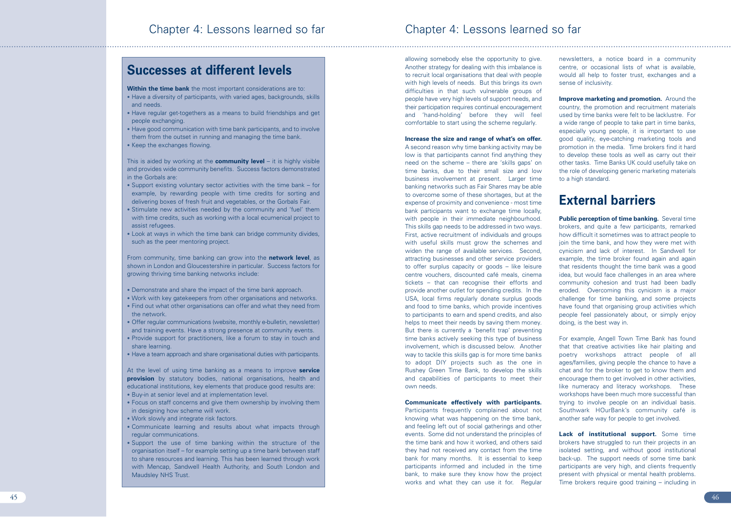## Successes at different levels

**Within the time bank** the most important considerations are to:

- Have a diversity of participants, with varied ages, backgrounds, skills and needs.
- Have regular get-togethers as a means to build friendships and get people exchanging.
- Have good communication with time bank participants, and to involve them from the outset in running and managing the time bank.
- Keep the exchanges flowing.

This is aided by working at the **community level** – it is highly visible and provides wide community benefits. Success factors demonstrated in the Gorbals are:

- Support existing voluntary sector activities with the time bank – for example, by rewarding people with time credits for sorting and delivering boxes of fresh fruit and vegetables, or the Gorbals Fair.
- Stimulate new activities needed by the community and 'fuel' them with time credits, such as working with a local ecumenical project to assist refugees.
- Look at ways in which the time bank can bridge community divides, such as the peer mentoring project.

From community, time banking can grow into the **network level**, as shown in London and Gloucestershire in particular. Success factors for growing thriving time banking networks include:

- Demonstrate and share the impact of the time bank approach.
- Work with key gatekeepers from other organisations and networks.
- Find out what other organisations can offer and what they need from the network.
- Offer regular communications (website, monthly e-bulletin, newsletter) and training events. Have a strong presence at community events.
- Provide support for practitioners, like a forum to stay in touch and share learning.
- Have a team approach and share organisational duties with participants.

At the level of using time banking as a means to improve **service provision** by statutory bodies, national organisations, health and educational institutions, key elements that produce good results are:

- Buy-in at senior level and at implementation level.
- Focus on staff concerns and give them ownership by involving them in designing how scheme will work.
- Work slowly and integrate risk factors.
- Communicate learning and results about what impacts through regular communications.
- Support the use of time banking within the structure of the organisation itself – for example setting up a time bank between staff to share resources and learning. This has been learned through work with Mencap, Sandwell Health Authority, and South London and Maudsley NHS Trust.

allowing somebody else the opportunity to give. Another strategy for dealing with this imbalance is to recruit local organisations that deal with people with high levels of needs. But this brings its own difficulties in that such vulnerable groups of people have very high levels of support needs, and their participation requires continual encouragement and 'hand-holding' before they will feel comfortable to start using the scheme regularly.

**Increase the size and range of what's on offer.** A second reason why time banking activity may be low is that participants cannot find anything they need on the scheme – there are 'skills gaps' on time banks, due to their small size and low business involvement at present. Larger time banking networks such as Fair Shares may be able to overcome some of these shortages, but at the expense of proximity and convenience - most time bank participants want to exchange time locally, with people in their immediate neighbourhood. This skills gap needs to be addressed in two ways. First, active recruitment of individuals and groups with useful skills must grow the schemes and widen the range of available services. Second, attracting businesses and other service providers to offer surplus capacity or goods – like leisure centre vouchers, discounted café meals, cinema tickets – that can recognise their efforts and provide another outlet for spending credits. In the USA, local firms regularly donate surplus goods and food to time banks, which provide incentives to participants to earn and spend credits, and also helps to meet their needs by saving them money. But there is currently a 'benefit trap' preventing time banks actively seeking this type of business involvement, which is discussed below. Another way to tackle this skills gap is for more time banks to adopt DIY projects such as the one in Rushey Green Time Bank, to develop the skills and capabilities of participants to meet their own needs.

**Communicate effectively with participants.** Participants frequently complained about not knowing what was happening on the time bank, and feeling left out of social gatherings and other events. Some did not understand the principles of the time bank and how it worked, and others said they had not received any contact from the time bank for many months. It is essential to keep participants informed and included in the time bank, to make sure they know how the project works and what they can use it for. Regular newsletters, a notice board in a community centre, or occasional lists of what is available, would all help to foster trust, exchanges and a sense of inclusivity.

**Improve marketing and promotion.** Around the country, the promotion and recruitment materials used by time banks were felt to be lacklustre. For a wide range of people to take part in time banks, especially young people, it is important to use good quality, eye-catching marketing tools and promotion in the media. Time brokers find it hard to develop these tools as well as carry out their other tasks. Time Banks UK could usefully take on the role of developing generic marketing materials to a high standard.

## External barriers

**Public perception of time banking.** Several time brokers, and quite a few participants, remarked how difficult it sometimes was to attract people to join the time bank, and how they were met with cynicism and lack of interest. In Sandwell for example, the time broker found again and again that residents thought the time bank was a good idea, but would face challenges in an area where community cohesion and trust had been badly eroded. Overcoming this cynicism is a major challenge for time banking, and some projects have found that organising group activities which people feel passionately about, or simply enjoy doing, is the best way in.

For example, Angell Town Time Bank has found that that creative activities like hair plaiting and poetry workshops attract people of all ages/families, giving people the chance to have a chat and for the broker to get to know them and encourage them to get involved in other activities, like numeracy and literacy workshops. These workshops have been much more successful than trying to involve people on an individual basis. Southwark HOurBank's community café is another safe way for people to get involved.

**Lack of institutional support.** Some time brokers have struggled to run their projects in an isolated setting, and without good institutional back-up. The support needs of some time bank participants are very high, and clients frequently present with physical or mental health problems. Time brokers require good training – including in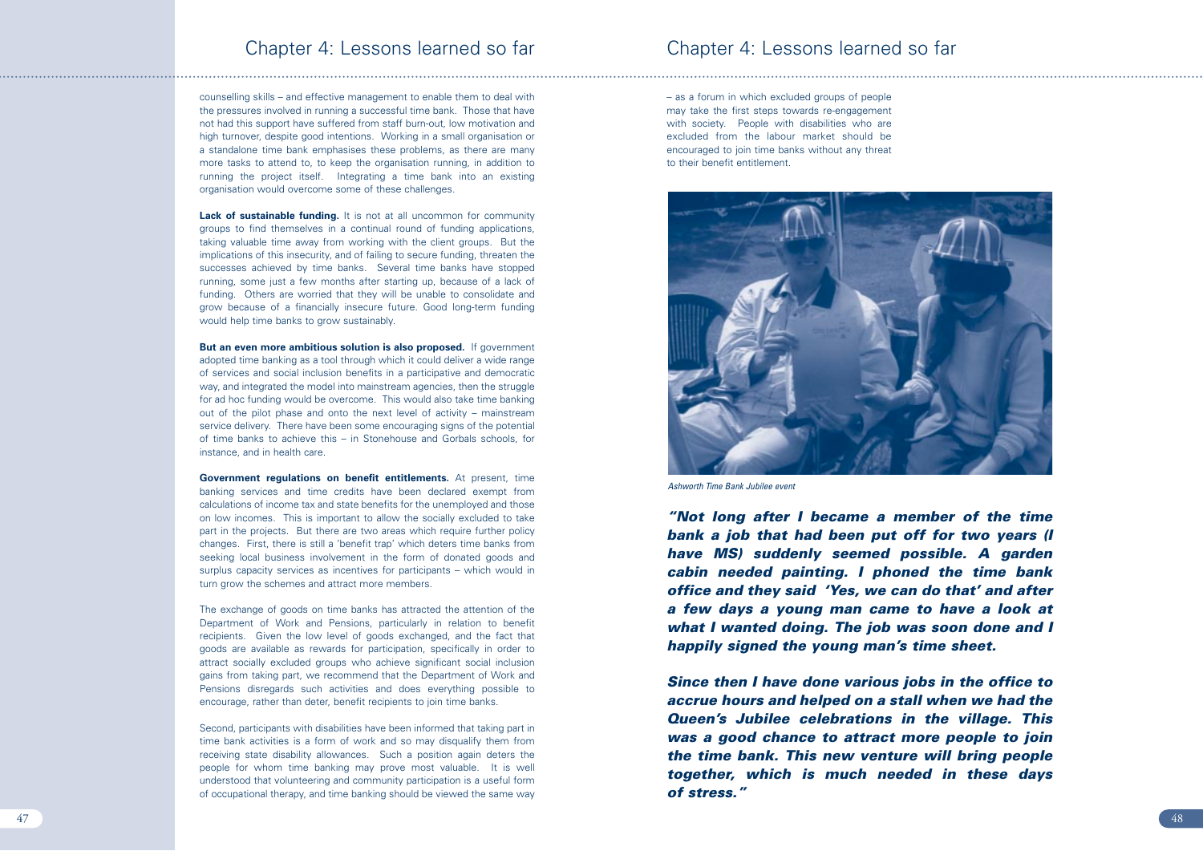counselling skills – and effective management to enable them to deal with the pressures involved in running a successful time bank. Those that have not had this support have suffered from staff burn-out, low motivation and high turnover, despite good intentions. Working in a small organisation or a standalone time bank emphasises these problems, as there are many more tasks to attend to, to keep the organisation running, in addition to running the project itself. Integrating a time bank into an existing organisation would overcome some of these challenges.

**Lack of sustainable funding.** It is not at all uncommon for community groups to find themselves in a continual round of funding applications, taking valuable time away from working with the client groups. But the implications of this insecurity, and of failing to secure funding, threaten the successes achieved by time banks. Several time banks have stopped running, some just a few months after starting up, because of a lack of funding. Others are worried that they will be unable to consolidate and grow because of a financially insecure future. Good long-term funding would help time banks to grow sustainably.

**But an even more ambitious solution is also proposed.** If government adopted time banking as a tool through which it could deliver a wide range of services and social inclusion benefits in a participative and democratic way, and integrated the model into mainstream agencies, then the struggle for ad hoc funding would be overcome. This would also take time banking out of the pilot phase and onto the next level of activity – mainstream service delivery. There have been some encouraging signs of the potential of time banks to achieve this – in Stonehouse and Gorbals schools, for instance, and in health care.

**Government regulations on benefit entitlements.** At present, time banking services and time credits have been declared exempt from calculations of income tax and state benefits for the unemployed and those on low incomes. This is important to allow the socially excluded to take part in the projects. But there are two areas which require further policy changes. First, there is still a 'benefit trap' which deters time banks from seeking local business involvement in the form of donated goods and surplus capacity services as incentives for participants – which would in turn grow the schemes and attract more members.

The exchange of goods on time banks has attracted the attention of the Department of Work and Pensions, particularly in relation to benefit recipients. Given the low level of goods exchanged, and the fact that goods are available as rewards for participation, specifically in order to attract socially excluded groups who achieve significant social inclusion gains from taking part, we recommend that the Department of Work and Pensions disregards such activities and does everything possible to encourage, rather than deter, benefit recipients to join time banks.

Second, participants with disabilities have been informed that taking part in time bank activities is a form of work and so may disqualify them from receiving state disability allowances. Such a position again deters the people for whom time banking may prove most valuable. It is well understood that volunteering and community participation is a useful form of occupational therapy, and time banking should be viewed the same way – as a forum in which excluded groups of people may take the first steps towards re-engagement with society. People with disabilities who are excluded from the labour market should be encouraged to join time banks without any threat to their benefit entitlement.

*Ashworth Time Bank Jubilee event*

***"Not long after I became a member of the time bank a job that had been put off for two years (I have MS) suddenly seemed possible. A garden cabin needed painting. I phoned the time bank office and they said 'Yes, we can do that' and after a few days a young man came to have a look at what I wanted doing. The job was soon done and I happily signed the young man's time sheet.***

***Since then I have done various jobs in the office to accrue hours and helped on a stall when we had the Queen's Jubilee celebrations in the village. This was a good chance to attract more people to join the time bank. This new venture will bring people together, which is much needed in these days of stress."***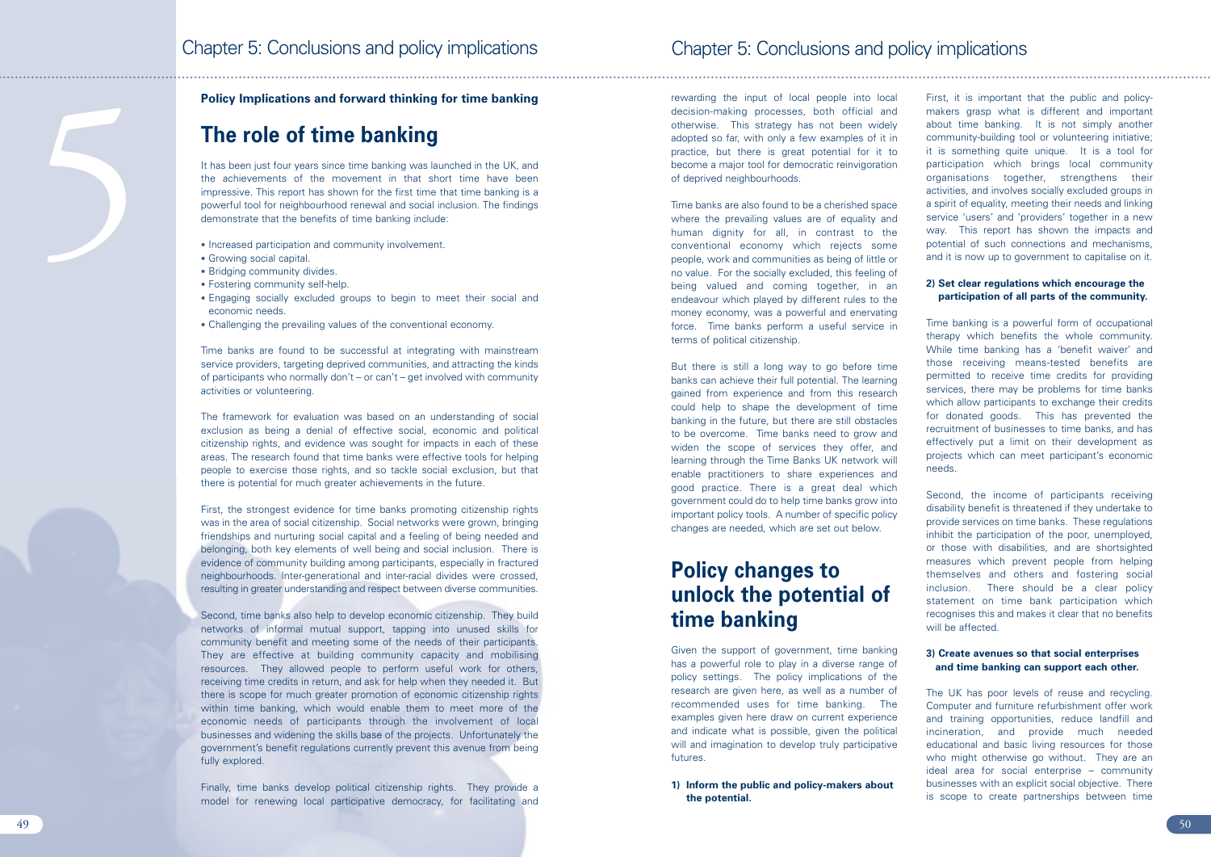**Policy Implications and forward thinking for time banking**

# The role of time banking

It has been just four years since time banking was launched in the UK, and the achievements of the movement in that short time have been impressive. This report has shown for the first time that time banking is a powerful tool for neighbourhood renewal and social inclusion. The findings demonstrate that the benefits of time banking include:

- Increased participation and community involvement.
- Growing social capital.
- Bridging community divides.
- Fostering community self-help.
- Engaging socially excluded groups to begin to meet their social and economic needs.
- Challenging the prevailing values of the conventional economy.

Time banks are found to be successful at integrating with mainstream service providers, targeting deprived communities, and attracting the kinds of participants who normally don't – or can't – get involved with community activities or volunteering.

The framework for evaluation was based on an understanding of social exclusion as being a denial of effective social, economic and political citizenship rights, and evidence was sought for impacts in each of these areas. The research found that time banks were effective tools for helping people to exercise those rights, and so tackle social exclusion, but that there is potential for much greater achievements in the future.

First, the strongest evidence for time banks promoting citizenship rights was in the area of social citizenship. Social networks were grown, bringing friendships and nurturing social capital and a feeling of being needed and belonging, both key elements of well being and social inclusion. There is evidence of community building among participants, especially in fractured neighbourhoods. Inter-generational and inter-racial divides were crossed, resulting in greater understanding and respect between diverse communities.

Second, time banks also help to develop economic citizenship. They build networks of informal mutual support, tapping into unused skills for community benefit and meeting some of the needs of their participants. They are effective at building community capacity and mobilising resources. They allowed people to perform useful work for others, receiving time credits in return, and ask for help when they needed it. But there is scope for much greater promotion of economic citizenship rights within time banking, which would enable them to meet more of the economic needs of participants through the involvement of local businesses and widening the skills base of the projects. Unfortunately the government's benefit regulations currently prevent this avenue from being fully explored.

Finally, time banks develop political citizenship rights. They provide a model for renewing local participative democracy, for facilitating and rewarding the input of local people into local decision-making processes, both official and otherwise. This strategy has not been widely adopted so far, with only a few examples of it in practice, but there is great potential for it to become a major tool for democratic reinvigoration of deprived neighbourhoods.

Time banks are also found to be a cherished space where the prevailing values are of equality and human dignity for all, in contrast to the conventional economy which rejects some people, work and communities as being of little or no value. For the socially excluded, this feeling of being valued and coming together, in an endeavour which played by different rules to the money economy, was a powerful and enervating force. Time banks perform a useful service in terms of political citizenship.

But there is still a long way to go before time banks can achieve their full potential. The learning gained from experience and from this research could help to shape the development of time banking in the future, but there are still obstacles to be overcome. Time banks need to grow and widen the scope of services they offer, and learning through the Time Banks UK network will enable practitioners to share experiences and good practice. There is a great deal which government could do to help time banks grow into important policy tools. A number of specific policy changes are needed, which are set out below.

# Policy changes to unlock the potential of time banking

Given the support of government, time banking has a powerful role to play in a diverse range of policy settings. The policy implications of the research are given here, as well as a number of recommended uses for time banking. The examples given here draw on current experience and indicate what is possible, given the political will and imagination to develop truly participative futures.

**1) Inform the public and policy-makers about the potential.**

First, it is important that the public and policy-makers grasp what is different and important about time banking. It is not simply another community-building tool or volunteering initiative; it is something quite unique. It is a tool for participation which brings local community organisations together, strengthens their activities, and involves socially excluded groups in a spirit of equality, meeting their needs and linking service 'users' and 'providers' together in a new way. This report has shown the impacts and potential of such connections and mechanisms, and it is now up to government to capitalise on it.

**2) Set clear regulations which encourage the participation of all parts of the community.**

Time banking is a powerful form of occupational therapy which benefits the whole community. While time banking has a 'benefit waiver' and those receiving means-tested benefits are permitted to receive time credits for providing services, there may be problems for time banks which allow participants to exchange their credits for donated goods. This has prevented the recruitment of businesses to time banks, and has effectively put a limit on their development as projects which can meet participant's economic needs.

Second, the income of participants receiving disability benefit is threatened if they undertake to provide services on time banks. These regulations inhibit the participation of the poor, unemployed, or those with disabilities, and are shortsighted measures which prevent people from helping themselves and others and fostering social inclusion. There should be a clear policy statement on time bank participation which recognises this and makes it clear that no benefits will be affected.

**3) Create avenues so that social enterprises and time banking can support each other.**

The UK has poor levels of reuse and recycling. Computer and furniture refurbishment offer work and training opportunities, reduce landfill and incineration, and provide much needed educational and basic living resources for those who might otherwise go without. They are an ideal area for social enterprise – community businesses with an explicit social objective. There is scope to create partnerships between time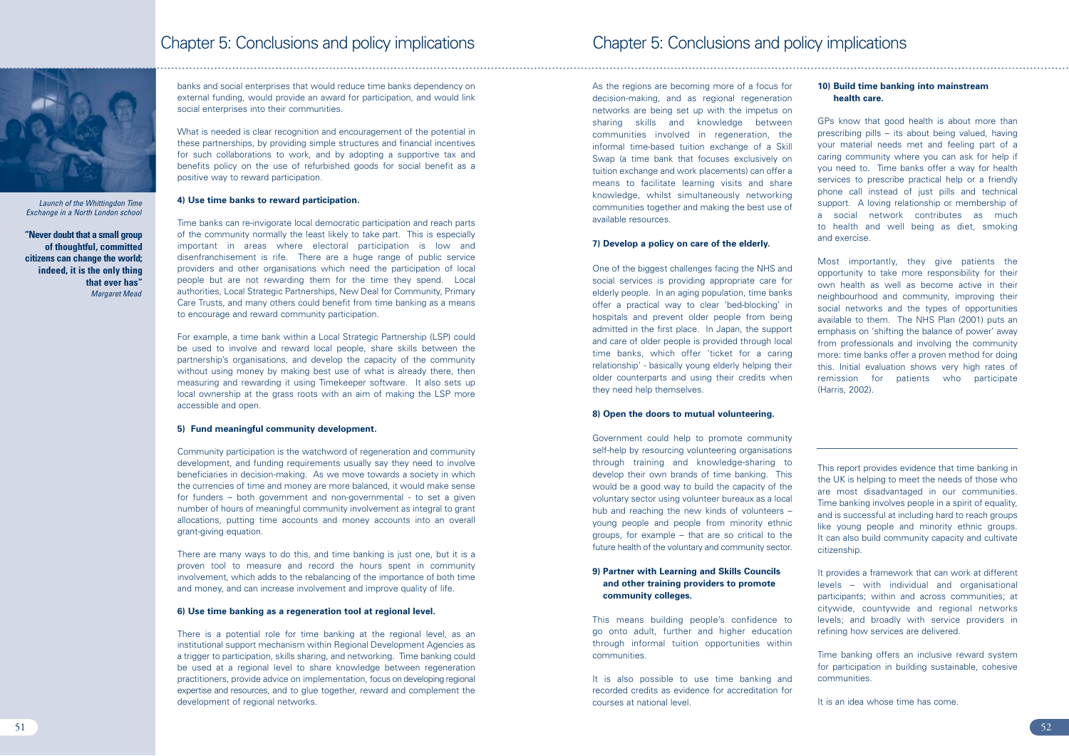*Launch of the Whittingdon Time Exchange in a North London school*

**"Never doubt that a small group of thoughtful, committed citizens can change the world; indeed, it is the only thing that ever has"**
*Margaret Mead*

banks and social enterprises that would reduce time banks dependency on external funding, would provide an award for participation, and would link social enterprises into their communities.

What is needed is clear recognition and encouragement of the potential in these partnerships, by providing simple structures and financial incentives for such collaborations to work, and by adopting a supportive tax and benefits policy on the use of refurbished goods for social benefit as a positive way to reward participation.

**4) Use time banks to reward participation.**

Time banks can re-invigorate local democratic participation and reach parts of the community normally the least likely to take part. This is especially important in areas where electoral participation is low and disenfranchisement is rife. There are a huge range of public service providers and other organisations which need the participation of local people but are not rewarding them for the time they spend. Local authorities, Local Strategic Partnerships, New Deal for Community, Primary Care Trusts, and many others could benefit from time banking as a means to encourage and reward community participation.

For example, a time bank within a Local Strategic Partnership (LSP) could be used to involve and reward local people, share skills between the partnership's organisations, and develop the capacity of the community without using money by making best use of what is already there, then measuring and rewarding it using Timekeeper software. It also sets up local ownership at the grass roots with an aim of making the LSP more accessible and open.

**5) Fund meaningful community development.**

Community participation is the watchword of regeneration and community development, and funding requirements usually say they need to involve beneficiaries in decision-making. As we move towards a society in which the currencies of time and money are more balanced, it would make sense for funders – both government and non-governmental - to set a given number of hours of meaningful community involvement as integral to grant allocations, putting time accounts and money accounts into an overall grant-giving equation.

There are many ways to do this, and time banking is just one, but it is a proven tool to measure and record the hours spent in community involvement, which adds to the rebalancing of the importance of both time and money, and can increase involvement and improve quality of life.

**6) Use time banking as a regeneration tool at regional level.**

There is a potential role for time banking at the regional level, as an institutional support mechanism within Regional Development Agencies as a trigger to participation, skills sharing, and networking. Time banking could be used at a regional level to share knowledge between regeneration practitioners, provide advice on implementation, focus on developing regional expertise and resources, and to glue together, reward and complement the development of regional networks.

As the regions are becoming more of a focus for decision-making, and as regional regeneration networks are being set up with the impetus on sharing skills and knowledge between communities involved in regeneration, the informal time-based tuition exchange of a Skill Swap (a time bank that focuses exclusively on tuition exchange and work placements) can offer a means to facilitate learning visits and share knowledge, whilst simultaneously networking communities together and making the best use of available resources.

**7) Develop a policy on care of the elderly.**

One of the biggest challenges facing the NHS and social services is providing appropriate care for elderly people. In an aging population, time banks offer a practical way to clear 'bed-blocking' in hospitals and prevent older people from being admitted in the first place. In Japan, the support and care of older people is provided through local time banks, which offer 'ticket for a caring relationship' - basically young elderly helping their older counterparts and using their credits when they need help themselves.

**8) Open the doors to mutual volunteering.**

Government could help to promote community self-help by resourcing volunteering organisations through training and knowledge-sharing to develop their own brands of time banking. This would be a good way to build the capacity of the voluntary sector using volunteer bureaux as a local hub and reaching the new kinds of volunteers – young people and people from minority ethnic groups, for example – that are so critical to the future health of the voluntary and community sector.

**9) Partner with Learning and Skills Councils and other training providers to promote community colleges.**

This means building people's confidence to go onto adult, further and higher education through informal tuition opportunities within communities.

It is also possible to use time banking and recorded credits as evidence for accreditation for courses at national level.

**10) Build time banking into mainstream health care.**

GPs know that good health is about more than prescribing pills – its about being valued, having your material needs met and feeling part of a caring community where you can ask for help if you need to. Time banks offer a way for health services to prescribe practical help or a friendly phone call instead of just pills and technical support. A loving relationship or membership of a social network contributes as much to health and well being as diet, smoking and exercise.

Most importantly, they give patients the opportunity to take more responsibility for their own health as well as become active in their neighbourhood and community, improving their social networks and the types of opportunities available to them. The NHS Plan (2001) puts an emphasis on 'shifting the balance of power' away from professionals and involving the community more: time banks offer a proven method for doing this. Initial evaluation shows very high rates of remission for patients who participate (Harris, 2002).

---

This report provides evidence that time banking in the UK is helping to meet the needs of those who are most disadvantaged in our communities. Time banking involves people in a spirit of equality, and is successful at including hard to reach groups like young people and minority ethnic groups. It can also build community capacity and cultivate citizenship.

It provides a framework that can work at different levels – with individual and organisational participants; within and across communities; at citywide, countywide and regional networks levels; and broadly with service providers in refining how services are delivered.

Time banking offers an inclusive reward system for participation in building sustainable, cohesive communities.

It is an idea whose time has come.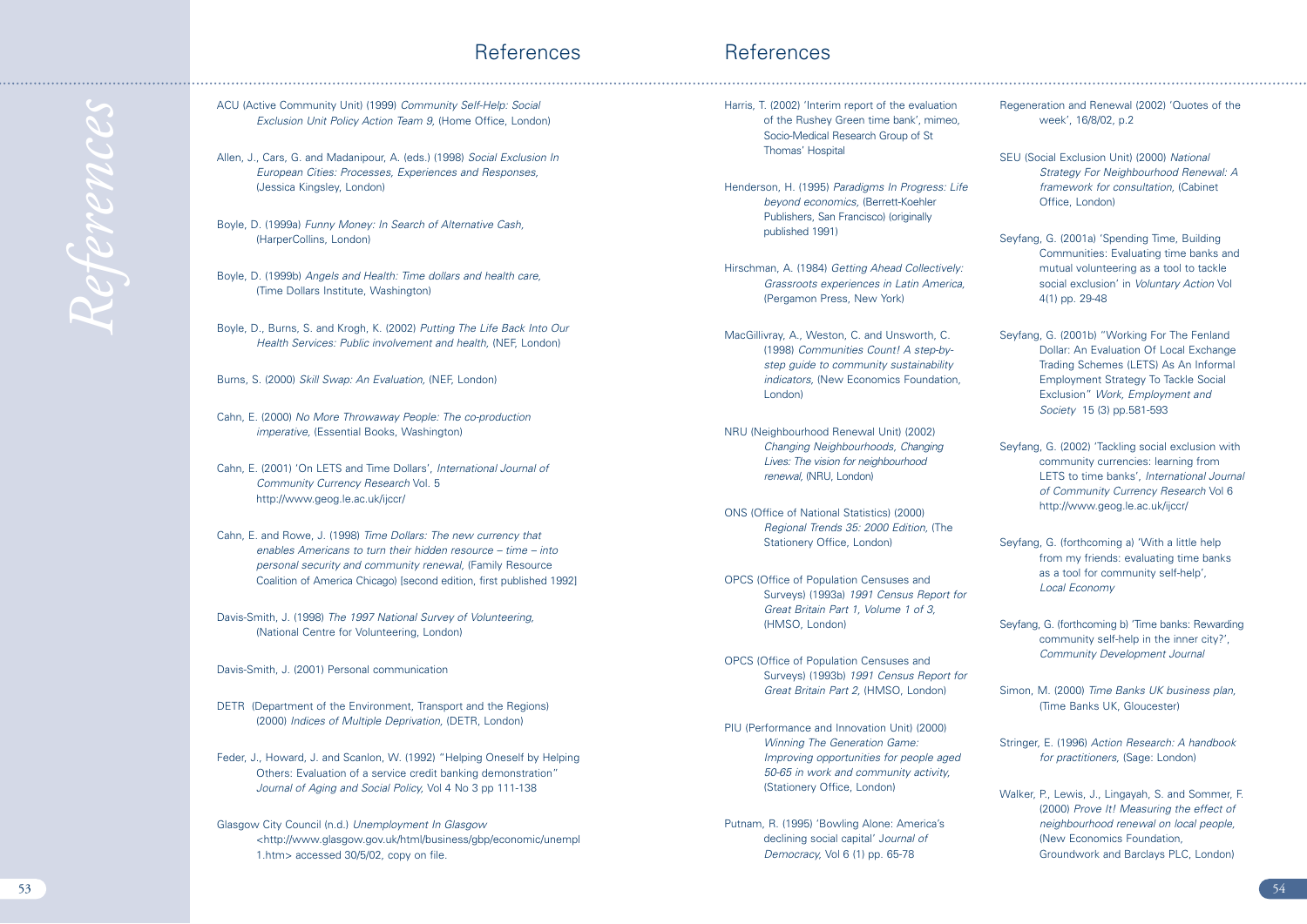# References

ACU (Active Community Unit) (1999) *Community Self-Help: Social Exclusion Unit Policy Action Team 9,* (Home Office, London)

Allen, J., Cars, G. and Madanipour, A. (eds.) (1998) *Social Exclusion In European Cities: Processes, Experiences and Responses,* (Jessica Kingsley, London)

Boyle, D. (1999a) *Funny Money: In Search of Alternative Cash,* (HarperCollins, London)

Boyle, D. (1999b) *Angels and Health: Time dollars and health care,* (Time Dollars Institute, Washington)

Boyle, D., Burns, S. and Krogh, K. (2002) *Putting The Life Back Into Our Health Services: Public involvement and health,* (NEF, London)

Burns, S. (2000) *Skill Swap: An Evaluation,* (NEF, London)

Cahn, E. (2000) *No More Throwaway People: The co-production imperative,* (Essential Books, Washington)

Cahn, E. (2001) 'On LETS and Time Dollars', *International Journal of Community Currency Research* Vol. 5 http://www.geog.le.ac.uk/ijccr/

Cahn, E. and Rowe, J. (1998) *Time Dollars: The new currency that enables Americans to turn their hidden resource – time – into personal security and community renewal,* (Family Resource Coalition of America Chicago) [second edition, first published 1992]

Davis-Smith, J. (1998) *The 1997 National Survey of Volunteering,* (National Centre for Volunteering, London)

Davis-Smith, J. (2001) Personal communication

DETR (Department of the Environment, Transport and the Regions) (2000) *Indices of Multiple Deprivation,* (DETR, London)

Feder, J., Howard, J. and Scanlon, W. (1992) "Helping Oneself by Helping Others: Evaluation of a service credit banking demonstration" *Journal of Aging and Social Policy,* Vol 4 No 3 pp 111-138

Glasgow City Council (n.d.) *Unemployment In Glasgow* <http://www.glasgow.gov.uk/html/business/gbp/economic/unempl 1.htm> accessed 30/5/02, copy on file.

# References

Harris, T. (2002) 'Interim report of the evaluation of the Rushey Green time bank', mimeo, Socio-Medical Research Group of St Thomas' Hospital

Henderson, H. (1995) *Paradigms In Progress: Life beyond economics,* (Berrett-Koehler Publishers, San Francisco) (originally published 1991)

Hirschman, A. (1984) *Getting Ahead Collectively: Grassroots experiences in Latin America,* (Pergamon Press, New York)

MacGillivray, A., Weston, C. and Unsworth, C. (1998) *Communities Count! A step-by-step guide to community sustainability indicators,* (New Economics Foundation, London)

NRU (Neighbourhood Renewal Unit) (2002) *Changing Neighbourhoods, Changing Lives: The vision for neighbourhood renewal,* (NRU, London)

ONS (Office of National Statistics) (2000) *Regional Trends 35: 2000 Edition,* (The Stationery Office, London)

OPCS (Office of Population Censuses and Surveys) (1993a) *1991 Census Report for Great Britain Part 1, Volume 1 of 3,* (HMSO, London)

OPCS (Office of Population Censuses and Surveys) (1993b) *1991 Census Report for Great Britain Part 2,* (HMSO, London)

PIU (Performance and Innovation Unit) (2000) *Winning The Generation Game: Improving opportunities for people aged 50-65 in work and community activity,* (Stationery Office, London)

Putnam, R. (1995) 'Bowling Alone: America's declining social capital' *Journal of Democracy,* Vol 6 (1) pp. 65-78

Regeneration and Renewal (2002) 'Quotes of the week', 16/8/02, p.2

SEU (Social Exclusion Unit) (2000) *National Strategy For Neighbourhood Renewal: A framework for consultation,* (Cabinet Office, London)

Seyfang, G. (2001a) 'Spending Time, Building Communities: Evaluating time banks and mutual volunteering as a tool to tackle social exclusion' in *Voluntary Action* Vol 4(1) pp. 29-48

Seyfang, G. (2001b) "Working For The Fenland Dollar: An Evaluation Of Local Exchange Trading Schemes (LETS) As An Informal Employment Strategy To Tackle Social Exclusion" *Work, Employment and Society* 15 (3) pp.581-593

Seyfang, G. (2002) 'Tackling social exclusion with community currencies: learning from LETS to time banks', *International Journal of Community Currency Research* Vol 6 http://www.geog.le.ac.uk/ijccr/

Seyfang, G. (forthcoming a) 'With a little help from my friends: evaluating time banks as a tool for community self-help', *Local Economy*

Seyfang, G. (forthcoming b) 'Time banks: Rewarding community self-help in the inner city?', *Community Development Journal*

Simon, M. (2000) *Time Banks UK business plan,* (Time Banks UK, Gloucester)

Stringer, E. (1996) *Action Research: A handbook for practitioners,* (Sage: London)

Walker, P., Lewis, J., Lingayah, S. and Sommer, F. (2000) *Prove It! Measuring the effect of neighbourhood renewal on local people,* (New Economics Foundation, Groundwork and Barclays PLC, London)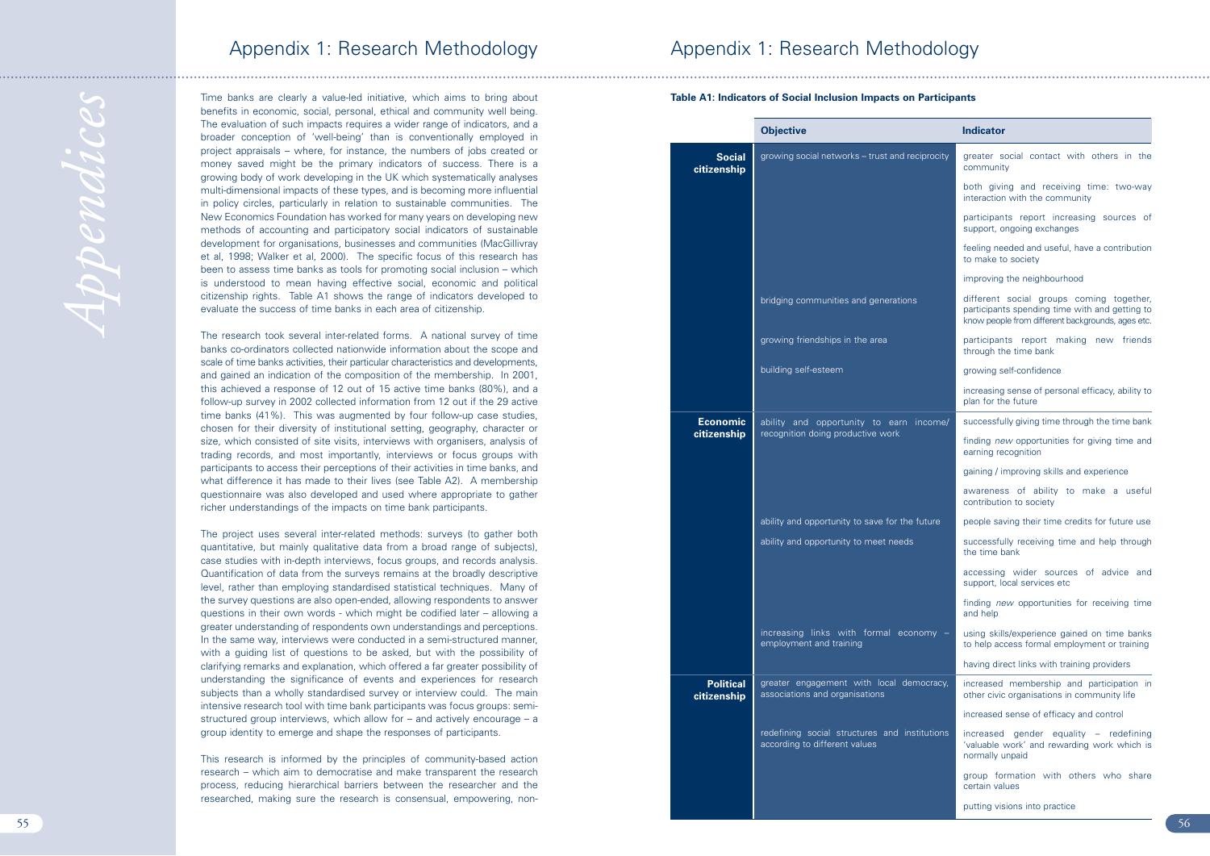# Appendix 1: Research Methodology

Time banks are clearly a value-led initiative, which aims to bring about benefits in economic, social, personal, ethical and community well being. The evaluation of such impacts requires a wider range of indicators, and a broader conception of 'well-being' than is conventionally employed in project appraisals – where, for instance, the numbers of jobs created or money saved might be the primary indicators of success. There is a growing body of work developing in the UK which systematically analyses multi-dimensional impacts of these types, and is becoming more influential in policy circles, particularly in relation to sustainable communities. The New Economics Foundation has worked for many years on developing new methods of accounting and participatory social indicators of sustainable development for organisations, businesses and communities (MacGillivray et al, 1998; Walker et al, 2000). The specific focus of this research has been to assess time banks as tools for promoting social inclusion – which is understood to mean having effective social, economic and political citizenship rights. Table A1 shows the range of indicators developed to evaluate the success of time banks in each area of citizenship.

The research took several inter-related forms. A national survey of time banks co-ordinators collected nationwide information about the scope and scale of time banks activities, their particular characteristics and developments, and gained an indication of the composition of the membership. In 2001, this achieved a response of 12 out of 15 active time banks (80%), and a follow-up survey in 2002 collected information from 12 out if the 29 active time banks (41%). This was augmented by four follow-up case studies, chosen for their diversity of institutional setting, geography, character or size, which consisted of site visits, interviews with organisers, analysis of trading records, and most importantly, interviews or focus groups with participants to access their perceptions of their activities in time banks, and what difference it has made to their lives (see Table A2). A membership questionnaire was also developed and used where appropriate to gather richer understandings of the impacts on time bank participants.

The project uses several inter-related methods: surveys (to gather both quantitative, but mainly qualitative data from a broad range of subjects), case studies with in-depth interviews, focus groups, and records analysis. Quantification of data from the surveys remains at the broadly descriptive level, rather than employing standardised statistical techniques. Many of the survey questions are also open-ended, allowing respondents to answer questions in their own words - which might be codified later – allowing a greater understanding of respondents own understandings and perceptions. In the same way, interviews were conducted in a semi-structured manner, with a guiding list of questions to be asked, but with the possibility of clarifying remarks and explanation, which offered a far greater possibility of understanding the significance of events and experiences for research subjects than a wholly standardised survey or interview could. The main intensive research tool with time bank participants was focus groups: semi-structured group interviews, which allow for – and actively encourage – a group identity to emerge and shape the responses of participants.

This research is informed by the principles of community-based action research – which aim to democratise and make transparent the research process, reducing hierarchical barriers between the researcher and the researched, making sure the research is consensual, empowering, non-

**Table A1: Indicators of Social Inclusion Impacts on Participants**

| | Objective | Indicator |
|---|---|---|
| **Social citizenship** | growing social networks – trust and reciprocity | greater social contact with others in the community |
| | | both giving and receiving time: two-way interaction with the community |
| | | participants report increasing sources of support, ongoing exchanges |
| | | feeling needed and useful, have a contribution to make to society |
| | | improving the neighbourhood |
| | bridging communities and generations | different social groups coming together, participants spending time with and getting to know people from different backgrounds, ages etc. |
| | growing friendships in the area | participants report making new friends through the time bank |
| | building self-esteem | growing self-confidence |
| | | increasing sense of personal efficacy, ability to plan for the future |
| **Economic citizenship** | ability and opportunity to earn income/ recognition doing productive work | successfully giving time through the time bank |
| | | finding *new* opportunities for giving time and earning recognition |
| | | gaining / improving skills and experience |
| | | awareness of ability to make a useful contribution to society |
| | ability and opportunity to save for the future | people saving their time credits for future use |
| | ability and opportunity to meet needs | successfully receiving time and help through the time bank |
| | | accessing wider sources of advice and support, local services etc |
| | | finding *new* opportunities for receiving time and help |
| | increasing links with formal economy – employment and training | using skills/experience gained on time banks to help access formal employment or training |
| | | having direct links with training providers |
| **Political citizenship** | greater engagement with local democracy, associations and organisations | increased membership and participation in other civic organisations in community life |
| | | increased sense of efficacy and control |
| | redefining social structures and institutions according to different values | increased gender equality – redefining 'valuable work' and rewarding work which is normally unpaid |
| | | group formation with others who share certain values |
| | | putting visions into practice |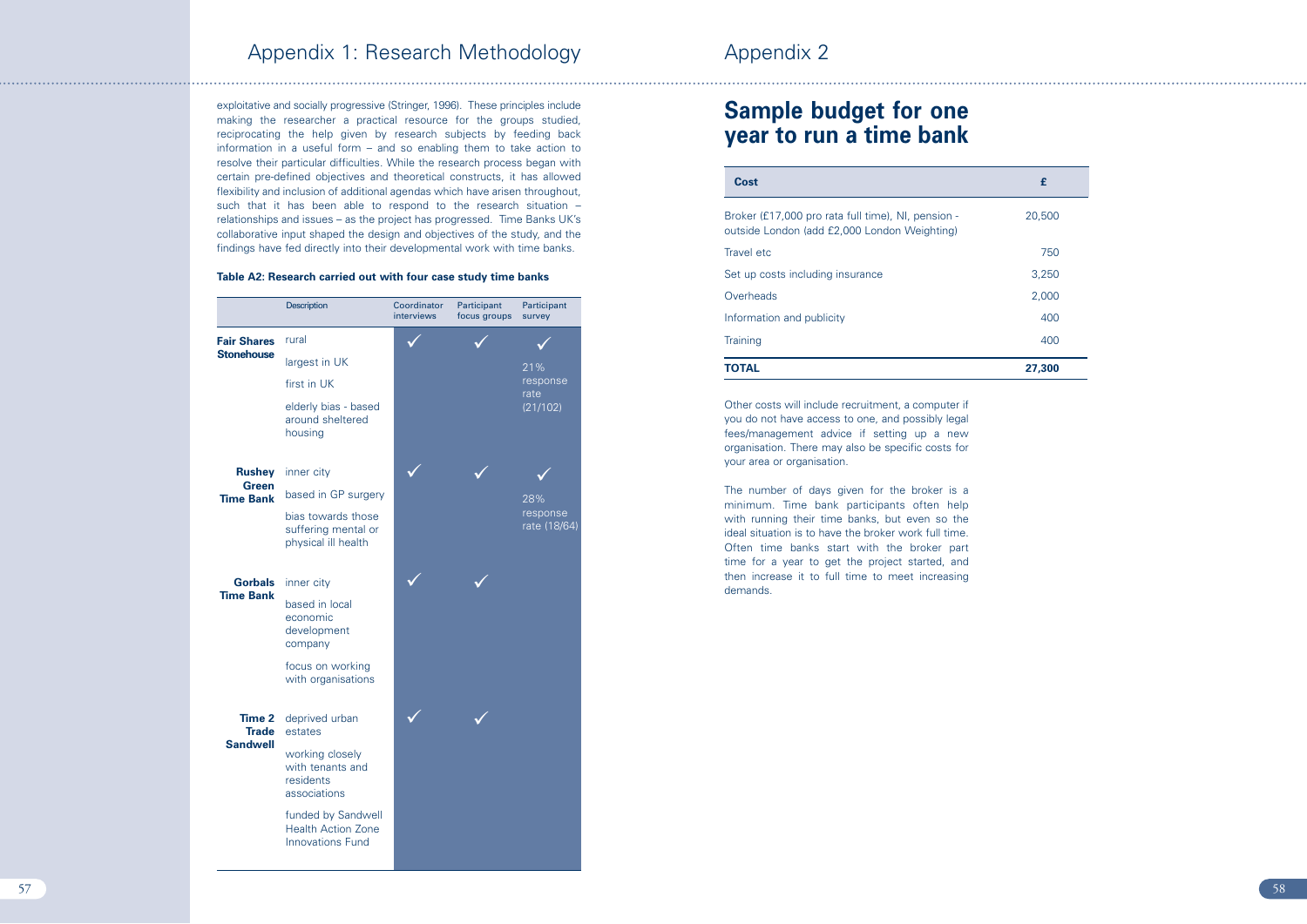## Appendix 1: Research Methodology

exploitative and socially progressive (Stringer, 1996). These principles include making the researcher a practical resource for the groups studied, reciprocating the help given by research subjects by feeding back information in a useful form – and so enabling them to take action to resolve their particular difficulties. While the research process began with certain pre-defined objectives and theoretical constructs, it has allowed flexibility and inclusion of additional agendas which have arisen throughout, such that it has been able to respond to the research situation – relationships and issues – as the project has progressed. Time Banks UK's collaborative input shaped the design and objectives of the study, and the findings have fed directly into their developmental work with time banks.

**Table A2: Research carried out with four case study time banks**

| | Description | Coordinator interviews | Participant focus groups | Participant survey |
|---|---|---|---|---|
| **Fair Shares Stonehouse** | rural<br>largest in UK<br>first in UK<br>elderly bias - based around sheltered housing | ✓ | ✓ | ✓<br>21% response rate (21/102) |
| **Rushey Green Time Bank** | inner city<br>based in GP surgery<br>bias towards those suffering mental or physical ill health | ✓ | ✓ | ✓<br>28% response rate (18/64) |
| **Gorbals Time Bank** | inner city<br>based in local economic development company<br>focus on working with organisations | ✓ | ✓ | |
| **Time 2 Trade Sandwell** | deprived urban estates<br>working closely with tenants and residents associations<br>funded by Sandwell Health Action Zone Innovations Fund | ✓ | ✓ | |

## Appendix 2

# Sample budget for one year to run a time bank

| Cost | £ |
|---|---|
| Broker (£17,000 pro rata full time), NI, pension - outside London (add £2,000 London Weighting) | 20,500 |
| Travel etc | 750 |
| Set up costs including insurance | 3,250 |
| Overheads | 2,000 |
| Information and publicity | 400 |
| Training | 400 |
| **TOTAL** | **27,300** |

Other costs will include recruitment, a computer if you do not have access to one, and possibly legal fees/management advice if setting up a new organisation. There may also be specific costs for your area or organisation.

The number of days given for the broker is a minimum. Time bank participants often help with running their time banks, but even so the ideal situation is to have the broker work full time. Often time banks start with the broker part time for a year to get the project started, and then increase it to full time to meet increasing demands.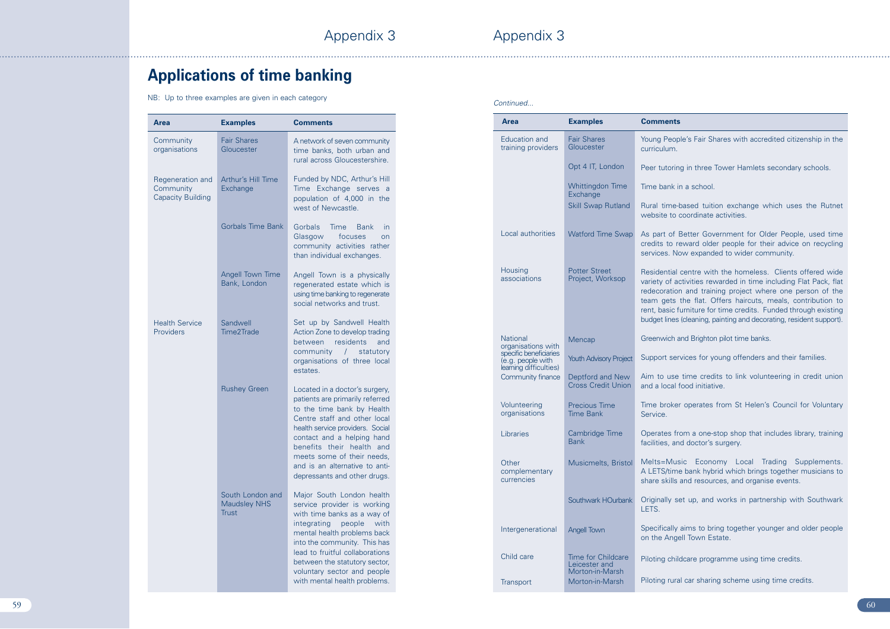# Appendix 3

## Applications of time banking

NB: Up to three examples are given in each category

| Area | Examples | Comments |
|---|---|---|
| Community organisations | Fair Shares Gloucester | A network of seven community time banks, both urban and rural across Gloucestershire. |
| Regeneration and Community Capacity Building | Arthur's Hill Time Exchange | Funded by NDC, Arthur's Hill Time Exchange serves a population of 4,000 in the west of Newcastle. |
| | Gorbals Time Bank | Gorbals Time Bank in Glasgow focuses on community activities rather than individual exchanges. |
| | Angell Town Time Bank, London | Angell Town is a physically regenerated estate which is using time banking to regenerate social networks and trust. |
| Health Service Providers | Sandwell Time2Trade | Set up by Sandwell Health Action Zone to develop trading between residents and community / statutory organisations of three local estates. |
| | Rushey Green | Located in a doctor's surgery, patients are primarily referred to the time bank by Health Centre staff and other local health service providers. Social contact and a helping hand benefits their health and meets some of their needs, and is an alternative to anti-depressants and other drugs. |
| | South London and Maudsley NHS Trust | Major South London health service provider is working with time banks as a way of integrating people with mental health problems back into the community. This has lead to fruitful collaborations between the statutory sector, voluntary sector and people with mental health problems. |

*Continued...*

| Area | Examples | Comments |
|---|---|---|
| Education and training providers | Fair Shares Gloucester | Young People's Fair Shares with accredited citizenship in the curriculum. |
| | Opt 4 IT, London | Peer tutoring in three Tower Hamlets secondary schools. |
| | Whittingdon Time Exchange | Time bank in a school. |
| | Skill Swap Rutland | Rural time-based tuition exchange which uses the Rutnet website to coordinate activities. |
| Local authorities | Watford Time Swap | As part of Better Government for Older People, used time credits to reward older people for their advice on recycling services. Now expanded to wider community. |
| Housing associations | Potter Street Project, Worksop | Residential centre with the homeless. Clients offered wide variety of activities rewarded in time including Flat Pack, flat redecoration and training project where one person of the team gets the flat. Offers haircuts, meals, contribution to rent, basic furniture for time credits. Funded through existing budget lines (cleaning, painting and decorating, resident support). |
| National organisations with specific beneficiaries (e.g. people with learning difficulties) | Mencap | Greenwich and Brighton pilot time banks. |
| | Youth Advisory Project | Support services for young offenders and their families. |
| Community finance | Deptford and New Cross Credit Union | Aim to use time credits to link volunteering in credit union and a local food initiative. |
| Volunteering organisations | Precious Time Time Bank | Time broker operates from St Helen's Council for Voluntary Service. |
| Libraries | Cambridge Time Bank | Operates from a one-stop shop that includes library, training facilities, and doctor's surgery. |
| Other complementary currencies | Musicmelts, Bristol | Melts=Music Economy Local Trading Supplements. A LETS/time bank hybrid which brings together musicians to share skills and resources, and organise events. |
| | Southwark HOurbank | Originally set up, and works in partnership with Southwark LETS. |
| Intergenerational | Angell Town | Specifically aims to bring together younger and older people on the Angell Town Estate. |
| Child care | Time for Childcare Leicester and Morton-in-Marsh | Piloting childcare programme using time credits. |
| Transport | Morton-in-Marsh | Piloting rural car sharing scheme using time credits. |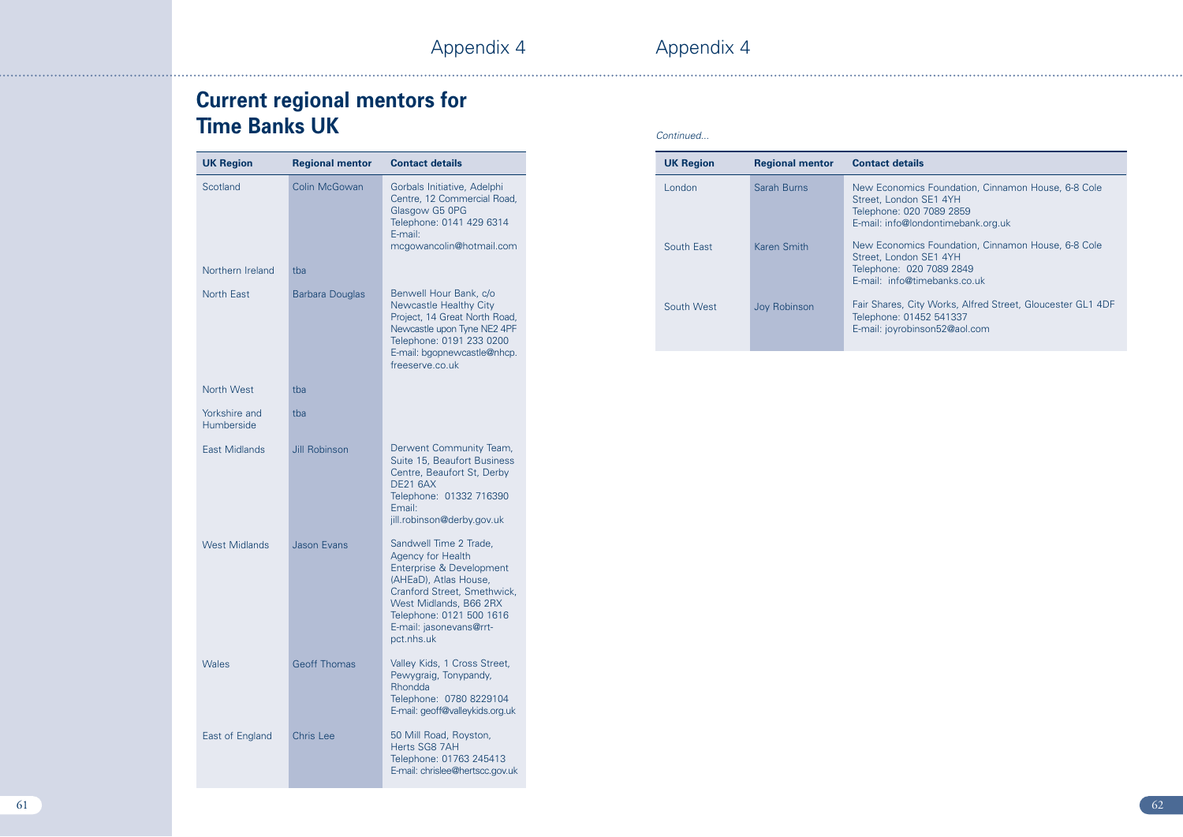# Current regional mentors for Time Banks UK

| UK Region | Regional mentor | Contact details |
|---|---|---|
| Scotland | Colin McGowan | Gorbals Initiative, Adelphi Centre, 12 Commercial Road, Glasgow G5 0PG<br>Telephone: 0141 429 6314<br>E-mail: mcgowancolin@hotmail.com |
| Northern Ireland | tba | |
| North East | Barbara Douglas | Benwell Hour Bank, c/o Newcastle Healthy City Project, 14 Great North Road, Newcastle upon Tyne NE2 4PF<br>Telephone: 0191 233 0200<br>E-mail: bgopnewcastle@nhcp.freeserve.co.uk |
| North West | tba | |
| Yorkshire and Humberside | tba | |
| East Midlands | Jill Robinson | Derwent Community Team, Suite 15, Beaufort Business Centre, Beaufort St, Derby DE21 6AX<br>Telephone: 01332 716390<br>Email: jill.robinson@derby.gov.uk |
| West Midlands | Jason Evans | Sandwell Time 2 Trade, Agency for Health Enterprise & Development (AHEaD), Atlas House, Cranford Street, Smethwick, West Midlands, B66 2RX<br>Telephone: 0121 500 1616<br>E-mail: jasonevans@rrt-pct.nhs.uk |
| Wales | Geoff Thomas | Valley Kids, 1 Cross Street, Pewygraig, Tonypandy, Rhondda<br>Telephone: 0780 8229104<br>E-mail: geoff@valleykids.org.uk |
| East of England | Chris Lee | 50 Mill Road, Royston, Herts SG8 7AH<br>Telephone: 01763 245413<br>E-mail: chrislee@hertscc.gov.uk |

*Continued...*

| UK Region | Regional mentor | Contact details |
|---|---|---|
| London | Sarah Burns | New Economics Foundation, Cinnamon House, 6-8 Cole Street, London SE1 4YH<br>Telephone: 020 7089 2859<br>E-mail: info@londontimebank.org.uk |
| South East | Karen Smith | New Economics Foundation, Cinnamon House, 6-8 Cole Street, London SE1 4YH<br>Telephone: 020 7089 2849<br>E-mail: info@timebanks.co.uk |
| South West | Joy Robinson | Fair Shares, City Works, Alfred Street, Gloucester GL1 4DF<br>Telephone: 01452 541337<br>E-mail: joyrobinson52@aol.com |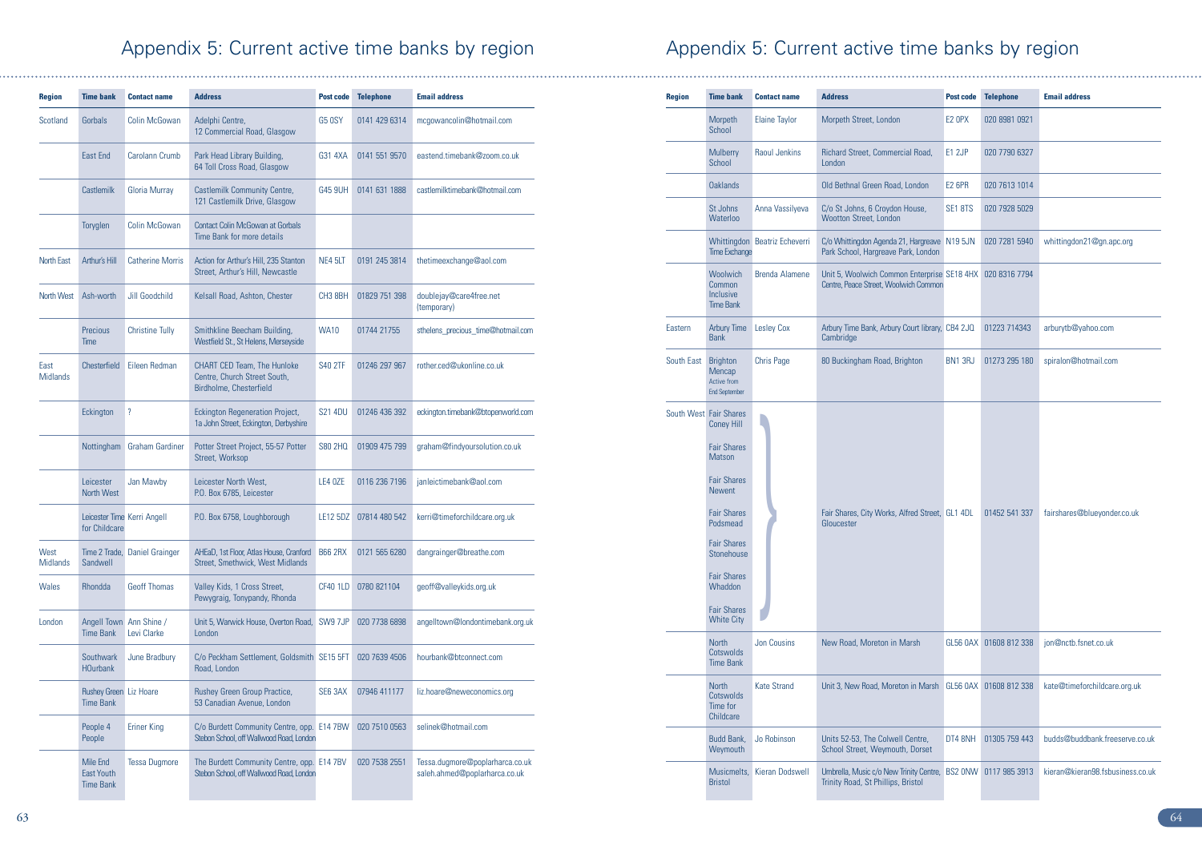# Appendix 5: Current active time banks by region

| Region | Time bank | Contact name | Address | Post code | Telephone | Email address |
|---|---|---|---|---|---|---|
| Scotland | Gorbals | Colin McGowan | Adelphi Centre, 12 Commercial Road, Glasgow | G5 0SY | 0141 429 6314 | mcgowancolin@hotmail.com |
| | East End | Carolann Crumb | Park Head Library Building, 64 Toll Cross Road, Glasgow | G31 4XA | 0141 551 9570 | eastend.timebank@zoom.co.uk |
| | Castlemilk | Gloria Murray | Castlemilk Community Centre, 121 Castlemilk Drive, Glasgow | G45 9UH | 0141 631 1888 | castlemilktimebank@hotmail.com |
| | Toryglen | Colin McGowan | Contact Colin McGowan at Gorbals Time Bank for more details | | | |
| North East | Arthur's Hill | Catherine Morris | Action for Arthur's Hill, 235 Stanton Street, Arthur's Hill, Newcastle | NE4 5LT | 0191 245 3814 | thetimeexchange@aol.com |
| North West | Ash-worth | Jill Goodchild | Kelsall Road, Ashton, Chester | CH3 8BH | 01829 751 398 | doublejay@care4free.net (temporary) |
| | Precious Time | Christine Tully | Smithkline Beecham Building, Westfield St., St Helens, Merseyside | WA10 | 01744 21755 | sthelens_precious_time@hotmail.com |
| East Midlands | Chesterfield | Eileen Redman | CHART CED Team, The Hunloke Centre, Church Street South, Birdholme, Chesterfield | S40 2TF | 01246 297 967 | rother.ced@ukonline.co.uk |
| | Eckington | ? | Eckington Regeneration Project, 1a John Street, Eckington, Derbyshire | S21 4DU | 01246 436 392 | eckington.timebank@btopenworld.com |
| | Nottingham | Graham Gardiner | Potter Street Project, 55-57 Potter Street, Worksop | S80 2HQ | 01909 475 799 | graham@findyoursolution.co.uk |
| | Leicester North West | Jan Mawby | Leicester North West, P.O. Box 6785, Leicester | LE4 0ZE | 0116 236 7196 | janleictimebank@aol.com |
| | Leicester Time for Childcare | Kerri Angell | P.O. Box 6758, Loughborough | LE12 5DZ | 07814 480 542 | kerri@timeforchildcare.org.uk |
| West Midlands | Time 2 Trade, Sandwell | Daniel Grainger | AHEaD, 1st Floor, Atlas House, Cranford Street, Smethwick, West Midlands | B66 2RX | 0121 565 6280 | dangrainger@breathe.com |
| Wales | Rhondda | Geoff Thomas | Valley Kids, 1 Cross Street, Pewygraig, Tonypandy, Rhonda | CF40 1LD | 0780 821104 | geoff@valleykids.org.uk |
| London | Angell Town Time Bank | Ann Shine / Levi Clarke | Unit 5, Warwick House, Overton Road, London | SW9 7JP | 020 7738 6898 | angelltown@londontimebank.org.uk |
| | Southwark HOurbank | June Bradbury | C/o Peckham Settlement, Goldsmith Road, London | SE15 5FT | 020 7639 4506 | hourbank@btconnect.com |
| | Rushey Green Time Bank | Liz Hoare | Rushey Green Group Practice, 53 Canadian Avenue, London | SE6 3AX | 07946 411177 | liz.hoare@neweconomics.org |
| | People 4 People | Eriner King | C/o Burdett Community Centre, opp. Stebon School, off Wallwood Road, London | E14 7BW | 020 7510 0563 | selinek@hotmail.com |
| | Mile End East Youth Time Bank | Tessa Dugmore | The Burdett Community Centre, opp. Stebon School, off Wallwood Road, London | E14 7BV | 020 7538 2551 | Tessa.dugmore@poplarharca.co.uk saleh.ahmed@poplarharca.co.uk |
| | Morpeth School | Elaine Taylor | Morpeth Street, London | E2 0PX | 020 8981 0921 | |
| | Mulberry School | Raoul Jenkins | Richard Street, Commercial Road, London | E1 2JP | 020 7790 6327 | |
| | Oaklands | | Old Bethnal Green Road, London | E2 6PR | 020 7613 1014 | |
| | St Johns Waterloo | Anna Vassilyeva | C/o St Johns, 6 Croydon House, Wootton Street, London | SE1 8TS | 020 7928 5029 | |
| | Whittingdon Time Exchange | Beatriz Echeverri | C/o Whittingdon Agenda 21, Hargreave Park School, Hargreave Park, London | N19 5JN | 020 7281 5940 | whittingdon21@gn.apc.org |
| | Woolwich Common Inclusive Time Bank | Brenda Alamene | Unit 5, Woolwich Common Enterprise Centre, Peace Street, Woolwich Common | SE18 4HX | 020 8316 7794 | |
| Eastern | Arbury Time Bank | Lesley Cox | Arbury Time Bank, Arbury Court library, Cambridge | CB4 2JQ | 01223 714343 | arburytb@yahoo.com |
| South East | Brighton Mencap Active from End September | Chris Page | 80 Buckingham Road, Brighton | BN1 3RJ | 01273 295 180 | spiralon@hotmail.com |
| South West | Fair Shares Coney Hill; Fair Shares Matson; Fair Shares Newent; Fair Shares Podsmead; Fair Shares Stonehouse; Fair Shares Whaddon; Fair Shares White City | | Fair Shares, City Works, Alfred Street, Gloucester | GL1 4DL | 01452 541 337 | fairshares@blueyonder.co.uk |
| | North Cotswolds Time Bank | Jon Cousins | New Road, Moreton in Marsh | GL56 0AX | 01608 812 338 | jon@nctb.fsnet.co.uk |
| | North Cotswolds Time for Childcare | Kate Strand | Unit 3, New Road, Moreton in Marsh | GL56 0AX | 01608 812 338 | kate@timeforchildcare.org.uk |
| | Budd Bank, Weymouth | Jo Robinson | Units 52-53, The Colwell Centre, School Street, Weymouth, Dorset | DT4 8NH | 01305 759 443 | budds@buddbank.freeserve.co.uk |
| | Musicmelts, Bristol | Kieran Dodswell | Umbrella, Music c/o New Trinity Centre, Trinity Road, St Phillips, Bristol | BS2 0NW | 0117 985 3913 | kieran@kieran98.fsbusiness.co.uk |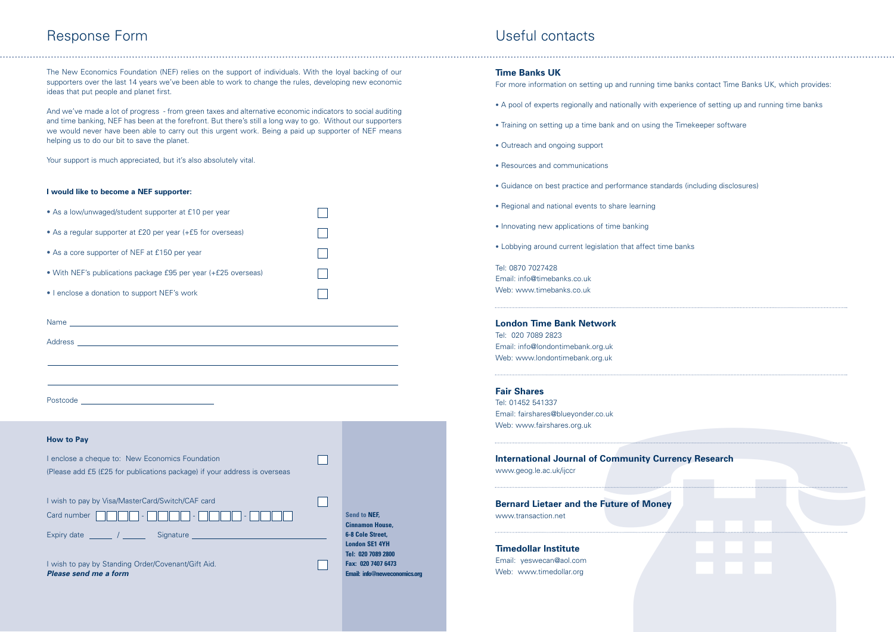## Response Form

The New Economics Foundation (NEF) relies on the support of individuals. With the loyal backing of our supporters over the last 14 years we've been able to work to change the rules, developing new economic ideas that put people and planet first.

And we've made a lot of progress - from green taxes and alternative economic indicators to social auditing and time banking, NEF has been at the forefront. But there's still a long way to go. Without our supporters we would never have been able to carry out this urgent work. Being a paid up supporter of NEF means helping us to do our bit to save the planet.

Your support is much appreciated, but it's also absolutely vital.

**I would like to become a NEF supporter:**

- As a low/unwaged/student supporter at £10 per year ☐
- As a regular supporter at £20 per year (+£5 for overseas) ☐
- As a core supporter of NEF at £150 per year ☐
- With NEF's publications package £95 per year (+£25 overseas) ☐
- I enclose a donation to support NEF's work ☐

Name ____________________

Address ____________________

____________________

____________________

Postcode ____________________

**How to Pay**

I enclose a cheque to: New Economics Foundation ☐
(Please add £5 (£25 for publications package) if your address is overseas

I wish to pay by Visa/MasterCard/Switch/CAF card ☐
Card number ☐☐☐☐ - ☐☐☐☐ - ☐☐☐☐ - ☐☐☐☐

Expiry date ____ / ____ Signature ____________________

I wish to pay by Standing Order/Covenant/Gift Aid. ☐
***Please send me a form***

**Send to NEF,**
**Cinnamon House,**
**6-8 Cole Street,**
**London SE1 4YH**
**Tel: 020 7089 2800**
**Fax: 020 7407 6473**
**Email: info@neweconomics.org**

## Useful contacts

### Time Banks UK

For more information on setting up and running time banks contact Time Banks UK, which provides:

- A pool of experts regionally and nationally with experience of setting up and running time banks
- Training on setting up a time bank and on using the Timekeeper software
- Outreach and ongoing support
- Resources and communications
- Guidance on best practice and performance standards (including disclosures)
- Regional and national events to share learning
- Innovating new applications of time banking
- Lobbying around current legislation that affect time banks

Tel: 0870 7027428
Email: info@timebanks.co.uk
Web: www.timebanks.co.uk

### London Time Bank Network

Tel: 020 7089 2823
Email: info@londontimebank.org.uk
Web: www.londontimebank.org.uk

### Fair Shares

Tel: 01452 541337
Email: fairshares@blueyonder.co.uk
Web: www.fairshares.org.uk

### International Journal of Community Currency Research

www.geog.le.ac.uk/ijccr

### Bernard Lietaer and the Future of Money

www.transaction.net

### Timedollar Institute

Email: yeswecan@aol.com
Web: www.timedollar.org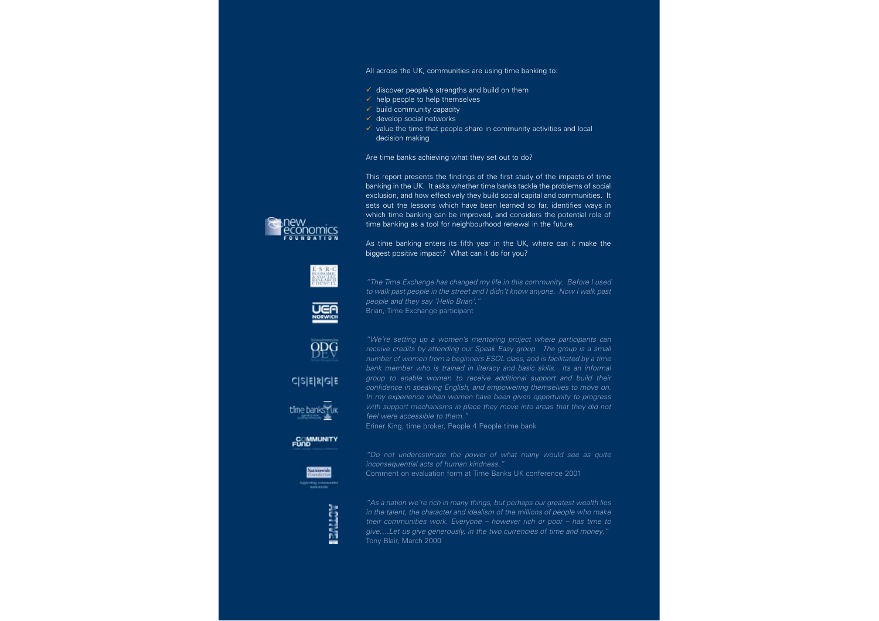All across the UK, communities are using time banking to:

- ✓ discover people's strengths and build on them
- ✓ help people to help themselves
- ✓ build community capacity
- ✓ develop social networks
- ✓ value the time that people share in community activities and local decision making

Are time banks achieving what they set out to do?

This report presents the findings of the first study of the impacts of time banking in the UK. It asks whether time banks tackle the problems of social exclusion, and how effectively they build social capital and communities. It sets out the lessons which have been learned so far, identifies ways in which time banking can be improved, and considers the potential role of time banking as a tool for neighbourhood renewal in the future.

As time banking enters its fifth year in the UK, where can it make the biggest positive impact? What can it do for you?

*"The Time Exchange has changed my life in this community. Before I used to walk past people in the street and I didn't know anyone. Now I walk past people and they say 'Hello Brian'."*
Brian, Time Exchange participant

*"We're setting up a women's mentoring project where participants can receive credits by attending our Speak Easy group. The group is a small number of women from a beginners ESOL class, and is facilitated by a time bank member who is trained in literacy and basic skills. Its an informal group to enable women to receive additional support and build their confidence in speaking English, and empowering themselves to move on. In my experience when women have been given opportunity to progress with support mechanisms in place they move into areas that they did not feel were accessible to them."*
Eriner King, time broker, People 4 People time bank

*"Do not underestimate the power of what many would see as quite inconsequential acts of human kindness."*
Comment on evaluation form at Time Banks UK conference 2001

*"As a nation we're rich in many things, but perhaps our greatest wealth lies in the talent, the character and idealism of the millions of people who make their communities work. Everyone – however rich or poor – has time to give....Let us give generously, in the two currencies of time and money."*
Tony Blair, March 2000